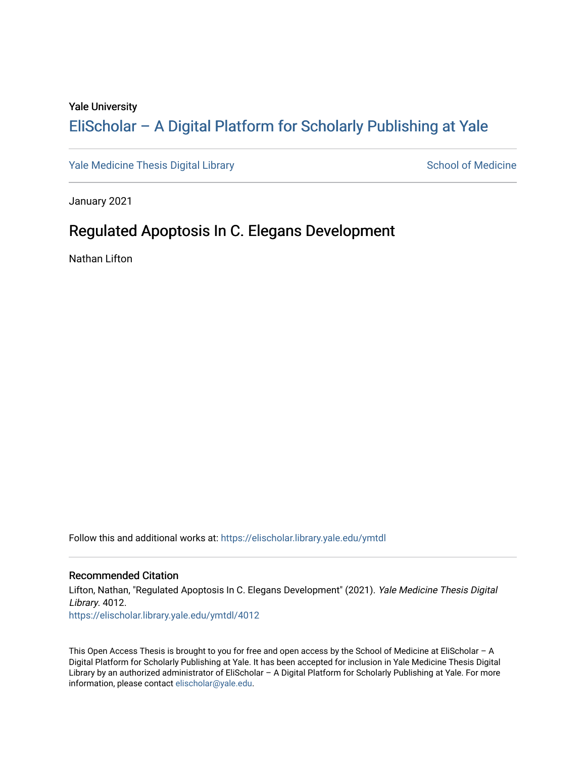Yale University

# EliScholar – A Digital Platform for Scholarly Publishing at Yale

Yale Medicine Thesis Digital Library

School of Medicine

January 2021

## Regulated Apoptosis In C. Elegans Development

Nathan Lifton

Follow this and additional works at: https://elischolar.library.yale.edu/ymtdl

### Recommended Citation

Lifton, Nathan, "Regulated Apoptosis In C. Elegans Development" (2021). *Yale Medicine Thesis Digital Library*. 4012.
https://elischolar.library.yale.edu/ymtdl/4012

This Open Access Thesis is brought to you for free and open access by the School of Medicine at EliScholar – A Digital Platform for Scholarly Publishing at Yale. It has been accepted for inclusion in Yale Medicine Thesis Digital Library by an authorized administrator of EliScholar – A Digital Platform for Scholarly Publishing at Yale. For more information, please contact elischolar@yale.edu.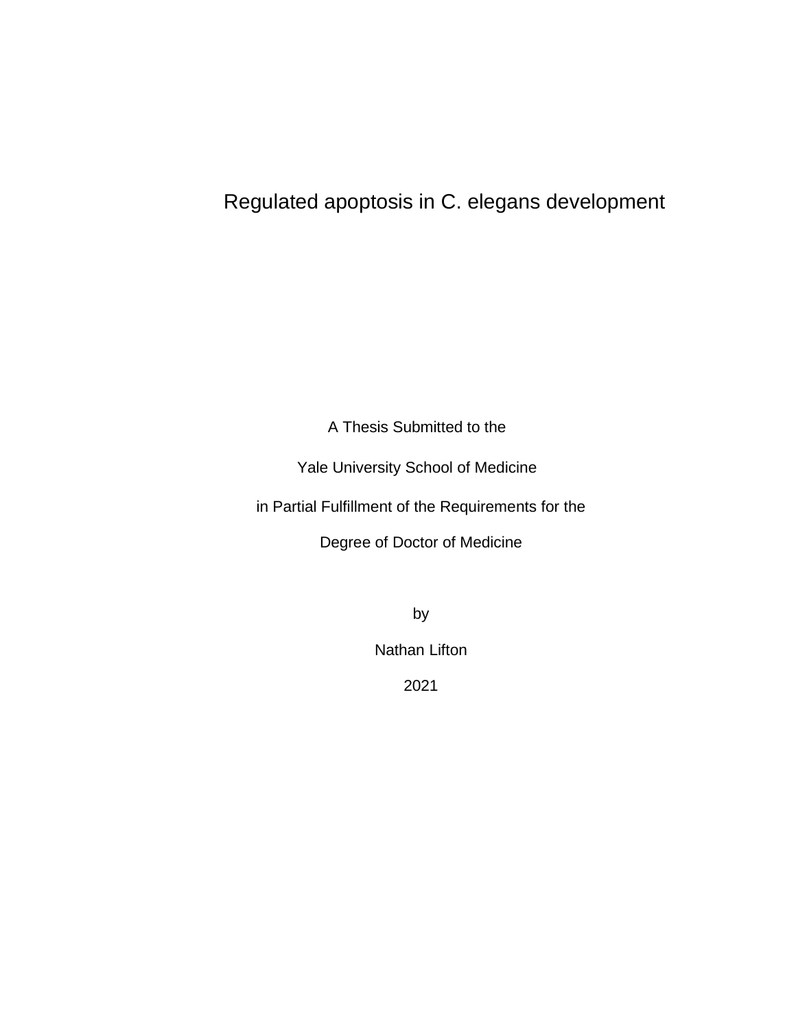# Regulated apoptosis in C. elegans development

A Thesis Submitted to the

Yale University School of Medicine

in Partial Fulfillment of the Requirements for the

Degree of Doctor of Medicine

by

Nathan Lifton

2021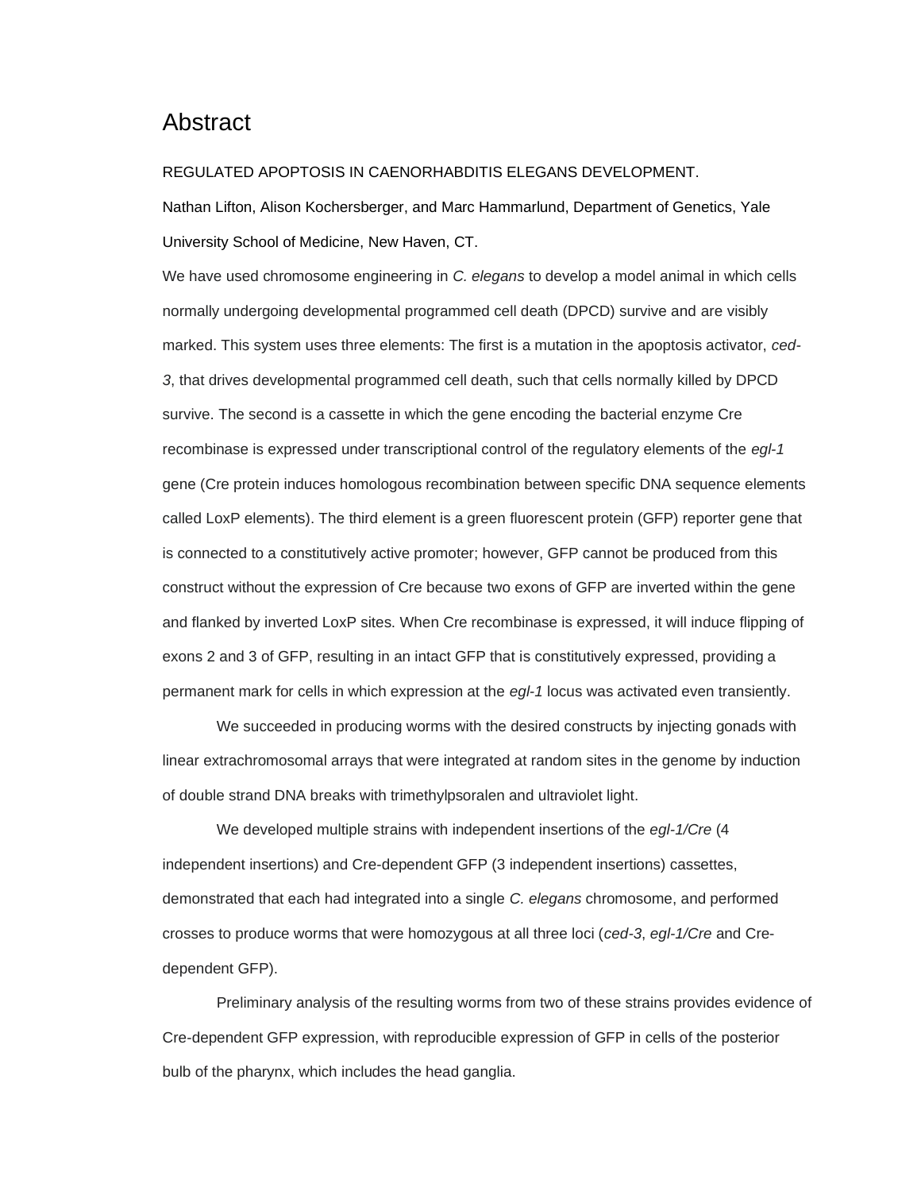# Abstract

REGULATED APOPTOSIS IN CAENORHABDITIS ELEGANS DEVELOPMENT.

Nathan Lifton, Alison Kochersberger, and Marc Hammarlund, Department of Genetics, Yale University School of Medicine, New Haven, CT.

We have used chromosome engineering in *C. elegans* to develop a model animal in which cells normally undergoing developmental programmed cell death (DPCD) survive and are visibly marked. This system uses three elements: The first is a mutation in the apoptosis activator, *ced-3*, that drives developmental programmed cell death, such that cells normally killed by DPCD survive. The second is a cassette in which the gene encoding the bacterial enzyme Cre recombinase is expressed under transcriptional control of the regulatory elements of the *egl-1* gene (Cre protein induces homologous recombination between specific DNA sequence elements called LoxP elements). The third element is a green fluorescent protein (GFP) reporter gene that is connected to a constitutively active promoter; however, GFP cannot be produced from this construct without the expression of Cre because two exons of GFP are inverted within the gene and flanked by inverted LoxP sites. When Cre recombinase is expressed, it will induce flipping of exons 2 and 3 of GFP, resulting in an intact GFP that is constitutively expressed, providing a permanent mark for cells in which expression at the *egl-1* locus was activated even transiently.

We succeeded in producing worms with the desired constructs by injecting gonads with linear extrachromosomal arrays that were integrated at random sites in the genome by induction of double strand DNA breaks with trimethylpsoralen and ultraviolet light.

We developed multiple strains with independent insertions of the *egl-1/Cre* (4 independent insertions) and Cre-dependent GFP (3 independent insertions) cassettes, demonstrated that each had integrated into a single *C. elegans* chromosome, and performed crosses to produce worms that were homozygous at all three loci (*ced-3*, *egl-1/Cre* and Cre-dependent GFP).

Preliminary analysis of the resulting worms from two of these strains provides evidence of Cre-dependent GFP expression, with reproducible expression of GFP in cells of the posterior bulb of the pharynx, which includes the head ganglia.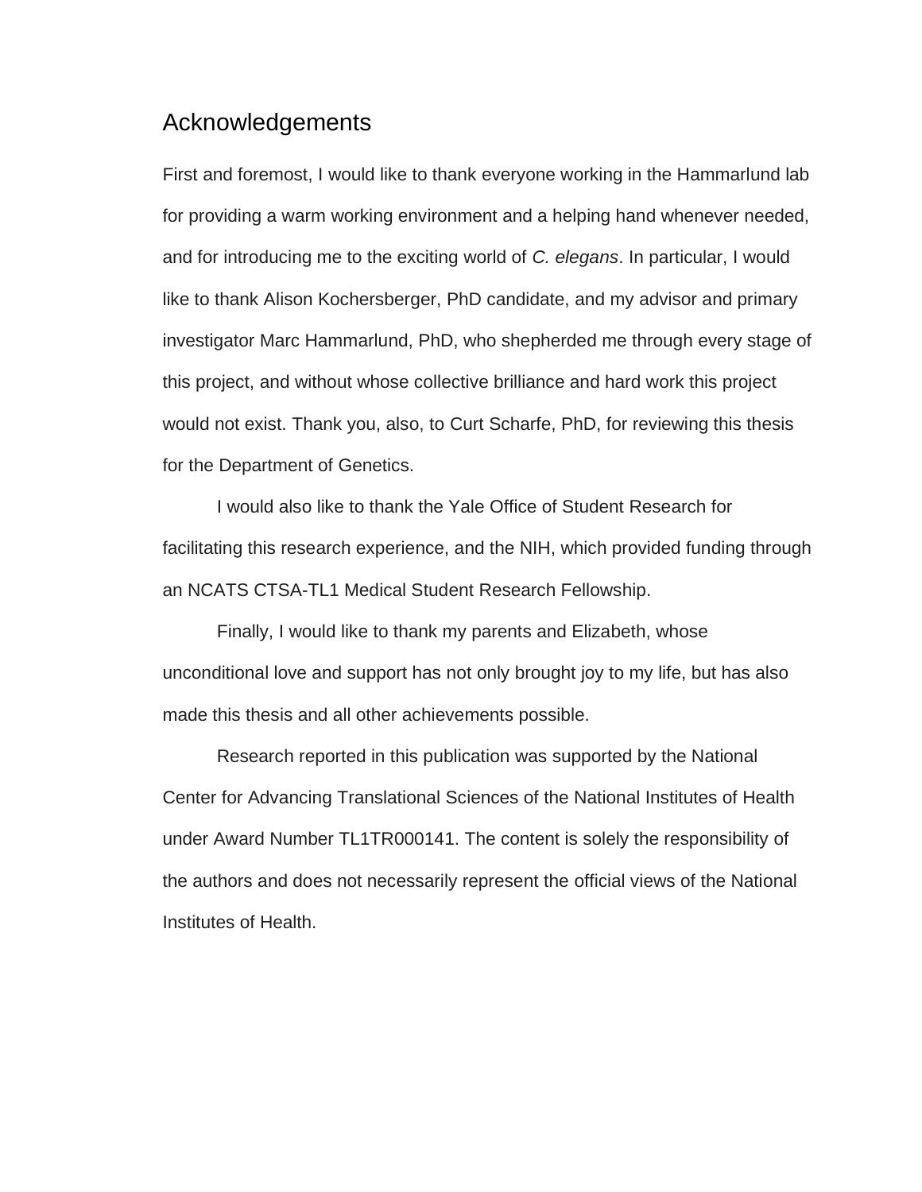# Acknowledgements

First and foremost, I would like to thank everyone working in the Hammarlund lab for providing a warm working environment and a helping hand whenever needed, and for introducing me to the exciting world of *C. elegans*. In particular, I would like to thank Alison Kochersberger, PhD candidate, and my advisor and primary investigator Marc Hammarlund, PhD, who shepherded me through every stage of this project, and without whose collective brilliance and hard work this project would not exist. Thank you, also, to Curt Scharfe, PhD, for reviewing this thesis for the Department of Genetics.

I would also like to thank the Yale Office of Student Research for facilitating this research experience, and the NIH, which provided funding through an NCATS CTSA-TL1 Medical Student Research Fellowship.

Finally, I would like to thank my parents and Elizabeth, whose unconditional love and support has not only brought joy to my life, but has also made this thesis and all other achievements possible.

Research reported in this publication was supported by the National Center for Advancing Translational Sciences of the National Institutes of Health under Award Number TL1TR000141. The content is solely the responsibility of the authors and does not necessarily represent the official views of the National Institutes of Health.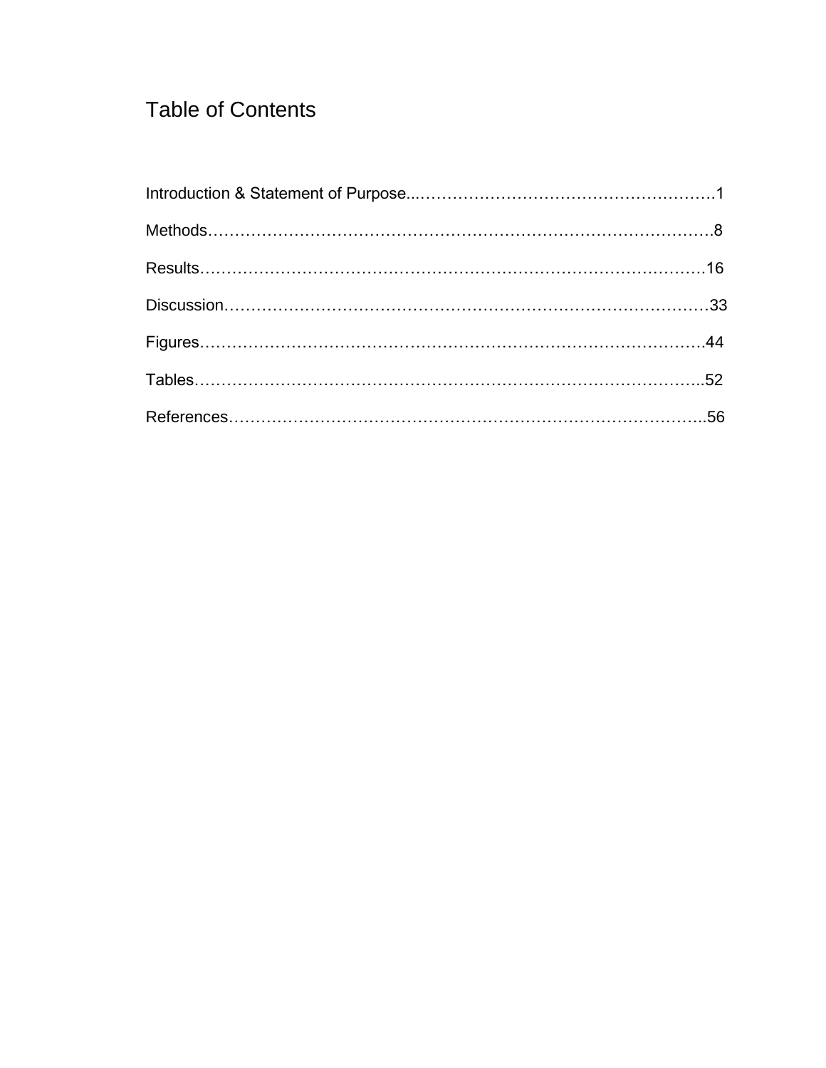# Table of Contents

Introduction & Statement of Purpose...........................................................1

Methods.............................................................................................8

Results.............................................................................................16

Discussion.........................................................................................33

Figures.............................................................................................44

Tables..............................................................................................52

References.........................................................................................56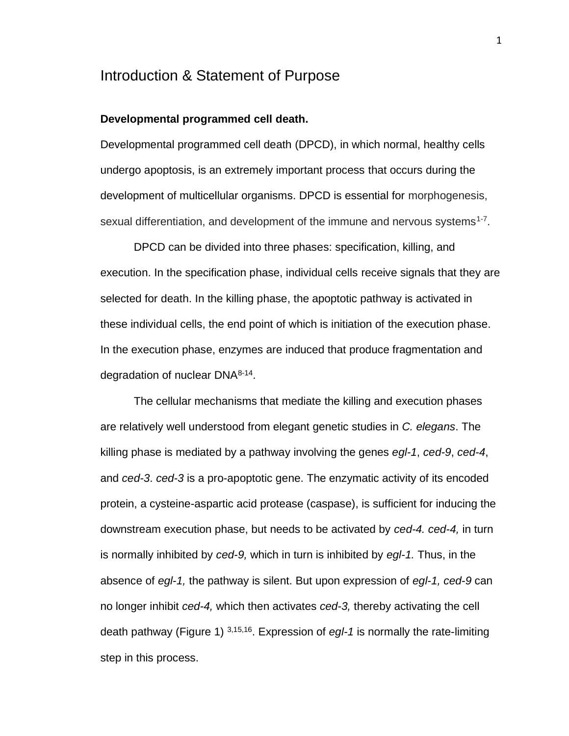# Introduction & Statement of Purpose

**Developmental programmed cell death.**

Developmental programmed cell death (DPCD), in which normal, healthy cells undergo apoptosis, is an extremely important process that occurs during the development of multicellular organisms. DPCD is essential for morphogenesis, sexual differentiation, and development of the immune and nervous systems[1-7].

DPCD can be divided into three phases: specification, killing, and execution. In the specification phase, individual cells receive signals that they are selected for death. In the killing phase, the apoptotic pathway is activated in these individual cells, the end point of which is initiation of the execution phase. In the execution phase, enzymes are induced that produce fragmentation and degradation of nuclear DNA[8-14].

The cellular mechanisms that mediate the killing and execution phases are relatively well understood from elegant genetic studies in *C. elegans*. The killing phase is mediated by a pathway involving the genes *egl-1*, *ced-9*, *ced-4*, and *ced-3*. *ced-3* is a pro-apoptotic gene. The enzymatic activity of its encoded protein, a cysteine-aspartic acid protease (caspase), is sufficient for inducing the downstream execution phase, but needs to be activated by *ced-4. ced-4,* in turn is normally inhibited by *ced-9,* which in turn is inhibited by *egl-1.* Thus, in the absence of *egl-1,* the pathway is silent. But upon expression of *egl-1, ced-9* can no longer inhibit *ced-4,* which then activates *ced-3,* thereby activating the cell death pathway (Figure 1) [3,15,16]. Expression of *egl-1* is normally the rate-limiting step in this process.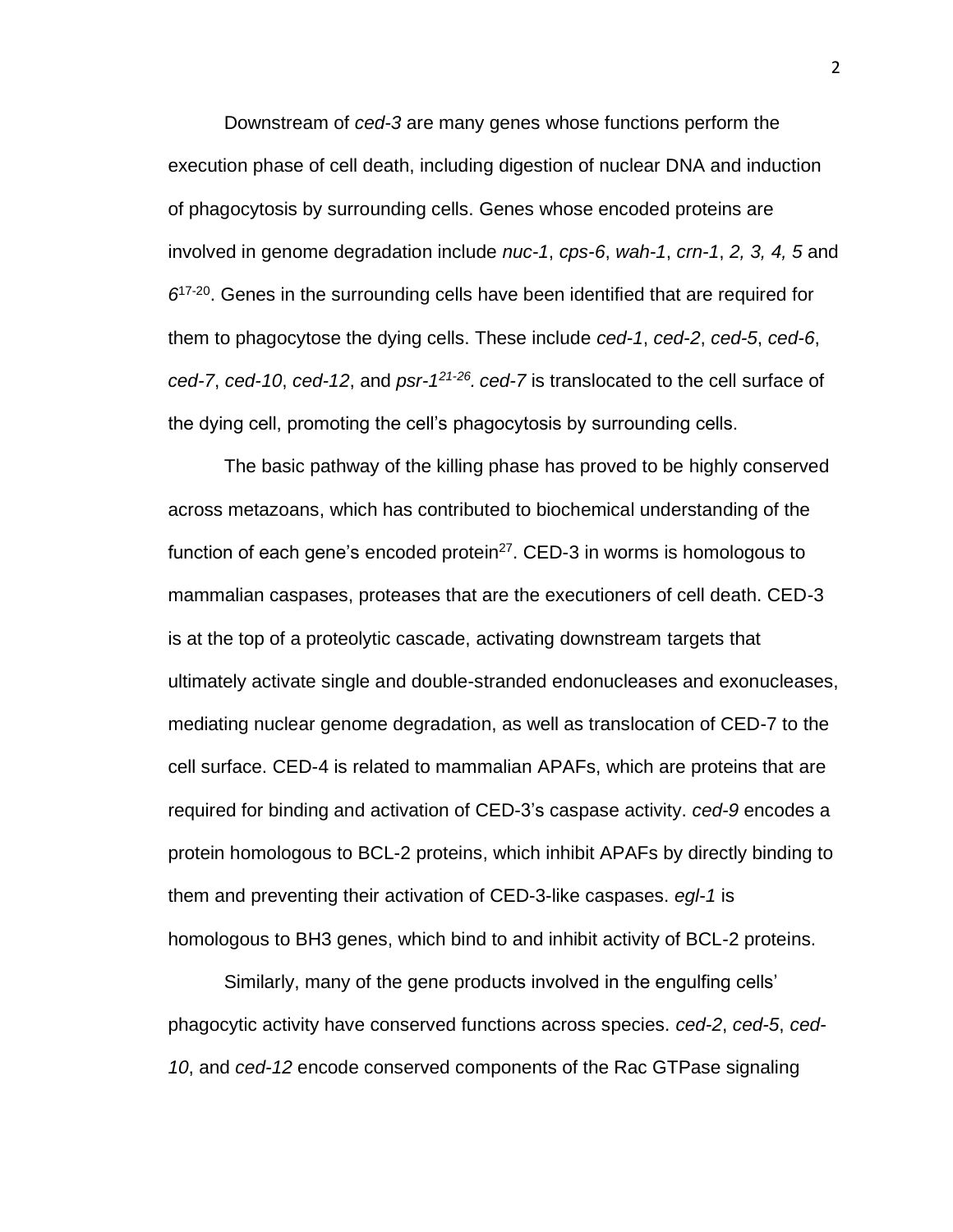Downstream of *ced-3* are many genes whose functions perform the execution phase of cell death, including digestion of nuclear DNA and induction of phagocytosis by surrounding cells. Genes whose encoded proteins are involved in genome degradation include *nuc-1*, *cps-6*, *wah-1*, *crn-1*, *2, 3, 4, 5* and *6*[17-20]. Genes in the surrounding cells have been identified that are required for them to phagocytose the dying cells. These include *ced-1*, *ced-2*, *ced-5*, *ced-6*, *ced-7*, *ced-10*, *ced-12*, and *psr-1*[21-26]. *ced-7* is translocated to the cell surface of the dying cell, promoting the cell's phagocytosis by surrounding cells.

The basic pathway of the killing phase has proved to be highly conserved across metazoans, which has contributed to biochemical understanding of the function of each gene's encoded protein[27]. CED-3 in worms is homologous to mammalian caspases, proteases that are the executioners of cell death. CED-3 is at the top of a proteolytic cascade, activating downstream targets that ultimately activate single and double-stranded endonucleases and exonucleases, mediating nuclear genome degradation, as well as translocation of CED-7 to the cell surface. CED-4 is related to mammalian APAFs, which are proteins that are required for binding and activation of CED-3's caspase activity. *ced-9* encodes a protein homologous to BCL-2 proteins, which inhibit APAFs by directly binding to them and preventing their activation of CED-3-like caspases. *egl-1* is homologous to BH3 genes, which bind to and inhibit activity of BCL-2 proteins.

Similarly, many of the gene products involved in the engulfing cells' phagocytic activity have conserved functions across species. *ced-2*, *ced-5*, *ced-10*, and *ced-12* encode conserved components of the Rac GTPase signaling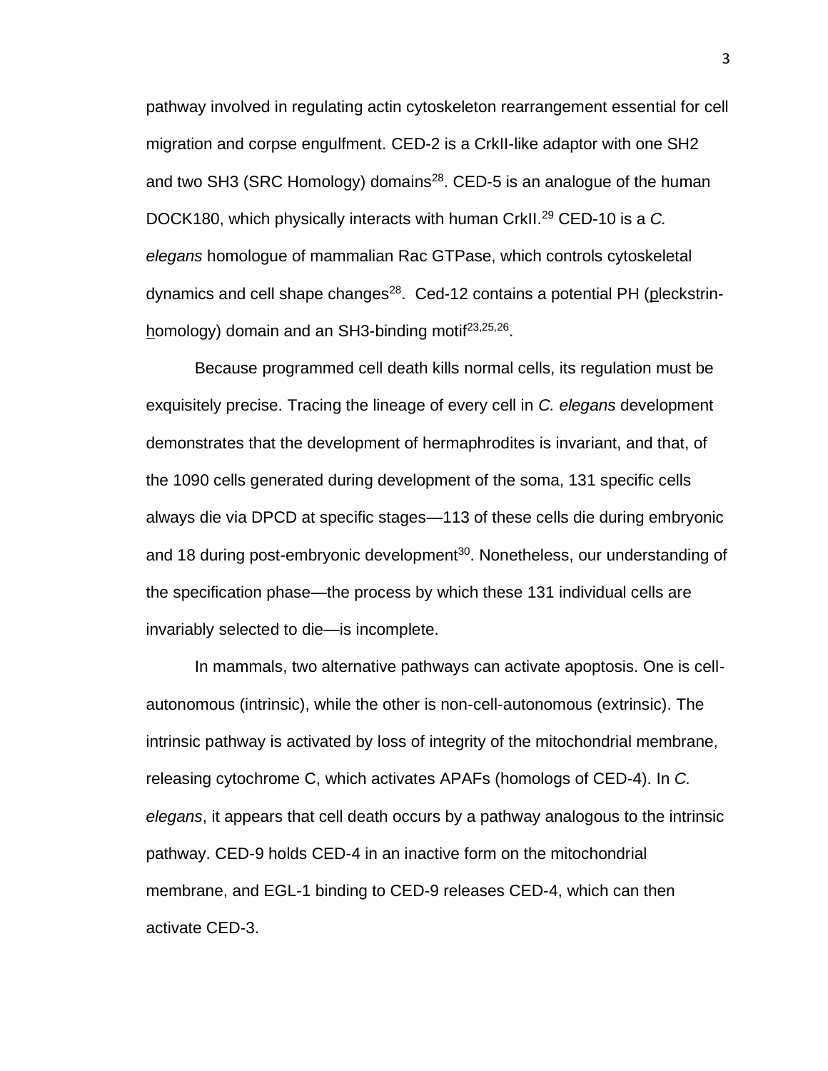pathway involved in regulating actin cytoskeleton rearrangement essential for cell migration and corpse engulfment. CED-2 is a CrkII-like adaptor with one SH2 and two SH3 (SRC Homology) domains[28]. CED-5 is an analogue of the human DOCK180, which physically interacts with human CrkII.[29] CED-10 is a *C. elegans* homologue of mammalian Rac GTPase, which controls cytoskeletal dynamics and cell shape changes[28]. Ced-12 contains a potential PH (pleckstrin-homology) domain and an SH3-binding motif[23,25,26].

Because programmed cell death kills normal cells, its regulation must be exquisitely precise. Tracing the lineage of every cell in *C. elegans* development demonstrates that the development of hermaphrodites is invariant, and that, of the 1090 cells generated during development of the soma, 131 specific cells always die via DPCD at specific stages—113 of these cells die during embryonic and 18 during post-embryonic development[30]. Nonetheless, our understanding of the specification phase—the process by which these 131 individual cells are invariably selected to die—is incomplete.

In mammals, two alternative pathways can activate apoptosis. One is cell-autonomous (intrinsic), while the other is non-cell-autonomous (extrinsic). The intrinsic pathway is activated by loss of integrity of the mitochondrial membrane, releasing cytochrome C, which activates APAFs (homologs of CED-4). In *C. elegans*, it appears that cell death occurs by a pathway analogous to the intrinsic pathway. CED-9 holds CED-4 in an inactive form on the mitochondrial membrane, and EGL-1 binding to CED-9 releases CED-4, which can then activate CED-3.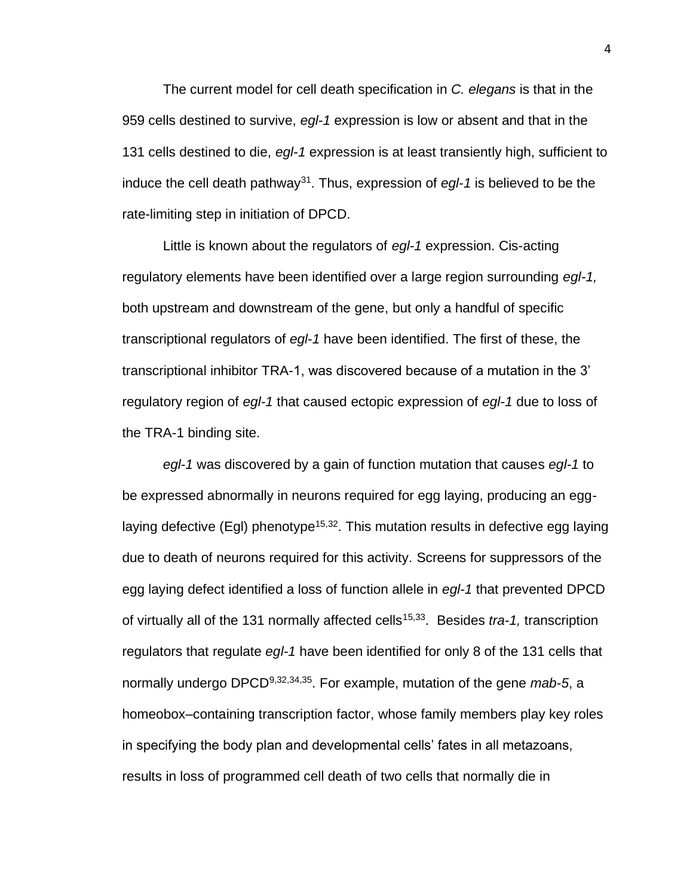The current model for cell death specification in *C. elegans* is that in the 959 cells destined to survive, *egl-1* expression is low or absent and that in the 131 cells destined to die, *egl-1* expression is at least transiently high, sufficient to induce the cell death pathway[31]. Thus, expression of *egl-1* is believed to be the rate-limiting step in initiation of DPCD.

Little is known about the regulators of *egl-1* expression. Cis-acting regulatory elements have been identified over a large region surrounding *egl-1,* both upstream and downstream of the gene, but only a handful of specific transcriptional regulators of *egl-1* have been identified. The first of these, the transcriptional inhibitor TRA-1, was discovered because of a mutation in the 3' regulatory region of *egl-1* that caused ectopic expression of *egl-1* due to loss of the TRA-1 binding site.

*egl-1* was discovered by a gain of function mutation that causes *egl-1* to be expressed abnormally in neurons required for egg laying, producing an egg-laying defective (Egl) phenotype[15,32]. This mutation results in defective egg laying due to death of neurons required for this activity. Screens for suppressors of the egg laying defect identified a loss of function allele in *egl-1* that prevented DPCD of virtually all of the 131 normally affected cells[15,33]. Besides *tra-1,* transcription regulators that regulate *egl-1* have been identified for only 8 of the 131 cells that normally undergo DPCD[9,32,34,35]. For example, mutation of the gene *mab-5*, a homeobox–containing transcription factor, whose family members play key roles in specifying the body plan and developmental cells' fates in all metazoans, results in loss of programmed cell death of two cells that normally die in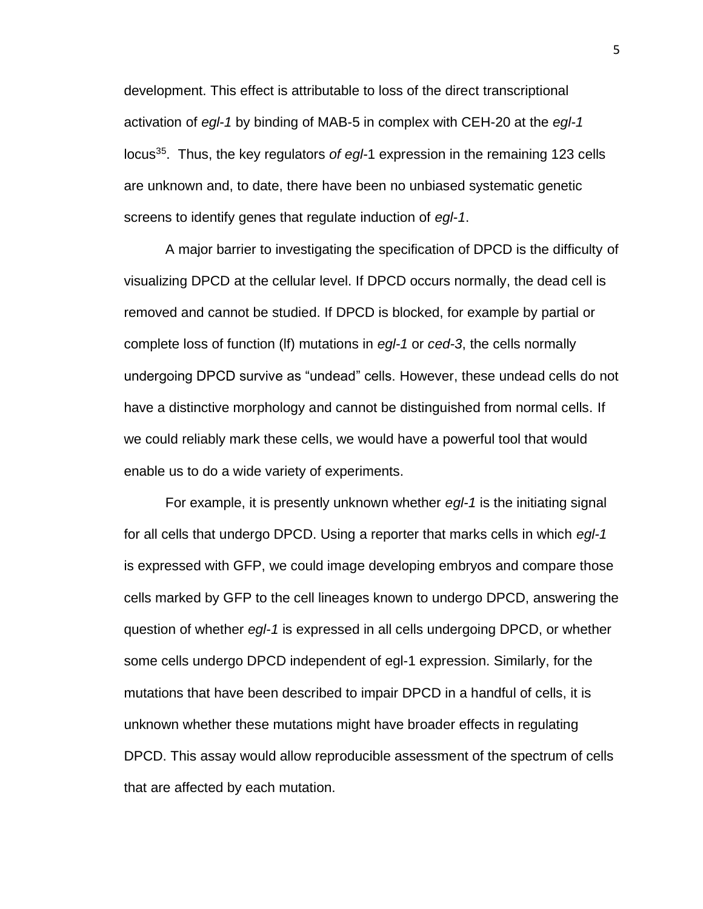development. This effect is attributable to loss of the direct transcriptional activation of *egl-1* by binding of MAB-5 in complex with CEH-20 at the *egl-1* locus[35]. Thus, the key regulators *of egl*-1 expression in the remaining 123 cells are unknown and, to date, there have been no unbiased systematic genetic screens to identify genes that regulate induction of *egl-1*.

A major barrier to investigating the specification of DPCD is the difficulty of visualizing DPCD at the cellular level. If DPCD occurs normally, the dead cell is removed and cannot be studied. If DPCD is blocked, for example by partial or complete loss of function (lf) mutations in *egl-1* or *ced-3*, the cells normally undergoing DPCD survive as "undead" cells. However, these undead cells do not have a distinctive morphology and cannot be distinguished from normal cells. If we could reliably mark these cells, we would have a powerful tool that would enable us to do a wide variety of experiments.

For example, it is presently unknown whether *egl-1* is the initiating signal for all cells that undergo DPCD. Using a reporter that marks cells in which *egl-1* is expressed with GFP, we could image developing embryos and compare those cells marked by GFP to the cell lineages known to undergo DPCD, answering the question of whether *egl-1* is expressed in all cells undergoing DPCD, or whether some cells undergo DPCD independent of egl-1 expression. Similarly, for the mutations that have been described to impair DPCD in a handful of cells, it is unknown whether these mutations might have broader effects in regulating DPCD. This assay would allow reproducible assessment of the spectrum of cells that are affected by each mutation.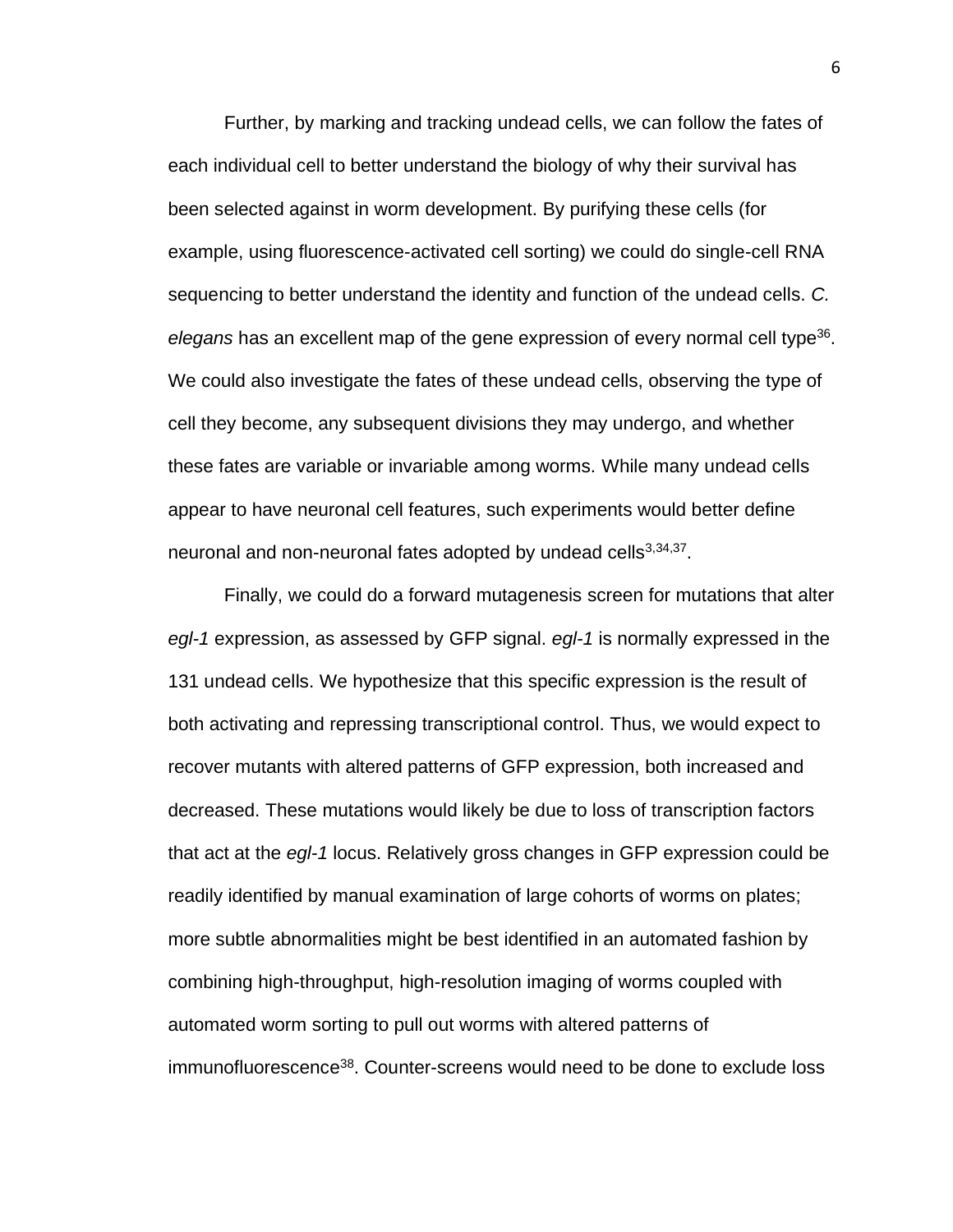Further, by marking and tracking undead cells, we can follow the fates of each individual cell to better understand the biology of why their survival has been selected against in worm development. By purifying these cells (for example, using fluorescence-activated cell sorting) we could do single-cell RNA sequencing to better understand the identity and function of the undead cells. *C. elegans* has an excellent map of the gene expression of every normal cell type[36]. We could also investigate the fates of these undead cells, observing the type of cell they become, any subsequent divisions they may undergo, and whether these fates are variable or invariable among worms. While many undead cells appear to have neuronal cell features, such experiments would better define neuronal and non-neuronal fates adopted by undead cells[3,34,37].

Finally, we could do a forward mutagenesis screen for mutations that alter *egl-1* expression, as assessed by GFP signal. *egl-1* is normally expressed in the 131 undead cells. We hypothesize that this specific expression is the result of both activating and repressing transcriptional control. Thus, we would expect to recover mutants with altered patterns of GFP expression, both increased and decreased. These mutations would likely be due to loss of transcription factors that act at the *egl-1* locus. Relatively gross changes in GFP expression could be readily identified by manual examination of large cohorts of worms on plates; more subtle abnormalities might be best identified in an automated fashion by combining high-throughput, high-resolution imaging of worms coupled with automated worm sorting to pull out worms with altered patterns of immunofluorescence[38]. Counter-screens would need to be done to exclude loss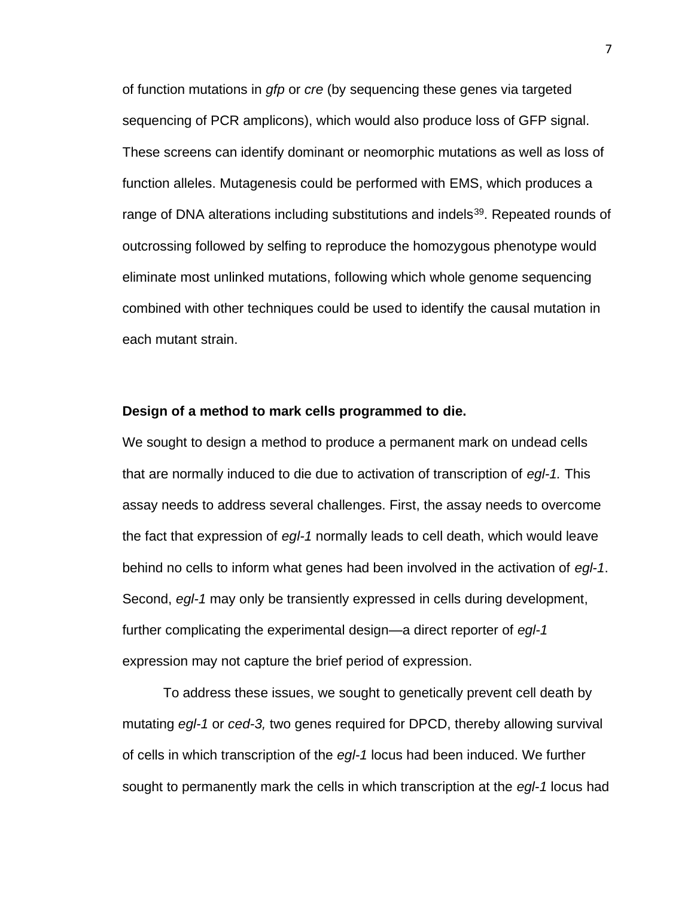of function mutations in *gfp* or *cre* (by sequencing these genes via targeted sequencing of PCR amplicons), which would also produce loss of GFP signal. These screens can identify dominant or neomorphic mutations as well as loss of function alleles. Mutagenesis could be performed with EMS, which produces a range of DNA alterations including substitutions and indels[39]. Repeated rounds of outcrossing followed by selfing to reproduce the homozygous phenotype would eliminate most unlinked mutations, following which whole genome sequencing combined with other techniques could be used to identify the causal mutation in each mutant strain.

**Design of a method to mark cells programmed to die.**

We sought to design a method to produce a permanent mark on undead cells that are normally induced to die due to activation of transcription of *egl-1.* This assay needs to address several challenges. First, the assay needs to overcome the fact that expression of *egl-1* normally leads to cell death, which would leave behind no cells to inform what genes had been involved in the activation of *egl-1*. Second, *egl-1* may only be transiently expressed in cells during development, further complicating the experimental design—a direct reporter of *egl-1* expression may not capture the brief period of expression.

To address these issues, we sought to genetically prevent cell death by mutating *egl-1* or *ced-3,* two genes required for DPCD, thereby allowing survival of cells in which transcription of the *egl-1* locus had been induced. We further sought to permanently mark the cells in which transcription at the *egl-1* locus had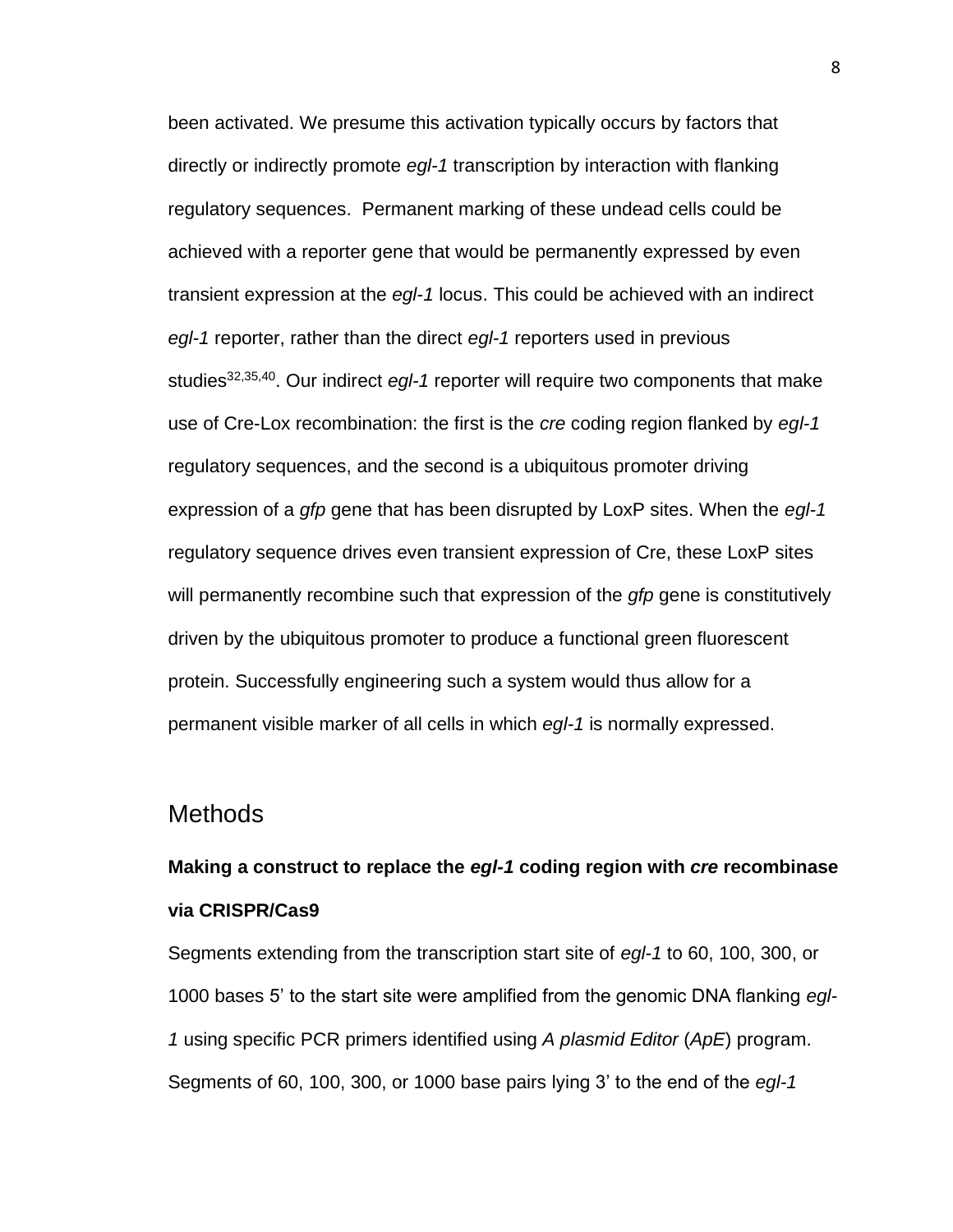been activated. We presume this activation typically occurs by factors that directly or indirectly promote *egl-1* transcription by interaction with flanking regulatory sequences. Permanent marking of these undead cells could be achieved with a reporter gene that would be permanently expressed by even transient expression at the *egl-1* locus. This could be achieved with an indirect *egl-1* reporter, rather than the direct *egl-1* reporters used in previous studies[32,35,40]. Our indirect *egl-1* reporter will require two components that make use of Cre-Lox recombination: the first is the *cre* coding region flanked by *egl-1* regulatory sequences, and the second is a ubiquitous promoter driving expression of a *gfp* gene that has been disrupted by LoxP sites. When the *egl-1* regulatory sequence drives even transient expression of Cre, these LoxP sites will permanently recombine such that expression of the *gfp* gene is constitutively driven by the ubiquitous promoter to produce a functional green fluorescent protein. Successfully engineering such a system would thus allow for a permanent visible marker of all cells in which *egl-1* is normally expressed.

## Methods

### Making a construct to replace the *egl-1* coding region with *cre* recombinase via CRISPR/Cas9

Segments extending from the transcription start site of *egl-1* to 60, 100, 300, or 1000 bases 5' to the start site were amplified from the genomic DNA flanking *egl-1* using specific PCR primers identified using *A plasmid Editor* (*ApE*) program. Segments of 60, 100, 300, or 1000 base pairs lying 3' to the end of the *egl-1*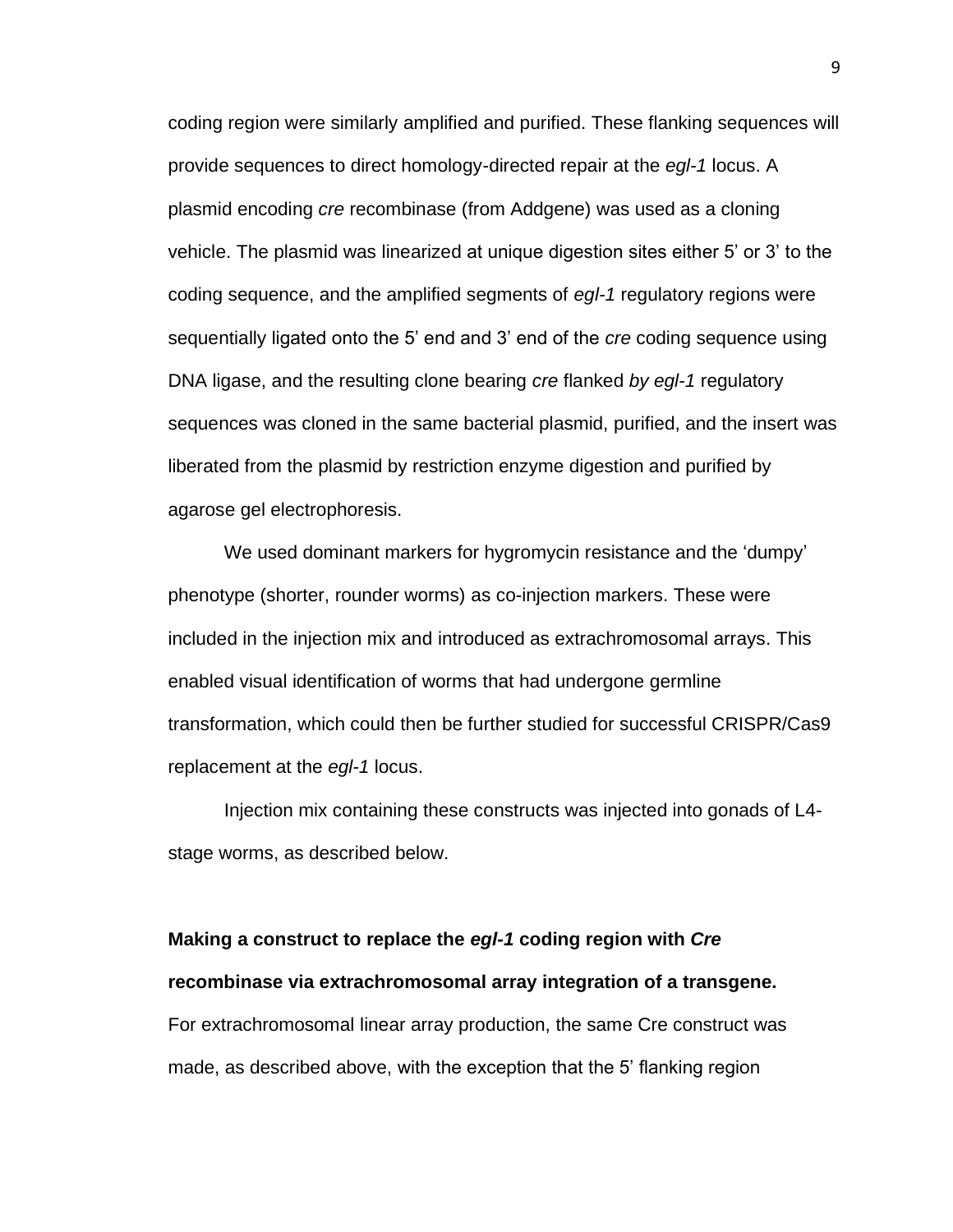coding region were similarly amplified and purified. These flanking sequences will provide sequences to direct homology-directed repair at the *egl-1* locus. A plasmid encoding *cre* recombinase (from Addgene) was used as a cloning vehicle. The plasmid was linearized at unique digestion sites either 5' or 3' to the coding sequence, and the amplified segments of *egl-1* regulatory regions were sequentially ligated onto the 5' end and 3' end of the *cre* coding sequence using DNA ligase, and the resulting clone bearing *cre* flanked *by egl-1* regulatory sequences was cloned in the same bacterial plasmid, purified, and the insert was liberated from the plasmid by restriction enzyme digestion and purified by agarose gel electrophoresis.

We used dominant markers for hygromycin resistance and the 'dumpy' phenotype (shorter, rounder worms) as co-injection markers. These were included in the injection mix and introduced as extrachromosomal arrays. This enabled visual identification of worms that had undergone germline transformation, which could then be further studied for successful CRISPR/Cas9 replacement at the *egl-1* locus.

Injection mix containing these constructs was injected into gonads of L4-stage worms, as described below.

**Making a construct to replace the *egl-1* coding region with *Cre* recombinase via extrachromosomal array integration of a transgene.**

For extrachromosomal linear array production, the same Cre construct was made, as described above, with the exception that the 5' flanking region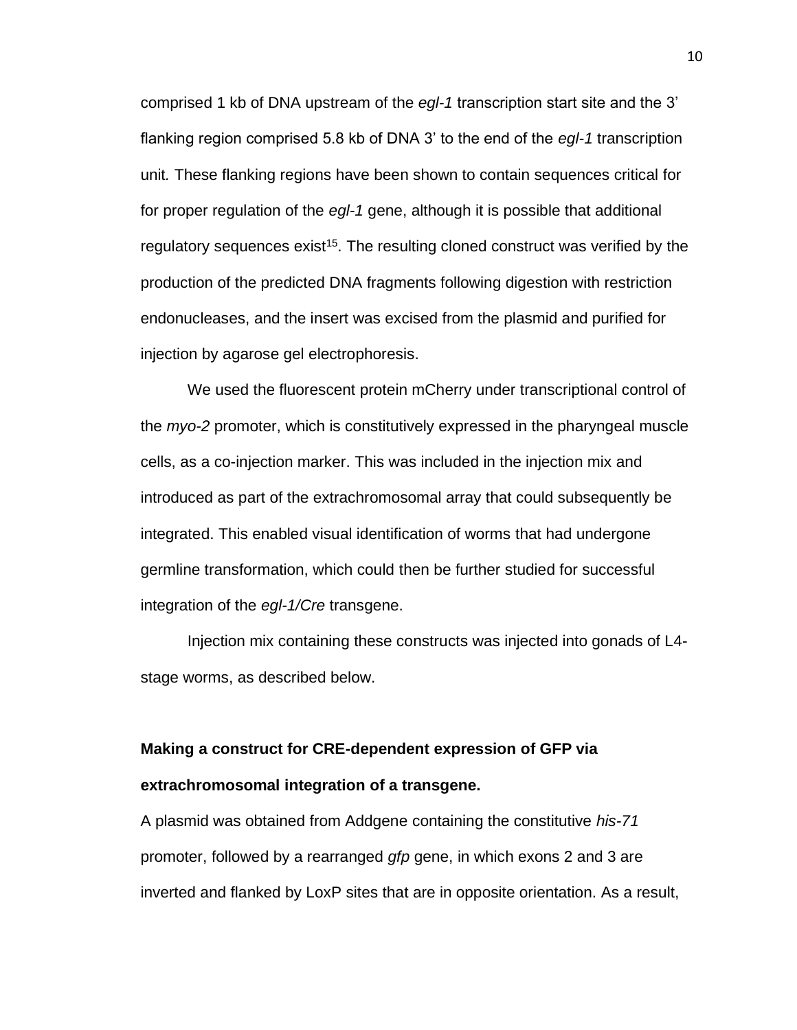comprised 1 kb of DNA upstream of the *egl-1* transcription start site and the 3' flanking region comprised 5.8 kb of DNA 3' to the end of the *egl-1* transcription unit*.* These flanking regions have been shown to contain sequences critical for for proper regulation of the *egl-1* gene, although it is possible that additional regulatory sequences exist[15]. The resulting cloned construct was verified by the production of the predicted DNA fragments following digestion with restriction endonucleases, and the insert was excised from the plasmid and purified for injection by agarose gel electrophoresis.

We used the fluorescent protein mCherry under transcriptional control of the *myo-2* promoter, which is constitutively expressed in the pharyngeal muscle cells, as a co-injection marker. This was included in the injection mix and introduced as part of the extrachromosomal array that could subsequently be integrated. This enabled visual identification of worms that had undergone germline transformation, which could then be further studied for successful integration of the *egl-1/Cre* transgene.

Injection mix containing these constructs was injected into gonads of L4-stage worms, as described below.

**Making a construct for CRE-dependent expression of GFP via extrachromosomal integration of a transgene.**

A plasmid was obtained from Addgene containing the constitutive *his-71* promoter, followed by a rearranged *gfp* gene, in which exons 2 and 3 are inverted and flanked by LoxP sites that are in opposite orientation. As a result,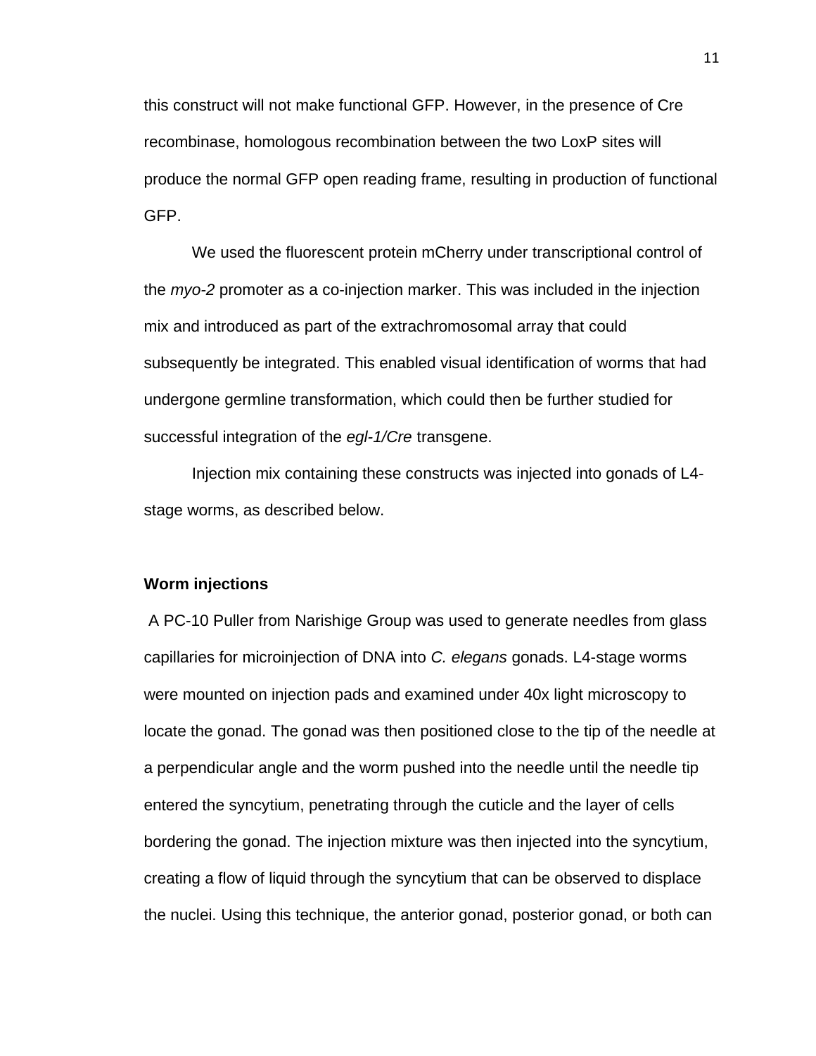this construct will not make functional GFP. However, in the presence of Cre recombinase, homologous recombination between the two LoxP sites will produce the normal GFP open reading frame, resulting in production of functional GFP.

We used the fluorescent protein mCherry under transcriptional control of the *myo-2* promoter as a co-injection marker. This was included in the injection mix and introduced as part of the extrachromosomal array that could subsequently be integrated. This enabled visual identification of worms that had undergone germline transformation, which could then be further studied for successful integration of the *egl-1/Cre* transgene.

Injection mix containing these constructs was injected into gonads of L4-stage worms, as described below.

**Worm injections**

A PC-10 Puller from Narishige Group was used to generate needles from glass capillaries for microinjection of DNA into *C. elegans* gonads. L4-stage worms were mounted on injection pads and examined under 40x light microscopy to locate the gonad. The gonad was then positioned close to the tip of the needle at a perpendicular angle and the worm pushed into the needle until the needle tip entered the syncytium, penetrating through the cuticle and the layer of cells bordering the gonad. The injection mixture was then injected into the syncytium, creating a flow of liquid through the syncytium that can be observed to displace the nuclei. Using this technique, the anterior gonad, posterior gonad, or both can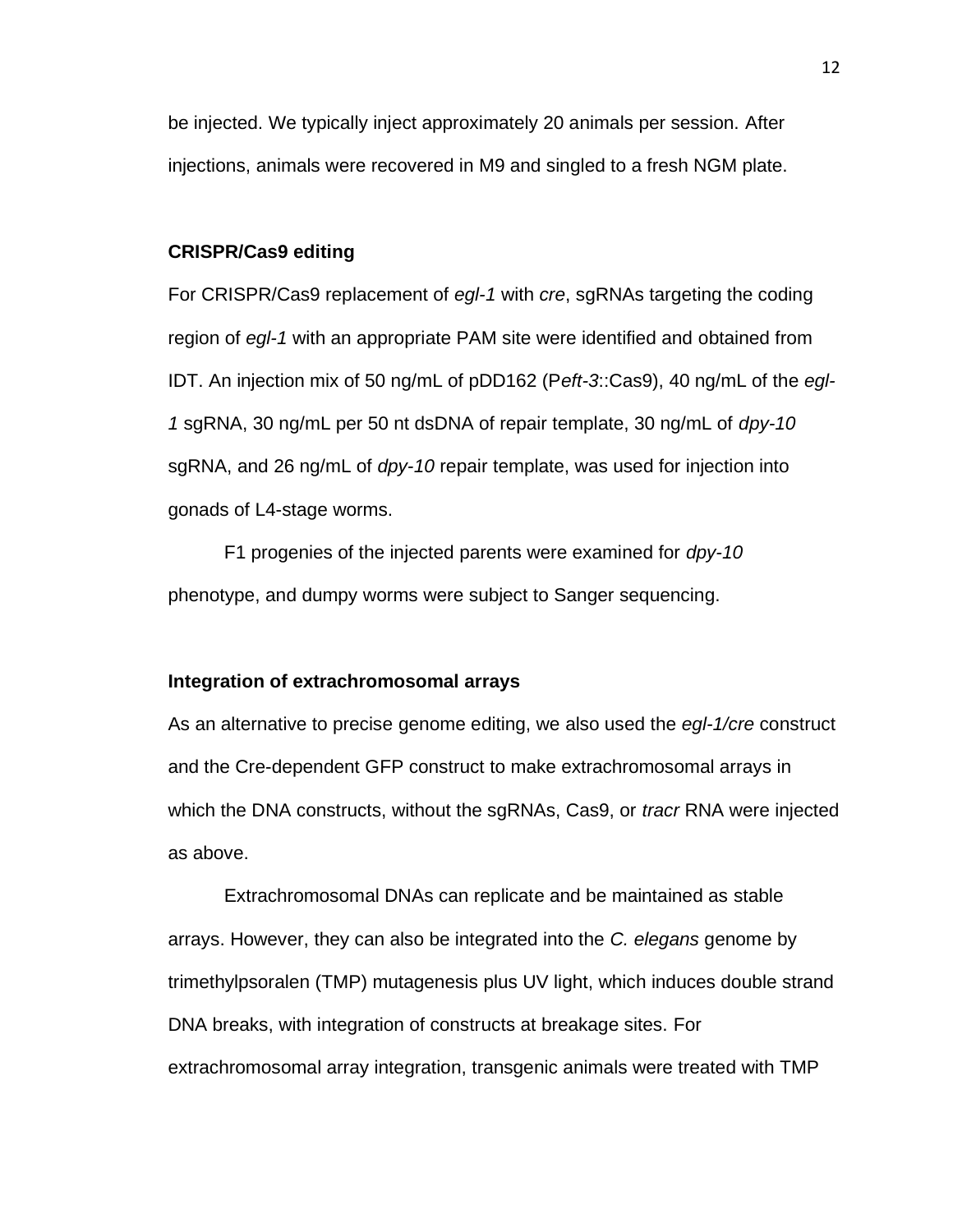be injected. We typically inject approximately 20 animals per session. After injections, animals were recovered in M9 and singled to a fresh NGM plate.

**CRISPR/Cas9 editing**

For CRISPR/Cas9 replacement of *egl-1* with *cre*, sgRNAs targeting the coding region of *egl-1* with an appropriate PAM site were identified and obtained from IDT. An injection mix of 50 ng/mL of pDD162 (P*eft-3*::Cas9), 40 ng/mL of the *egl-1* sgRNA, 30 ng/mL per 50 nt dsDNA of repair template, 30 ng/mL of *dpy-10* sgRNA, and 26 ng/mL of *dpy-10* repair template, was used for injection into gonads of L4-stage worms.

F1 progenies of the injected parents were examined for *dpy-10* phenotype, and dumpy worms were subject to Sanger sequencing.

**Integration of extrachromosomal arrays**

As an alternative to precise genome editing, we also used the *egl-1/cre* construct and the Cre-dependent GFP construct to make extrachromosomal arrays in which the DNA constructs, without the sgRNAs, Cas9, or *tracr* RNA were injected as above.

Extrachromosomal DNAs can replicate and be maintained as stable arrays. However, they can also be integrated into the *C. elegans* genome by trimethylpsoralen (TMP) mutagenesis plus UV light, which induces double strand DNA breaks, with integration of constructs at breakage sites. For extrachromosomal array integration, transgenic animals were treated with TMP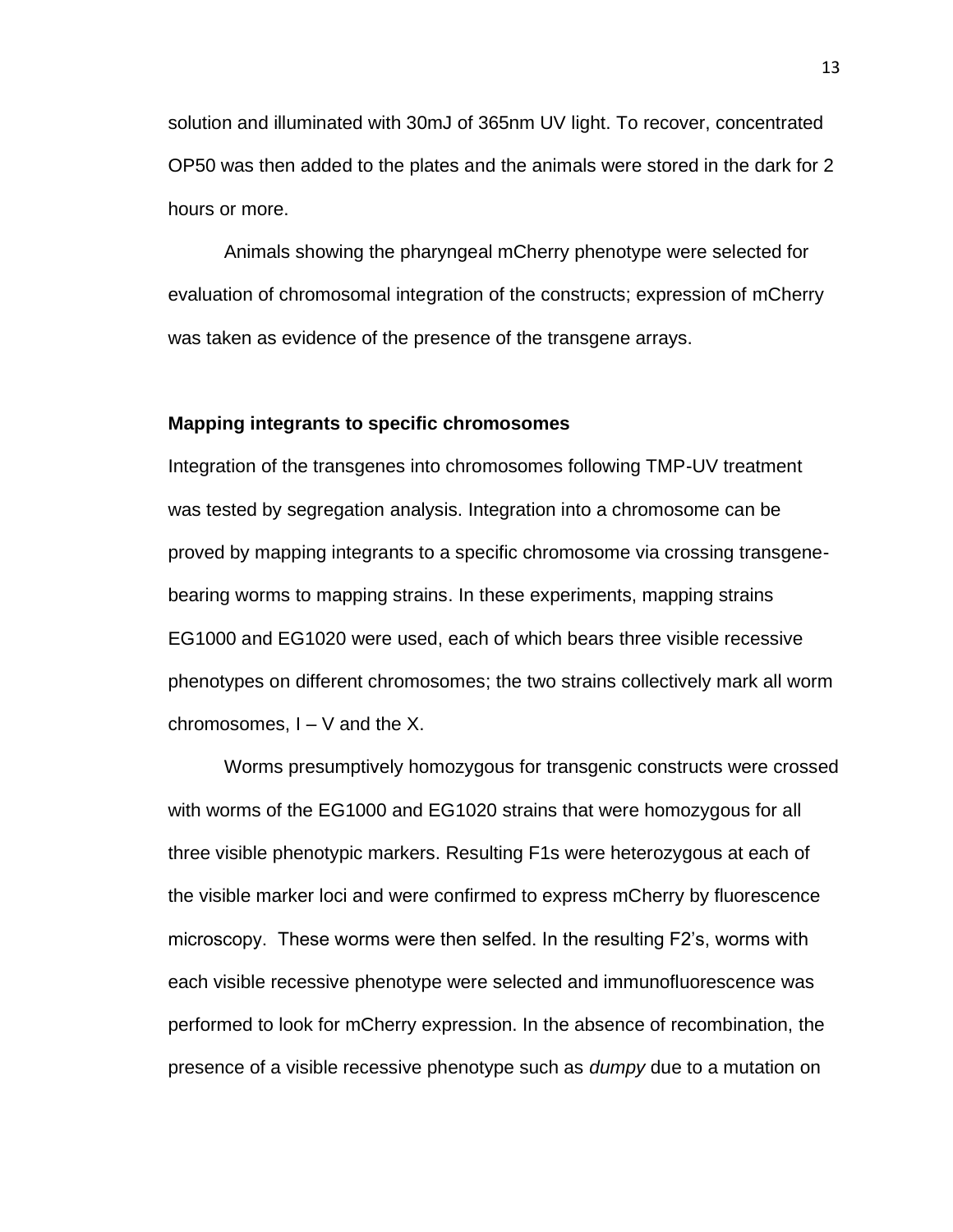solution and illuminated with 30mJ of 365nm UV light. To recover, concentrated OP50 was then added to the plates and the animals were stored in the dark for 2 hours or more.

Animals showing the pharyngeal mCherry phenotype were selected for evaluation of chromosomal integration of the constructs; expression of mCherry was taken as evidence of the presence of the transgene arrays.

### Mapping integrants to specific chromosomes

Integration of the transgenes into chromosomes following TMP-UV treatment was tested by segregation analysis. Integration into a chromosome can be proved by mapping integrants to a specific chromosome via crossing transgene-bearing worms to mapping strains. In these experiments, mapping strains EG1000 and EG1020 were used, each of which bears three visible recessive phenotypes on different chromosomes; the two strains collectively mark all worm chromosomes, I – V and the X.

Worms presumptively homozygous for transgenic constructs were crossed with worms of the EG1000 and EG1020 strains that were homozygous for all three visible phenotypic markers. Resulting F1s were heterozygous at each of the visible marker loci and were confirmed to express mCherry by fluorescence microscopy. These worms were then selfed. In the resulting F2's, worms with each visible recessive phenotype were selected and immunofluorescence was performed to look for mCherry expression. In the absence of recombination, the presence of a visible recessive phenotype such as *dumpy* due to a mutation on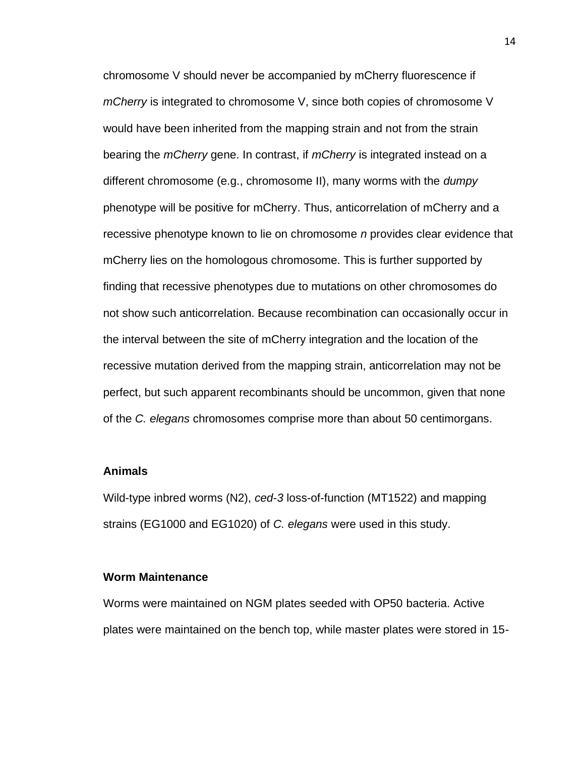chromosome V should never be accompanied by mCherry fluorescence if *mCherry* is integrated to chromosome V, since both copies of chromosome V would have been inherited from the mapping strain and not from the strain bearing the *mCherry* gene. In contrast, if *mCherry* is integrated instead on a different chromosome (e.g., chromosome II), many worms with the *dumpy* phenotype will be positive for mCherry. Thus, anticorrelation of mCherry and a recessive phenotype known to lie on chromosome *n* provides clear evidence that mCherry lies on the homologous chromosome. This is further supported by finding that recessive phenotypes due to mutations on other chromosomes do not show such anticorrelation. Because recombination can occasionally occur in the interval between the site of mCherry integration and the location of the recessive mutation derived from the mapping strain, anticorrelation may not be perfect, but such apparent recombinants should be uncommon, given that none of the *C. elegans* chromosomes comprise more than about 50 centimorgans.

**Animals**

Wild-type inbred worms (N2), *ced-3* loss-of-function (MT1522) and mapping strains (EG1000 and EG1020) of *C. elegans* were used in this study.

**Worm Maintenance**

Worms were maintained on NGM plates seeded with OP50 bacteria. Active plates were maintained on the bench top, while master plates were stored in 15-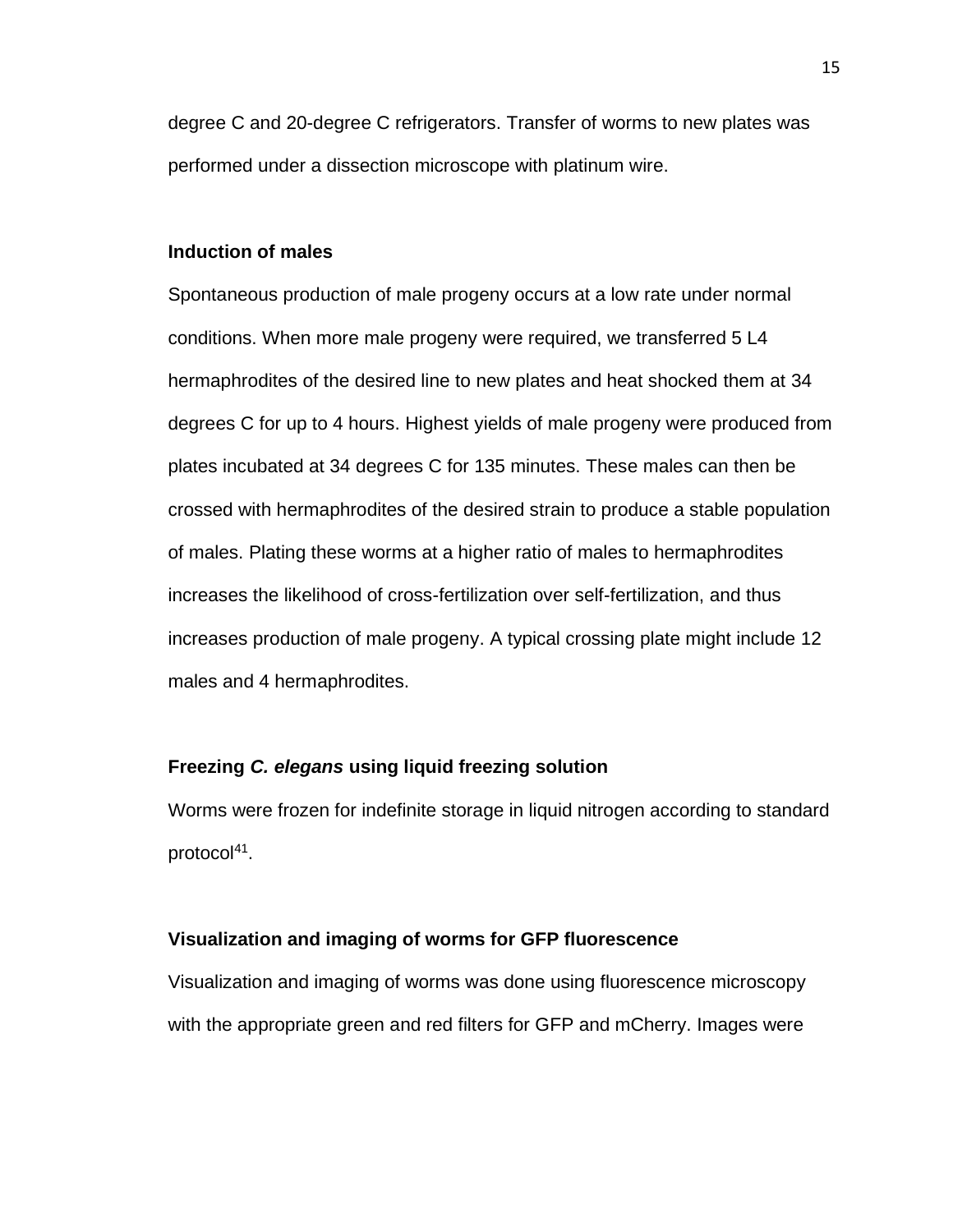degree C and 20-degree C refrigerators. Transfer of worms to new plates was performed under a dissection microscope with platinum wire.

**Induction of males**

Spontaneous production of male progeny occurs at a low rate under normal conditions. When more male progeny were required, we transferred 5 L4 hermaphrodites of the desired line to new plates and heat shocked them at 34 degrees C for up to 4 hours. Highest yields of male progeny were produced from plates incubated at 34 degrees C for 135 minutes. These males can then be crossed with hermaphrodites of the desired strain to produce a stable population of males. Plating these worms at a higher ratio of males to hermaphrodites increases the likelihood of cross-fertilization over self-fertilization, and thus increases production of male progeny. A typical crossing plate might include 12 males and 4 hermaphrodites.

**Freezing *C. elegans* using liquid freezing solution**

Worms were frozen for indefinite storage in liquid nitrogen according to standard protocol[41].

**Visualization and imaging of worms for GFP fluorescence**

Visualization and imaging of worms was done using fluorescence microscopy with the appropriate green and red filters for GFP and mCherry. Images were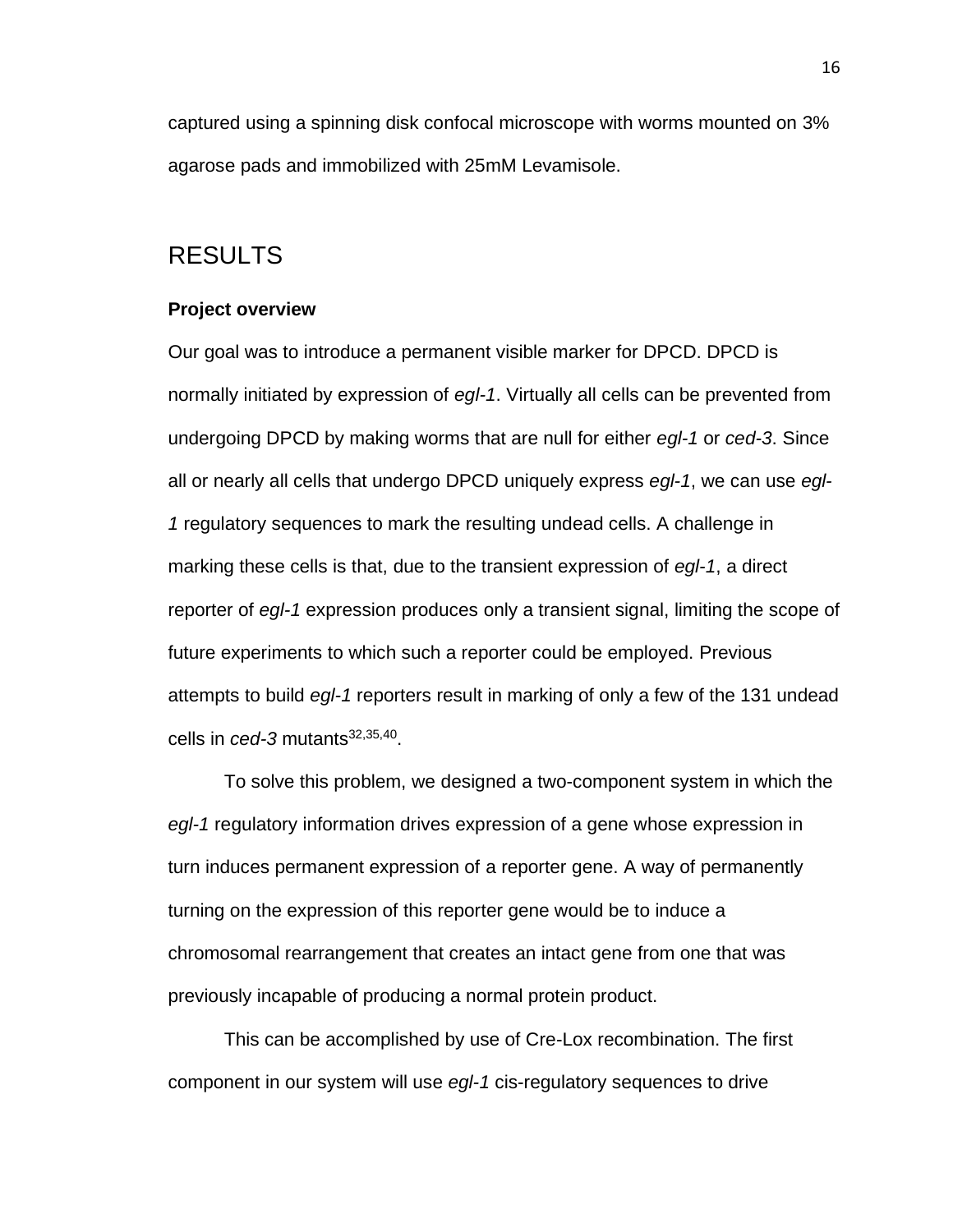captured using a spinning disk confocal microscope with worms mounted on 3% agarose pads and immobilized with 25mM Levamisole.

# RESULTS

**Project overview**

Our goal was to introduce a permanent visible marker for DPCD. DPCD is normally initiated by expression of *egl-1*. Virtually all cells can be prevented from undergoing DPCD by making worms that are null for either *egl-1* or *ced-3*. Since all or nearly all cells that undergo DPCD uniquely express *egl-1*, we can use *egl-1* regulatory sequences to mark the resulting undead cells. A challenge in marking these cells is that, due to the transient expression of *egl-1*, a direct reporter of *egl-1* expression produces only a transient signal, limiting the scope of future experiments to which such a reporter could be employed. Previous attempts to build *egl-1* reporters result in marking of only a few of the 131 undead cells in *ced-3* mutants[32,35,40].

To solve this problem, we designed a two-component system in which the *egl-1* regulatory information drives expression of a gene whose expression in turn induces permanent expression of a reporter gene. A way of permanently turning on the expression of this reporter gene would be to induce a chromosomal rearrangement that creates an intact gene from one that was previously incapable of producing a normal protein product.

This can be accomplished by use of Cre-Lox recombination. The first component in our system will use *egl-1* cis-regulatory sequences to drive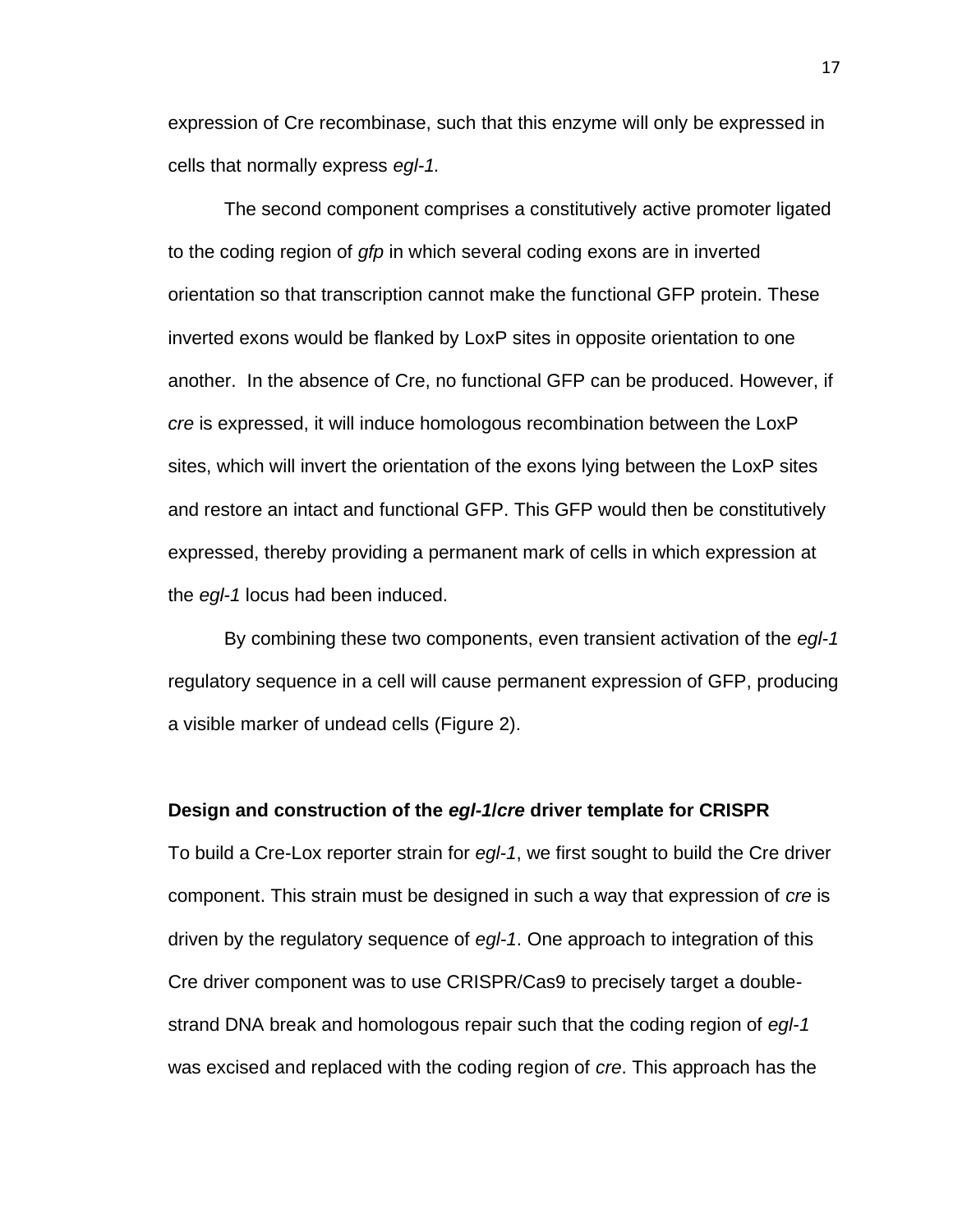expression of Cre recombinase, such that this enzyme will only be expressed in cells that normally express *egl-1.*

The second component comprises a constitutively active promoter ligated to the coding region of *gfp* in which several coding exons are in inverted orientation so that transcription cannot make the functional GFP protein. These inverted exons would be flanked by LoxP sites in opposite orientation to one another. In the absence of Cre, no functional GFP can be produced. However, if *cre* is expressed, it will induce homologous recombination between the LoxP sites, which will invert the orientation of the exons lying between the LoxP sites and restore an intact and functional GFP. This GFP would then be constitutively expressed, thereby providing a permanent mark of cells in which expression at the *egl-1* locus had been induced.

By combining these two components, even transient activation of the *egl-1* regulatory sequence in a cell will cause permanent expression of GFP, producing a visible marker of undead cells (Figure 2).

**Design and construction of the *egl-1/cre* driver template for CRISPR**

To build a Cre-Lox reporter strain for *egl-1*, we first sought to build the Cre driver component. This strain must be designed in such a way that expression of *cre* is driven by the regulatory sequence of *egl-1*. One approach to integration of this Cre driver component was to use CRISPR/Cas9 to precisely target a double-strand DNA break and homologous repair such that the coding region of *egl-1* was excised and replaced with the coding region of *cre*. This approach has the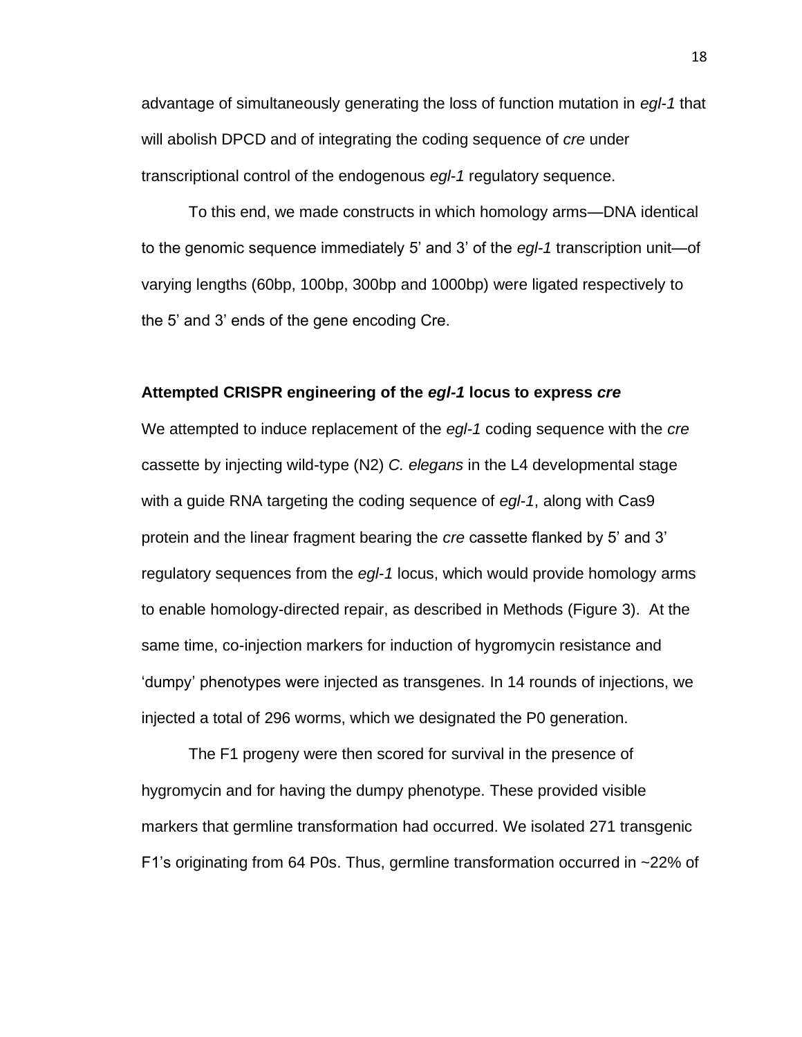advantage of simultaneously generating the loss of function mutation in *egl-1* that will abolish DPCD and of integrating the coding sequence of *cre* under transcriptional control of the endogenous *egl-1* regulatory sequence.

To this end, we made constructs in which homology arms—DNA identical to the genomic sequence immediately 5' and 3' of the *egl-1* transcription unit—of varying lengths (60bp, 100bp, 300bp and 1000bp) were ligated respectively to the 5' and 3' ends of the gene encoding Cre.

### Attempted CRISPR engineering of the *egl-1* locus to express *cre*

We attempted to induce replacement of the *egl-1* coding sequence with the *cre* cassette by injecting wild-type (N2) *C. elegans* in the L4 developmental stage with a guide RNA targeting the coding sequence of *egl-1*, along with Cas9 protein and the linear fragment bearing the *cre* cassette flanked by 5' and 3' regulatory sequences from the *egl-1* locus, which would provide homology arms to enable homology-directed repair, as described in Methods (Figure 3). At the same time, co-injection markers for induction of hygromycin resistance and 'dumpy' phenotypes were injected as transgenes. In 14 rounds of injections, we injected a total of 296 worms, which we designated the P0 generation.

The F1 progeny were then scored for survival in the presence of hygromycin and for having the dumpy phenotype. These provided visible markers that germline transformation had occurred. We isolated 271 transgenic F1's originating from 64 P0s. Thus, germline transformation occurred in ~22% of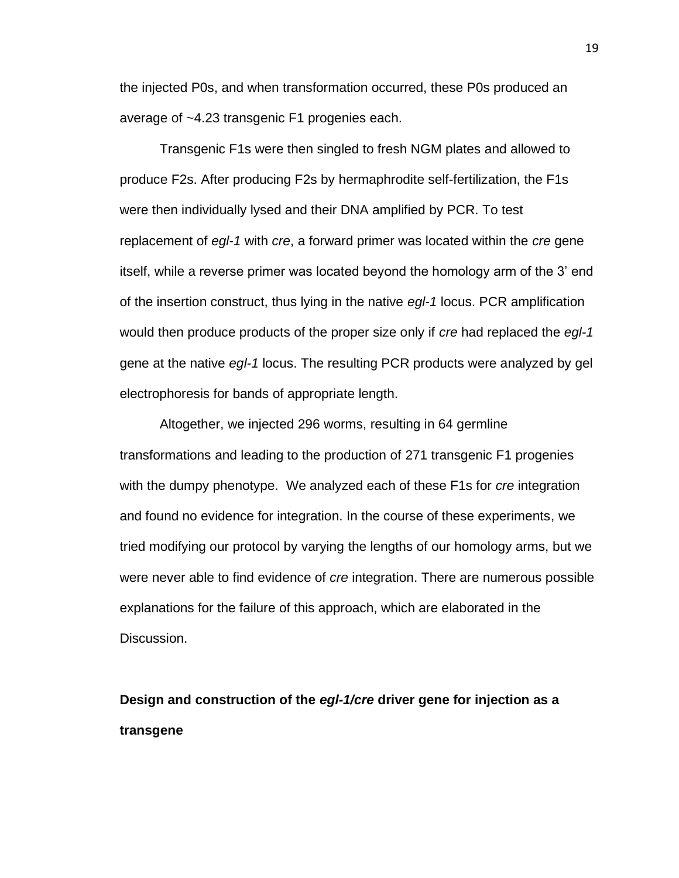the injected P0s, and when transformation occurred, these P0s produced an average of ~4.23 transgenic F1 progenies each.

Transgenic F1s were then singled to fresh NGM plates and allowed to produce F2s. After producing F2s by hermaphrodite self-fertilization, the F1s were then individually lysed and their DNA amplified by PCR. To test replacement of *egl-1* with *cre*, a forward primer was located within the *cre* gene itself, while a reverse primer was located beyond the homology arm of the 3' end of the insertion construct, thus lying in the native *egl-1* locus. PCR amplification would then produce products of the proper size only if *cre* had replaced the *egl-1* gene at the native *egl-1* locus. The resulting PCR products were analyzed by gel electrophoresis for bands of appropriate length.

Altogether, we injected 296 worms, resulting in 64 germline transformations and leading to the production of 271 transgenic F1 progenies with the dumpy phenotype. We analyzed each of these F1s for *cre* integration and found no evidence for integration. In the course of these experiments, we tried modifying our protocol by varying the lengths of our homology arms, but we were never able to find evidence of *cre* integration. There are numerous possible explanations for the failure of this approach, which are elaborated in the Discussion.

**Design and construction of the *egl-1/cre* driver gene for injection as a transgene**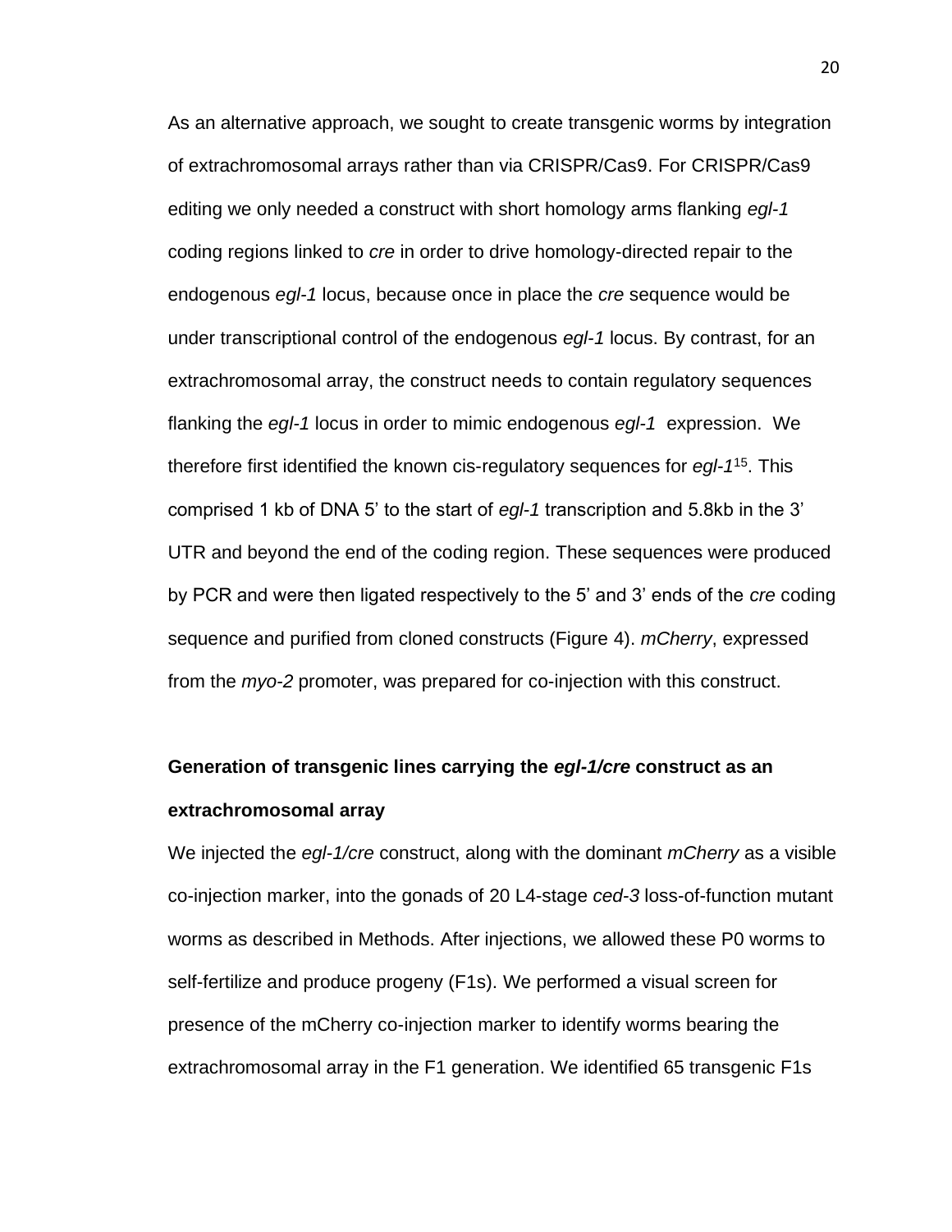As an alternative approach, we sought to create transgenic worms by integration of extrachromosomal arrays rather than via CRISPR/Cas9. For CRISPR/Cas9 editing we only needed a construct with short homology arms flanking *egl-1* coding regions linked to *cre* in order to drive homology-directed repair to the endogenous *egl-1* locus, because once in place the *cre* sequence would be under transcriptional control of the endogenous *egl-1* locus. By contrast, for an extrachromosomal array, the construct needs to contain regulatory sequences flanking the *egl-1* locus in order to mimic endogenous *egl-1* expression. We therefore first identified the known cis-regulatory sequences for *egl-1*[15]. This comprised 1 kb of DNA 5' to the start of *egl-1* transcription and 5.8kb in the 3' UTR and beyond the end of the coding region. These sequences were produced by PCR and were then ligated respectively to the 5' and 3' ends of the *cre* coding sequence and purified from cloned constructs (Figure 4). *mCherry*, expressed from the *myo-2* promoter, was prepared for co-injection with this construct.

## Generation of transgenic lines carrying the *egl-1/cre* construct as an extrachromosomal array

We injected the *egl-1/cre* construct, along with the dominant *mCherry* as a visible co-injection marker, into the gonads of 20 L4-stage *ced-3* loss-of-function mutant worms as described in Methods. After injections, we allowed these P0 worms to self-fertilize and produce progeny (F1s). We performed a visual screen for presence of the mCherry co-injection marker to identify worms bearing the extrachromosomal array in the F1 generation. We identified 65 transgenic F1s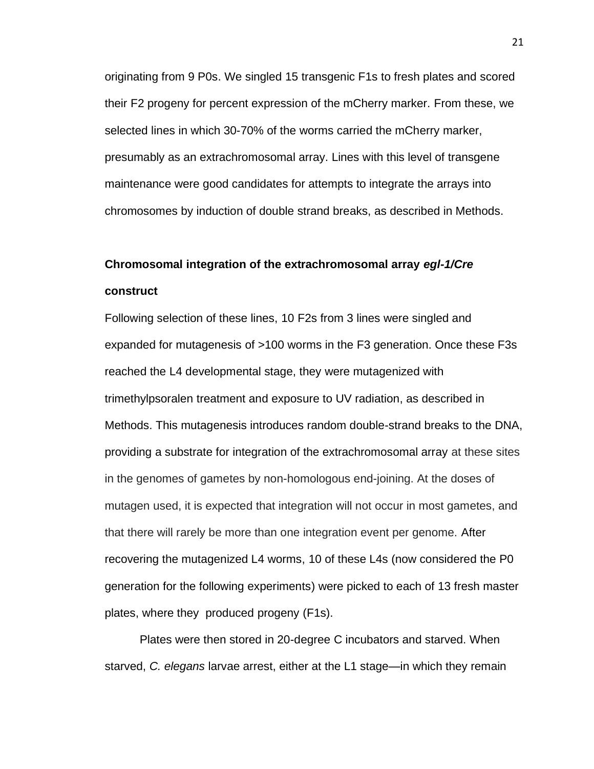originating from 9 P0s. We singled 15 transgenic F1s to fresh plates and scored their F2 progeny for percent expression of the mCherry marker. From these, we selected lines in which 30-70% of the worms carried the mCherry marker, presumably as an extrachromosomal array. Lines with this level of transgene maintenance were good candidates for attempts to integrate the arrays into chromosomes by induction of double strand breaks, as described in Methods.

**Chromosomal integration of the extrachromosomal array *egl-1/Cre* construct**

Following selection of these lines, 10 F2s from 3 lines were singled and expanded for mutagenesis of >100 worms in the F3 generation. Once these F3s reached the L4 developmental stage, they were mutagenized with trimethylpsoralen treatment and exposure to UV radiation, as described in Methods. This mutagenesis introduces random double-strand breaks to the DNA, providing a substrate for integration of the extrachromosomal array at these sites in the genomes of gametes by non-homologous end-joining. At the doses of mutagen used, it is expected that integration will not occur in most gametes, and that there will rarely be more than one integration event per genome. After recovering the mutagenized L4 worms, 10 of these L4s (now considered the P0 generation for the following experiments) were picked to each of 13 fresh master plates, where they produced progeny (F1s).

Plates were then stored in 20-degree C incubators and starved. When starved, *C. elegans* larvae arrest, either at the L1 stage—in which they remain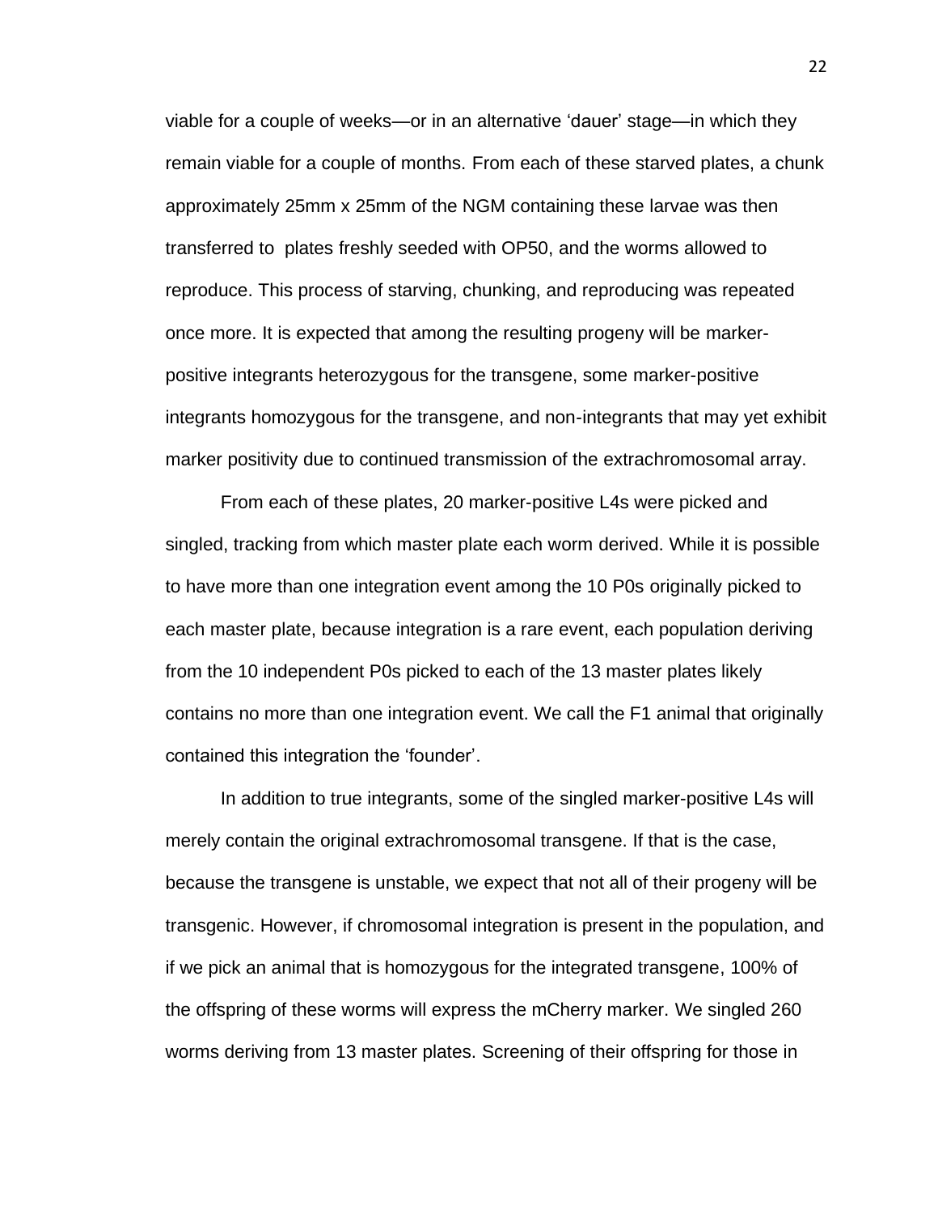viable for a couple of weeks—or in an alternative 'dauer' stage—in which they remain viable for a couple of months. From each of these starved plates, a chunk approximately 25mm x 25mm of the NGM containing these larvae was then transferred to plates freshly seeded with OP50, and the worms allowed to reproduce. This process of starving, chunking, and reproducing was repeated once more. It is expected that among the resulting progeny will be marker-positive integrants heterozygous for the transgene, some marker-positive integrants homozygous for the transgene, and non-integrants that may yet exhibit marker positivity due to continued transmission of the extrachromosomal array.

From each of these plates, 20 marker-positive L4s were picked and singled, tracking from which master plate each worm derived. While it is possible to have more than one integration event among the 10 P0s originally picked to each master plate, because integration is a rare event, each population deriving from the 10 independent P0s picked to each of the 13 master plates likely contains no more than one integration event. We call the F1 animal that originally contained this integration the 'founder'.

In addition to true integrants, some of the singled marker-positive L4s will merely contain the original extrachromosomal transgene. If that is the case, because the transgene is unstable, we expect that not all of their progeny will be transgenic. However, if chromosomal integration is present in the population, and if we pick an animal that is homozygous for the integrated transgene, 100% of the offspring of these worms will express the mCherry marker. We singled 260 worms deriving from 13 master plates. Screening of their offspring for those in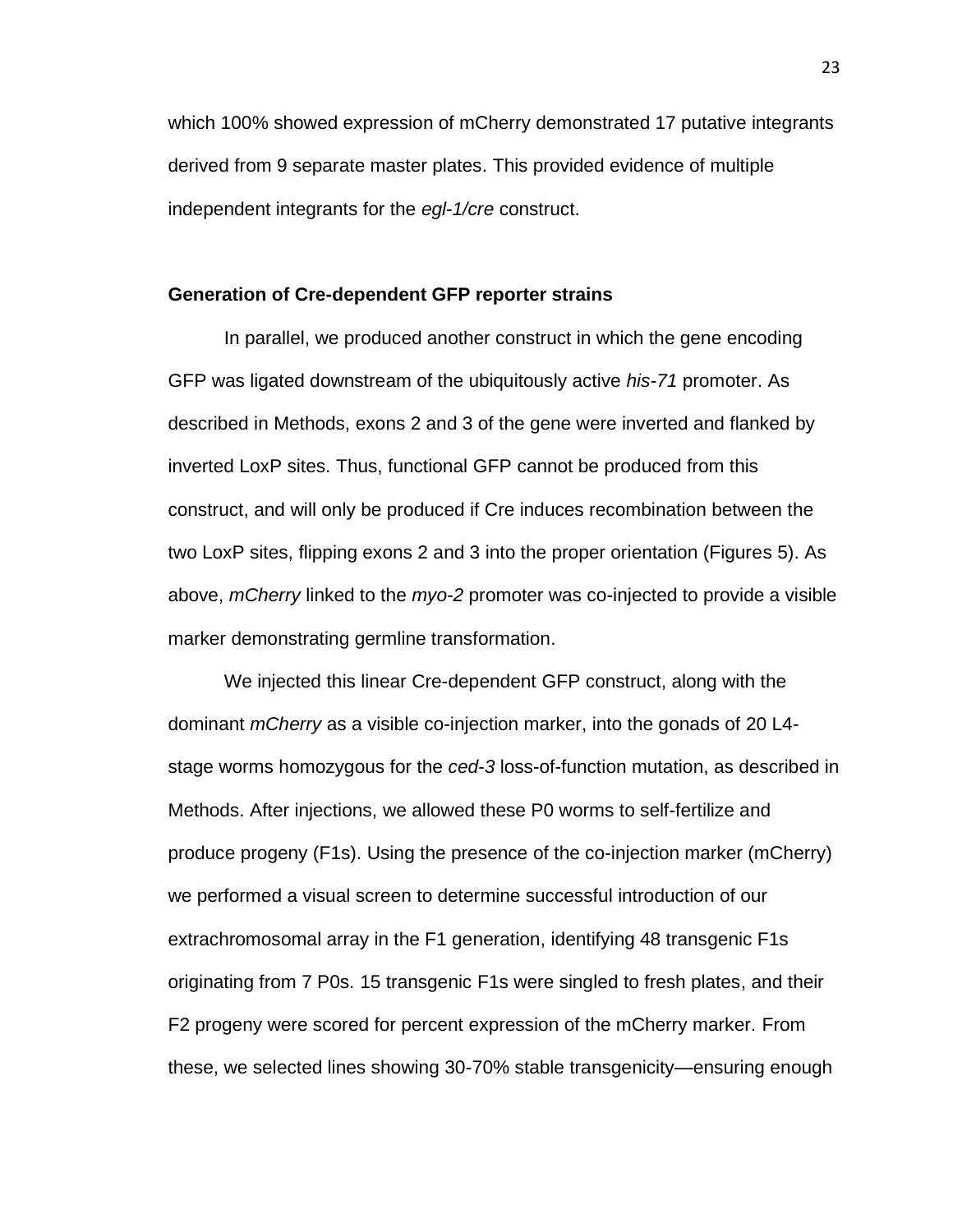which 100% showed expression of mCherry demonstrated 17 putative integrants derived from 9 separate master plates. This provided evidence of multiple independent integrants for the *egl-1/cre* construct.

**Generation of Cre-dependent GFP reporter strains**

In parallel, we produced another construct in which the gene encoding GFP was ligated downstream of the ubiquitously active *his-71* promoter. As described in Methods, exons 2 and 3 of the gene were inverted and flanked by inverted LoxP sites. Thus, functional GFP cannot be produced from this construct, and will only be produced if Cre induces recombination between the two LoxP sites, flipping exons 2 and 3 into the proper orientation (Figures 5). As above, *mCherry* linked to the *myo-2* promoter was co-injected to provide a visible marker demonstrating germline transformation.

We injected this linear Cre-dependent GFP construct, along with the dominant *mCherry* as a visible co-injection marker, into the gonads of 20 L4-stage worms homozygous for the *ced-3* loss-of-function mutation, as described in Methods. After injections, we allowed these P0 worms to self-fertilize and produce progeny (F1s). Using the presence of the co-injection marker (mCherry) we performed a visual screen to determine successful introduction of our extrachromosomal array in the F1 generation, identifying 48 transgenic F1s originating from 7 P0s. 15 transgenic F1s were singled to fresh plates, and their F2 progeny were scored for percent expression of the mCherry marker. From these, we selected lines showing 30-70% stable transgenicity—ensuring enough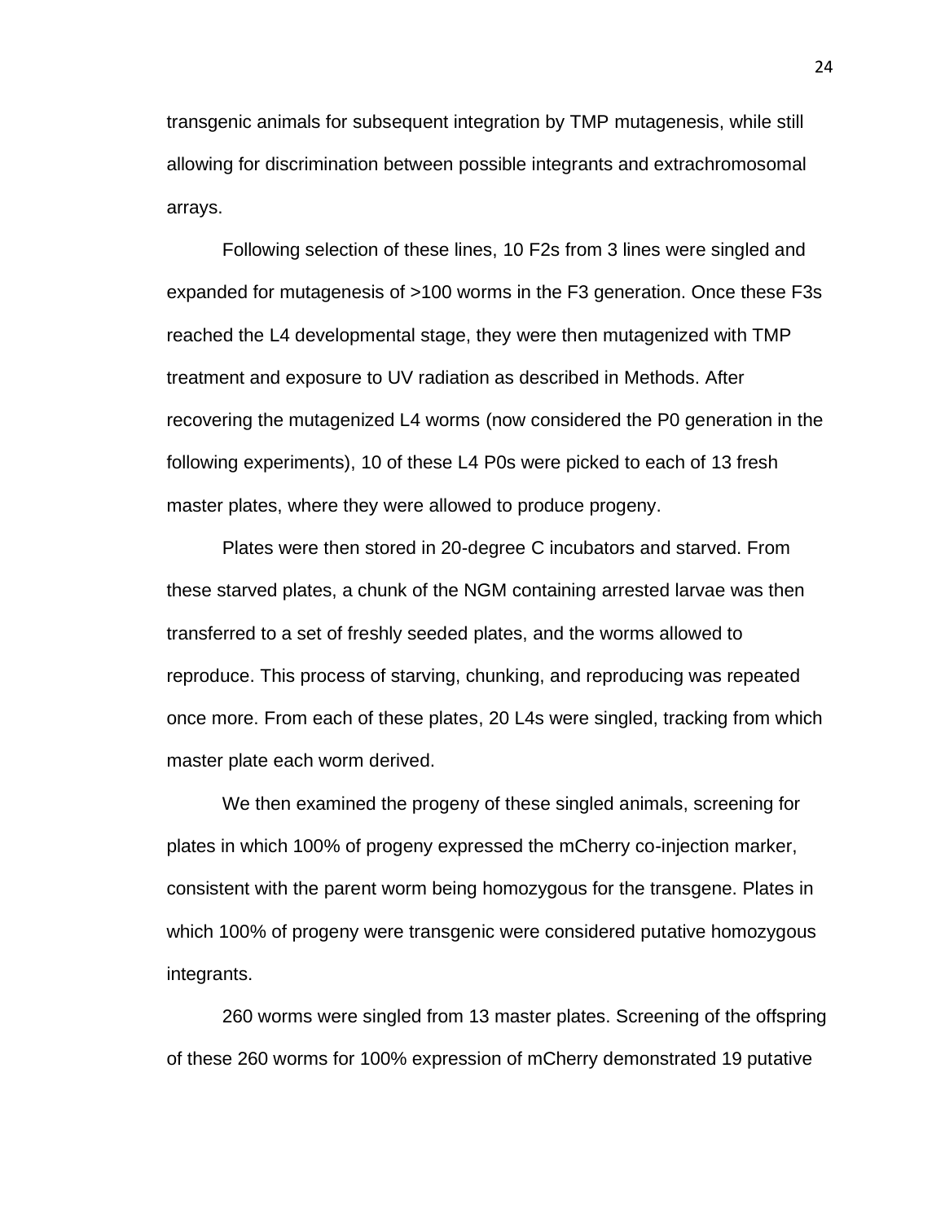transgenic animals for subsequent integration by TMP mutagenesis, while still allowing for discrimination between possible integrants and extrachromosomal arrays.

Following selection of these lines, 10 F2s from 3 lines were singled and expanded for mutagenesis of >100 worms in the F3 generation. Once these F3s reached the L4 developmental stage, they were then mutagenized with TMP treatment and exposure to UV radiation as described in Methods. After recovering the mutagenized L4 worms (now considered the P0 generation in the following experiments), 10 of these L4 P0s were picked to each of 13 fresh master plates, where they were allowed to produce progeny.

Plates were then stored in 20-degree C incubators and starved. From these starved plates, a chunk of the NGM containing arrested larvae was then transferred to a set of freshly seeded plates, and the worms allowed to reproduce. This process of starving, chunking, and reproducing was repeated once more. From each of these plates, 20 L4s were singled, tracking from which master plate each worm derived.

We then examined the progeny of these singled animals, screening for plates in which 100% of progeny expressed the mCherry co-injection marker, consistent with the parent worm being homozygous for the transgene. Plates in which 100% of progeny were transgenic were considered putative homozygous integrants.

260 worms were singled from 13 master plates. Screening of the offspring of these 260 worms for 100% expression of mCherry demonstrated 19 putative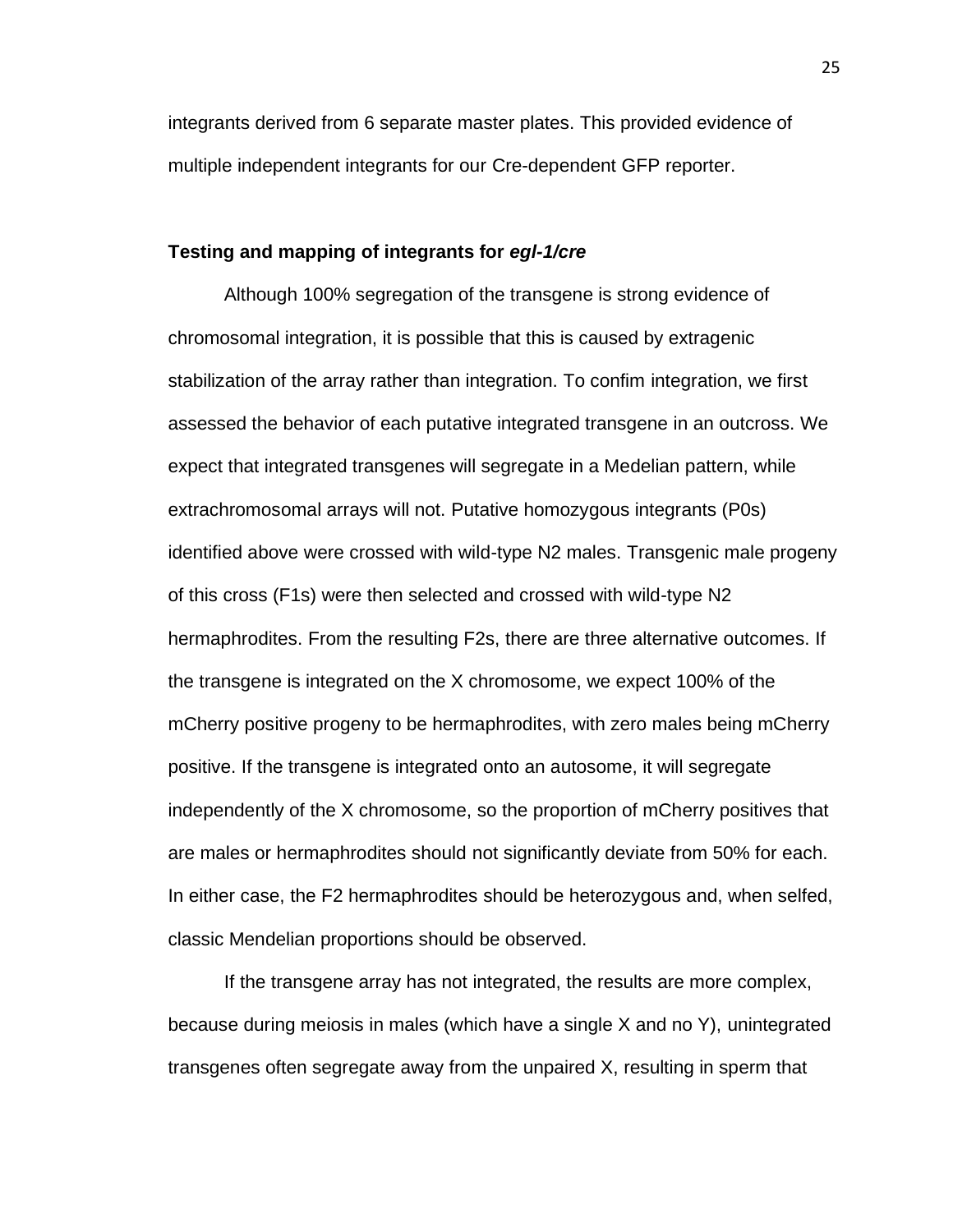integrants derived from 6 separate master plates. This provided evidence of multiple independent integrants for our Cre-dependent GFP reporter.

### Testing and mapping of integrants for *egl-1/cre*

Although 100% segregation of the transgene is strong evidence of chromosomal integration, it is possible that this is caused by extragenic stabilization of the array rather than integration. To confim integration, we first assessed the behavior of each putative integrated transgene in an outcross. We expect that integrated transgenes will segregate in a Medelian pattern, while extrachromosomal arrays will not. Putative homozygous integrants (P0s) identified above were crossed with wild-type N2 males. Transgenic male progeny of this cross (F1s) were then selected and crossed with wild-type N2 hermaphrodites. From the resulting F2s, there are three alternative outcomes. If the transgene is integrated on the X chromosome, we expect 100% of the mCherry positive progeny to be hermaphrodites, with zero males being mCherry positive. If the transgene is integrated onto an autosome, it will segregate independently of the X chromosome, so the proportion of mCherry positives that are males or hermaphrodites should not significantly deviate from 50% for each. In either case, the F2 hermaphrodites should be heterozygous and, when selfed, classic Mendelian proportions should be observed.

If the transgene array has not integrated, the results are more complex, because during meiosis in males (which have a single X and no Y), unintegrated transgenes often segregate away from the unpaired X, resulting in sperm that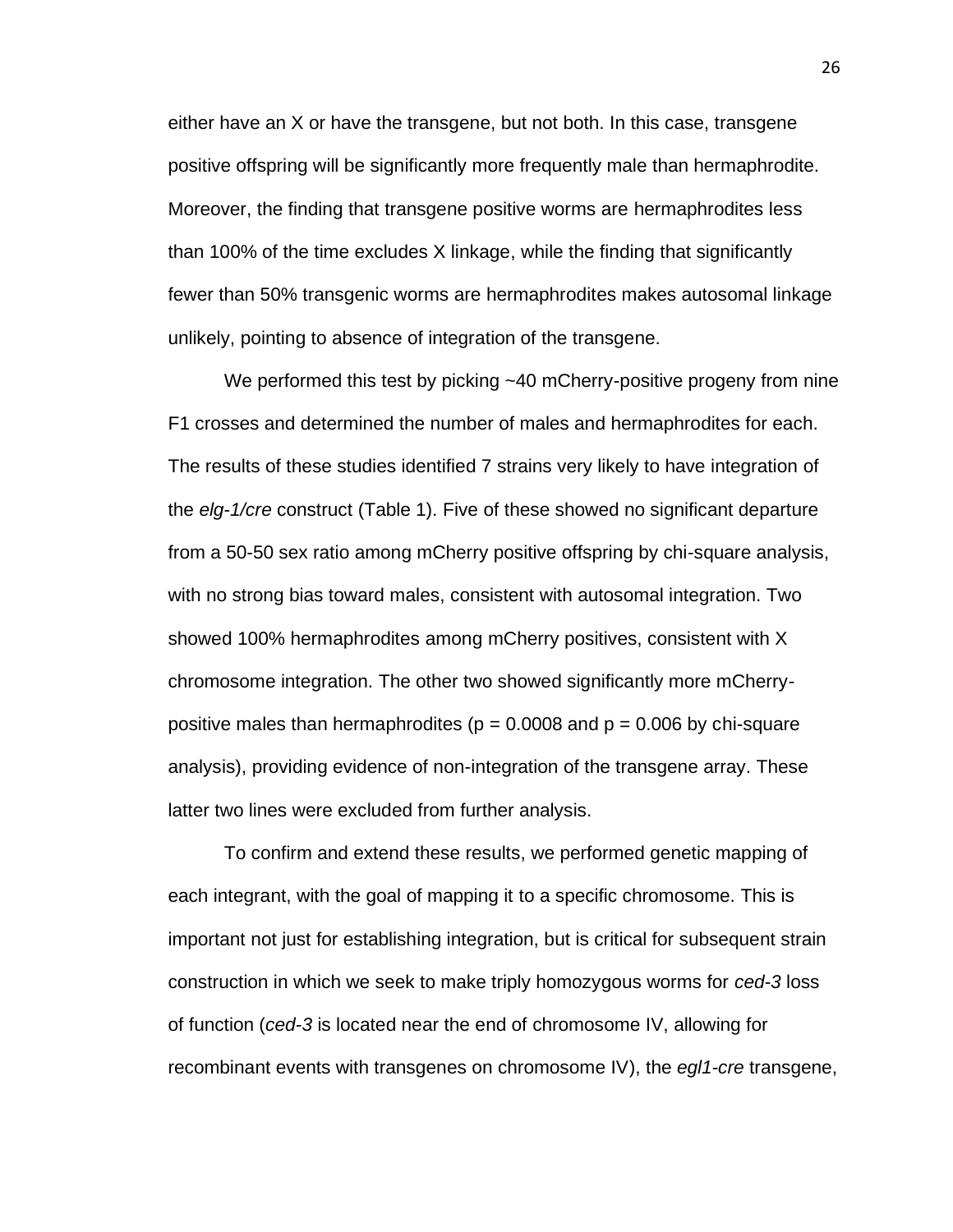either have an X or have the transgene, but not both. In this case, transgene positive offspring will be significantly more frequently male than hermaphrodite. Moreover, the finding that transgene positive worms are hermaphrodites less than 100% of the time excludes X linkage, while the finding that significantly fewer than 50% transgenic worms are hermaphrodites makes autosomal linkage unlikely, pointing to absence of integration of the transgene.

We performed this test by picking ~40 mCherry-positive progeny from nine F1 crosses and determined the number of males and hermaphrodites for each. The results of these studies identified 7 strains very likely to have integration of the *elg-1/cre* construct (Table 1). Five of these showed no significant departure from a 50-50 sex ratio among mCherry positive offspring by chi-square analysis, with no strong bias toward males, consistent with autosomal integration. Two showed 100% hermaphrodites among mCherry positives, consistent with X chromosome integration. The other two showed significantly more mCherry-positive males than hermaphrodites ($p = 0.0008$ and $p = 0.006$ by chi-square analysis), providing evidence of non-integration of the transgene array. These latter two lines were excluded from further analysis.

To confirm and extend these results, we performed genetic mapping of each integrant, with the goal of mapping it to a specific chromosome. This is important not just for establishing integration, but is critical for subsequent strain construction in which we seek to make triply homozygous worms for *ced-3* loss of function (*ced-3* is located near the end of chromosome IV, allowing for recombinant events with transgenes on chromosome IV), the *egl1-cre* transgene,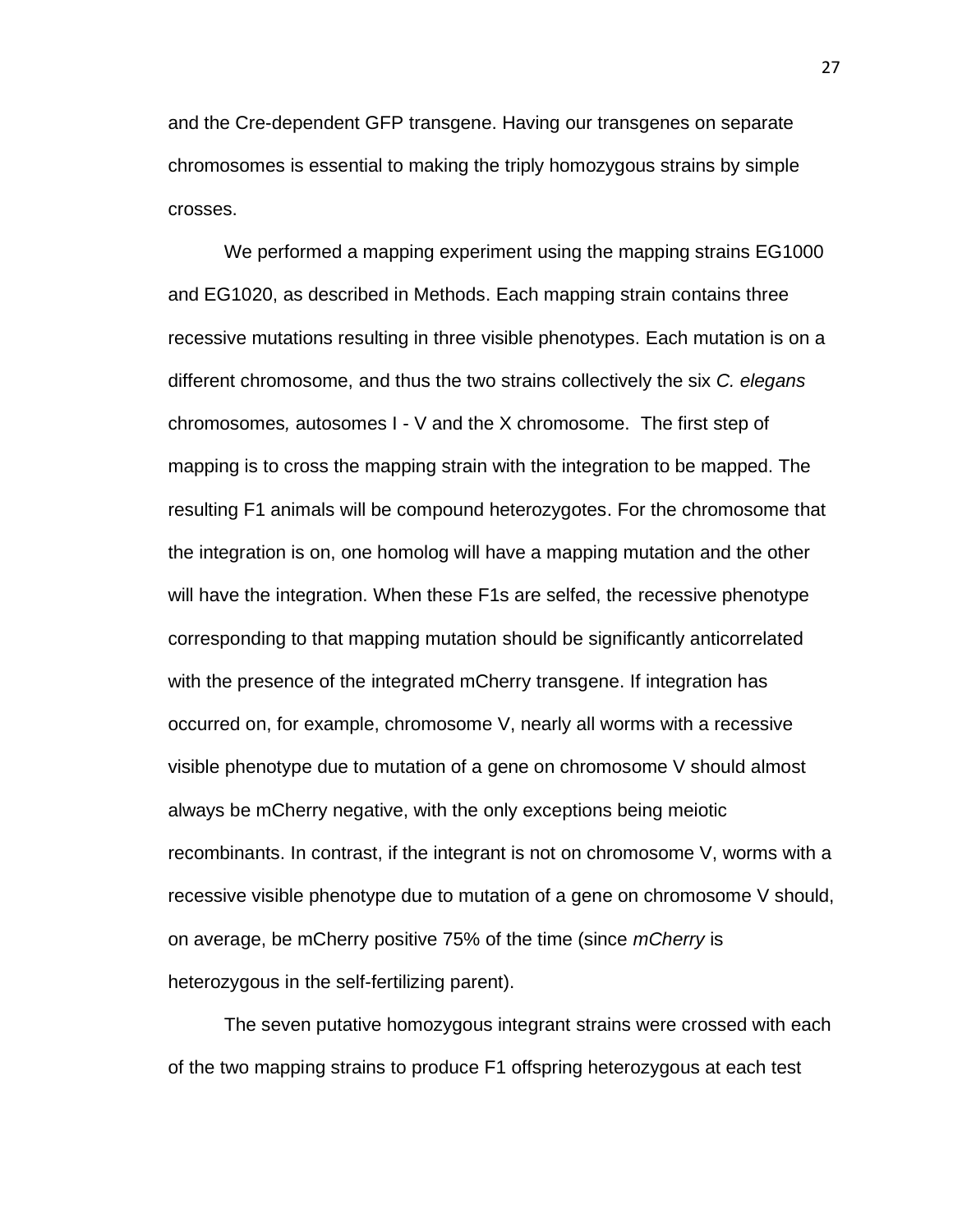and the Cre-dependent GFP transgene. Having our transgenes on separate chromosomes is essential to making the triply homozygous strains by simple crosses.

We performed a mapping experiment using the mapping strains EG1000 and EG1020, as described in Methods. Each mapping strain contains three recessive mutations resulting in three visible phenotypes. Each mutation is on a different chromosome, and thus the two strains collectively the six *C. elegans* chromosomes, autosomes I - V and the X chromosome. The first step of mapping is to cross the mapping strain with the integration to be mapped. The resulting F1 animals will be compound heterozygotes. For the chromosome that the integration is on, one homolog will have a mapping mutation and the other will have the integration. When these F1s are selfed, the recessive phenotype corresponding to that mapping mutation should be significantly anticorrelated with the presence of the integrated mCherry transgene. If integration has occurred on, for example, chromosome V, nearly all worms with a recessive visible phenotype due to mutation of a gene on chromosome V should almost always be mCherry negative, with the only exceptions being meiotic recombinants. In contrast, if the integrant is not on chromosome V, worms with a recessive visible phenotype due to mutation of a gene on chromosome V should, on average, be mCherry positive 75% of the time (since *mCherry* is heterozygous in the self-fertilizing parent).

The seven putative homozygous integrant strains were crossed with each of the two mapping strains to produce F1 offspring heterozygous at each test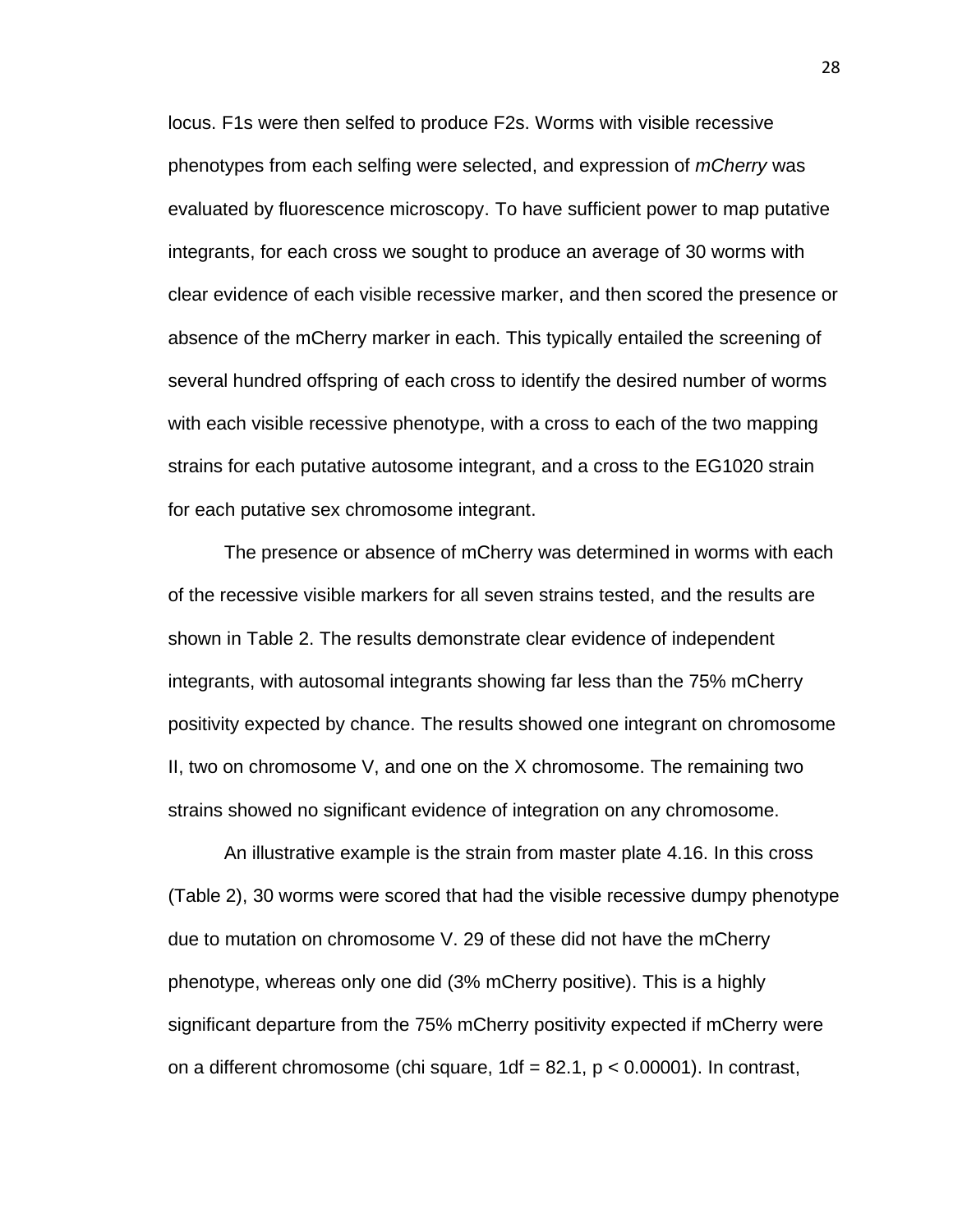locus. F1s were then selfed to produce F2s. Worms with visible recessive phenotypes from each selfing were selected, and expression of *mCherry* was evaluated by fluorescence microscopy. To have sufficient power to map putative integrants, for each cross we sought to produce an average of 30 worms with clear evidence of each visible recessive marker, and then scored the presence or absence of the mCherry marker in each. This typically entailed the screening of several hundred offspring of each cross to identify the desired number of worms with each visible recessive phenotype, with a cross to each of the two mapping strains for each putative autosome integrant, and a cross to the EG1020 strain for each putative sex chromosome integrant.

The presence or absence of mCherry was determined in worms with each of the recessive visible markers for all seven strains tested, and the results are shown in Table 2. The results demonstrate clear evidence of independent integrants, with autosomal integrants showing far less than the 75% mCherry positivity expected by chance. The results showed one integrant on chromosome II, two on chromosome V, and one on the X chromosome. The remaining two strains showed no significant evidence of integration on any chromosome.

An illustrative example is the strain from master plate 4.16. In this cross (Table 2), 30 worms were scored that had the visible recessive dumpy phenotype due to mutation on chromosome V. 29 of these did not have the mCherry phenotype, whereas only one did (3% mCherry positive). This is a highly significant departure from the 75% mCherry positivity expected if mCherry were on a different chromosome (chi square, 1df = 82.1, $p < 0.00001$). In contrast,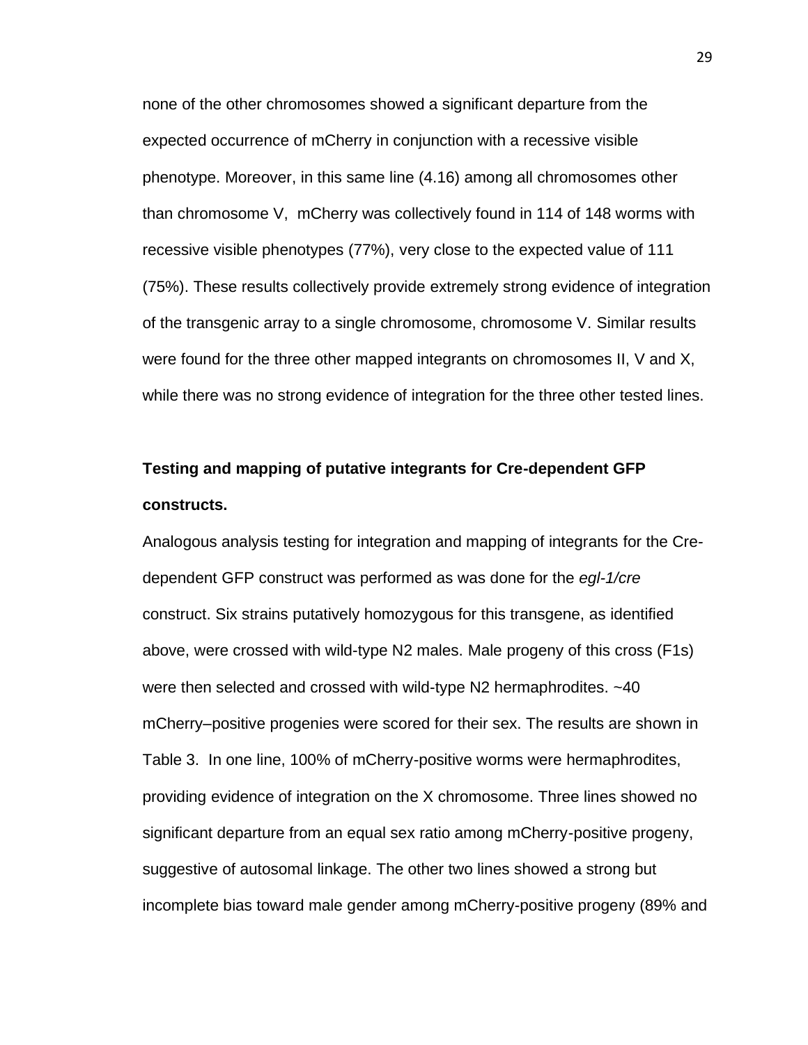none of the other chromosomes showed a significant departure from the expected occurrence of mCherry in conjunction with a recessive visible phenotype. Moreover, in this same line (4.16) among all chromosomes other than chromosome V, mCherry was collectively found in 114 of 148 worms with recessive visible phenotypes (77%), very close to the expected value of 111 (75%). These results collectively provide extremely strong evidence of integration of the transgenic array to a single chromosome, chromosome V. Similar results were found for the three other mapped integrants on chromosomes II, V and X, while there was no strong evidence of integration for the three other tested lines.

**Testing and mapping of putative integrants for Cre-dependent GFP constructs.**

Analogous analysis testing for integration and mapping of integrants for the Cre-dependent GFP construct was performed as was done for the *egl-1/cre* construct. Six strains putatively homozygous for this transgene, as identified above, were crossed with wild-type N2 males. Male progeny of this cross (F1s) were then selected and crossed with wild-type N2 hermaphrodites. ~40 mCherry–positive progenies were scored for their sex. The results are shown in Table 3. In one line, 100% of mCherry-positive worms were hermaphrodites, providing evidence of integration on the X chromosome. Three lines showed no significant departure from an equal sex ratio among mCherry-positive progeny, suggestive of autosomal linkage. The other two lines showed a strong but incomplete bias toward male gender among mCherry-positive progeny (89% and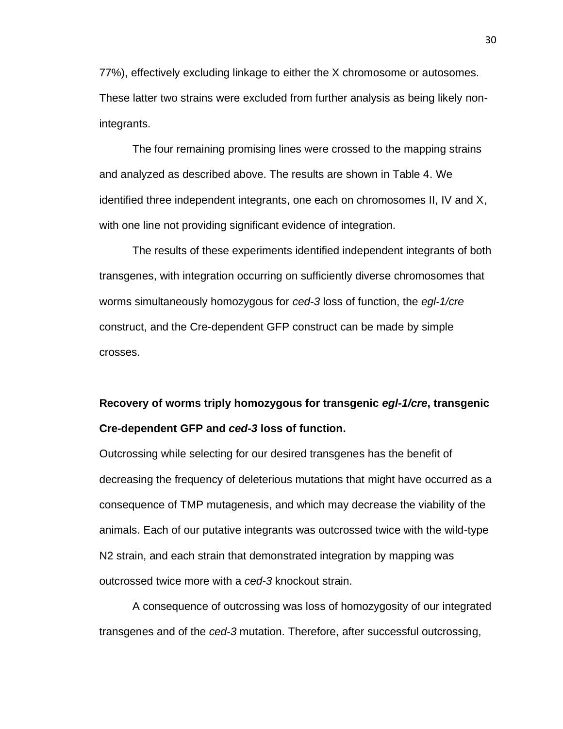77%), effectively excluding linkage to either the X chromosome or autosomes. These latter two strains were excluded from further analysis as being likely non-integrants.

The four remaining promising lines were crossed to the mapping strains and analyzed as described above. The results are shown in Table 4. We identified three independent integrants, one each on chromosomes II, IV and X, with one line not providing significant evidence of integration.

The results of these experiments identified independent integrants of both transgenes, with integration occurring on sufficiently diverse chromosomes that worms simultaneously homozygous for *ced-3* loss of function, the *egl-1/cre* construct, and the Cre-dependent GFP construct can be made by simple crosses.

**Recovery of worms triply homozygous for transgenic *egl-1/cre*, transgenic Cre-dependent GFP and *ced-3* loss of function.**

Outcrossing while selecting for our desired transgenes has the benefit of decreasing the frequency of deleterious mutations that might have occurred as a consequence of TMP mutagenesis, and which may decrease the viability of the animals. Each of our putative integrants was outcrossed twice with the wild-type N2 strain, and each strain that demonstrated integration by mapping was outcrossed twice more with a *ced-3* knockout strain.

A consequence of outcrossing was loss of homozygosity of our integrated transgenes and of the *ced-3* mutation. Therefore, after successful outcrossing,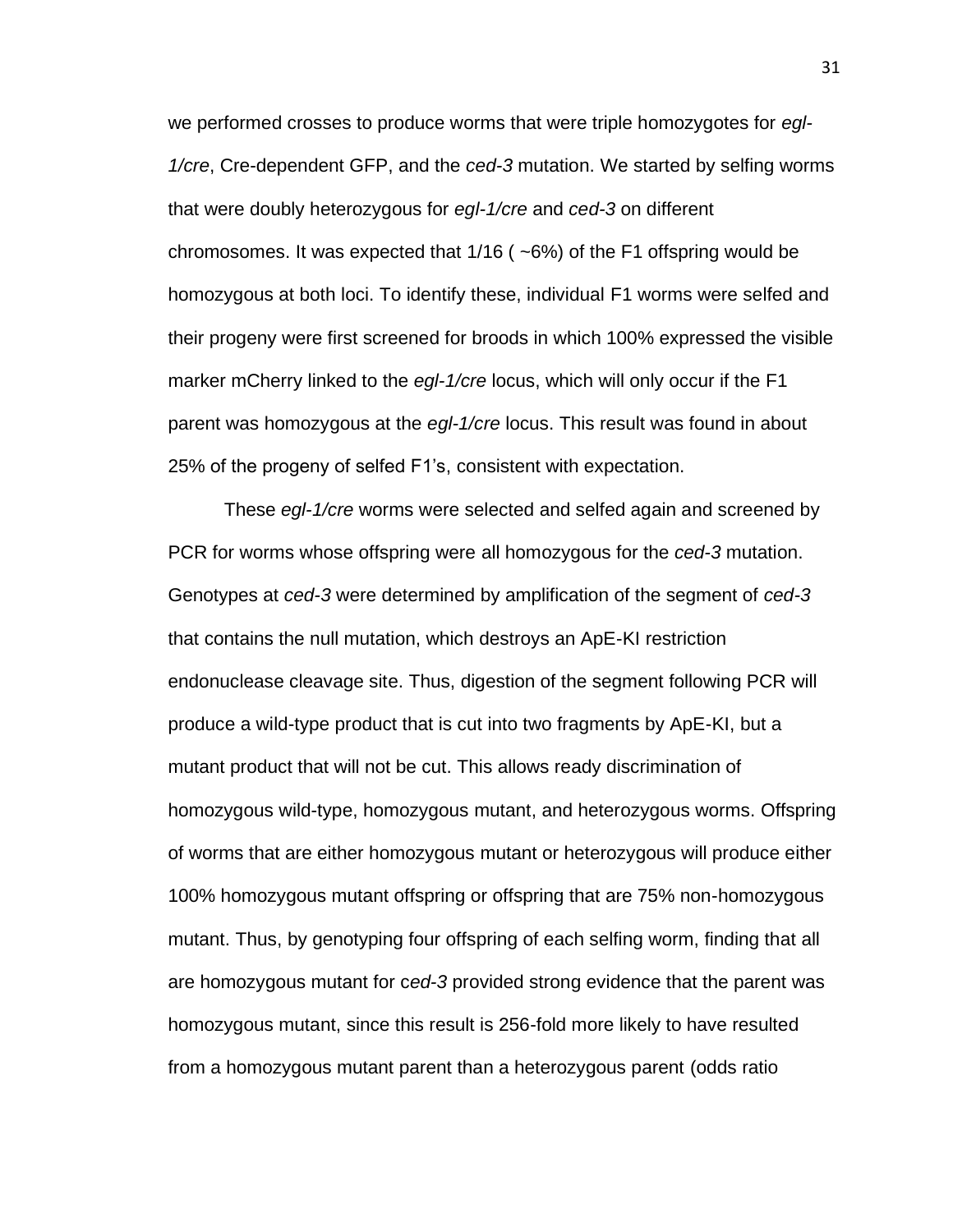we performed crosses to produce worms that were triple homozygotes for *egl-1/cre*, Cre-dependent GFP, and the *ced-3* mutation. We started by selfing worms that were doubly heterozygous for *egl-1/cre* and *ced-3* on different chromosomes. It was expected that 1/16 ( ~6%) of the F1 offspring would be homozygous at both loci. To identify these, individual F1 worms were selfed and their progeny were first screened for broods in which 100% expressed the visible marker mCherry linked to the *egl-1/cre* locus, which will only occur if the F1 parent was homozygous at the *egl-1/cre* locus. This result was found in about 25% of the progeny of selfed F1's, consistent with expectation.

These *egl-1/cre* worms were selected and selfed again and screened by PCR for worms whose offspring were all homozygous for the *ced-3* mutation. Genotypes at *ced-3* were determined by amplification of the segment of *ced-3* that contains the null mutation, which destroys an ApE-KI restriction endonuclease cleavage site. Thus, digestion of the segment following PCR will produce a wild-type product that is cut into two fragments by ApE-KI, but a mutant product that will not be cut. This allows ready discrimination of homozygous wild-type, homozygous mutant, and heterozygous worms. Offspring of worms that are either homozygous mutant or heterozygous will produce either 100% homozygous mutant offspring or offspring that are 75% non-homozygous mutant. Thus, by genotyping four offspring of each selfing worm, finding that all are homozygous mutant for c*ed-3* provided strong evidence that the parent was homozygous mutant, since this result is 256-fold more likely to have resulted from a homozygous mutant parent than a heterozygous parent (odds ratio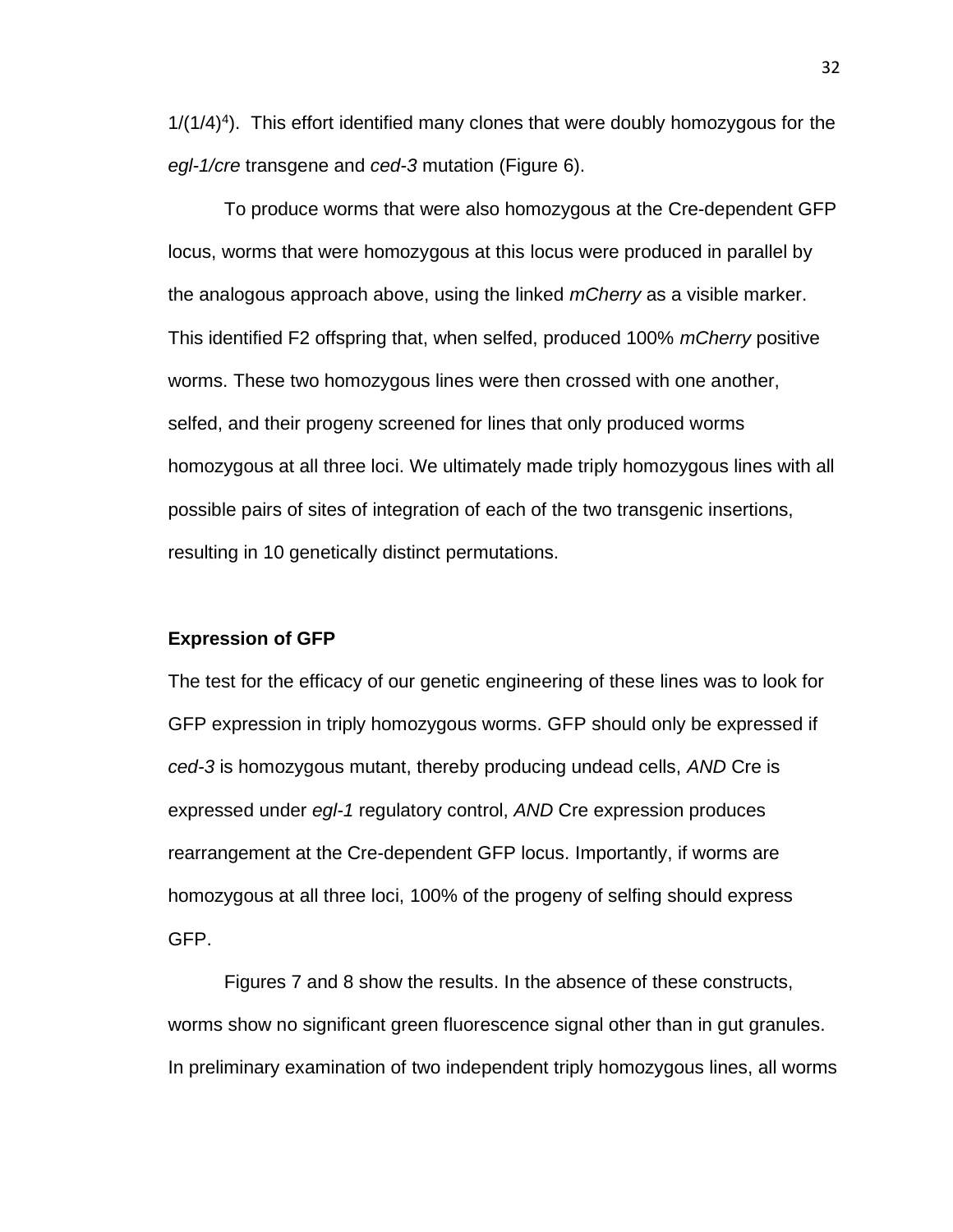$1/(1/4)^4$). This effort identified many clones that were doubly homozygous for the *egl-1/cre* transgene and *ced-3* mutation (Figure 6).

To produce worms that were also homozygous at the Cre-dependent GFP locus, worms that were homozygous at this locus were produced in parallel by the analogous approach above, using the linked *mCherry* as a visible marker. This identified F2 offspring that, when selfed, produced 100% *mCherry* positive worms. These two homozygous lines were then crossed with one another, selfed, and their progeny screened for lines that only produced worms homozygous at all three loci. We ultimately made triply homozygous lines with all possible pairs of sites of integration of each of the two transgenic insertions, resulting in 10 genetically distinct permutations.

**Expression of GFP**

The test for the efficacy of our genetic engineering of these lines was to look for GFP expression in triply homozygous worms. GFP should only be expressed if *ced-3* is homozygous mutant, thereby producing undead cells, *AND* Cre is expressed under *egl-1* regulatory control, *AND* Cre expression produces rearrangement at the Cre-dependent GFP locus. Importantly, if worms are homozygous at all three loci, 100% of the progeny of selfing should express GFP.

Figures 7 and 8 show the results. In the absence of these constructs, worms show no significant green fluorescence signal other than in gut granules. In preliminary examination of two independent triply homozygous lines, all worms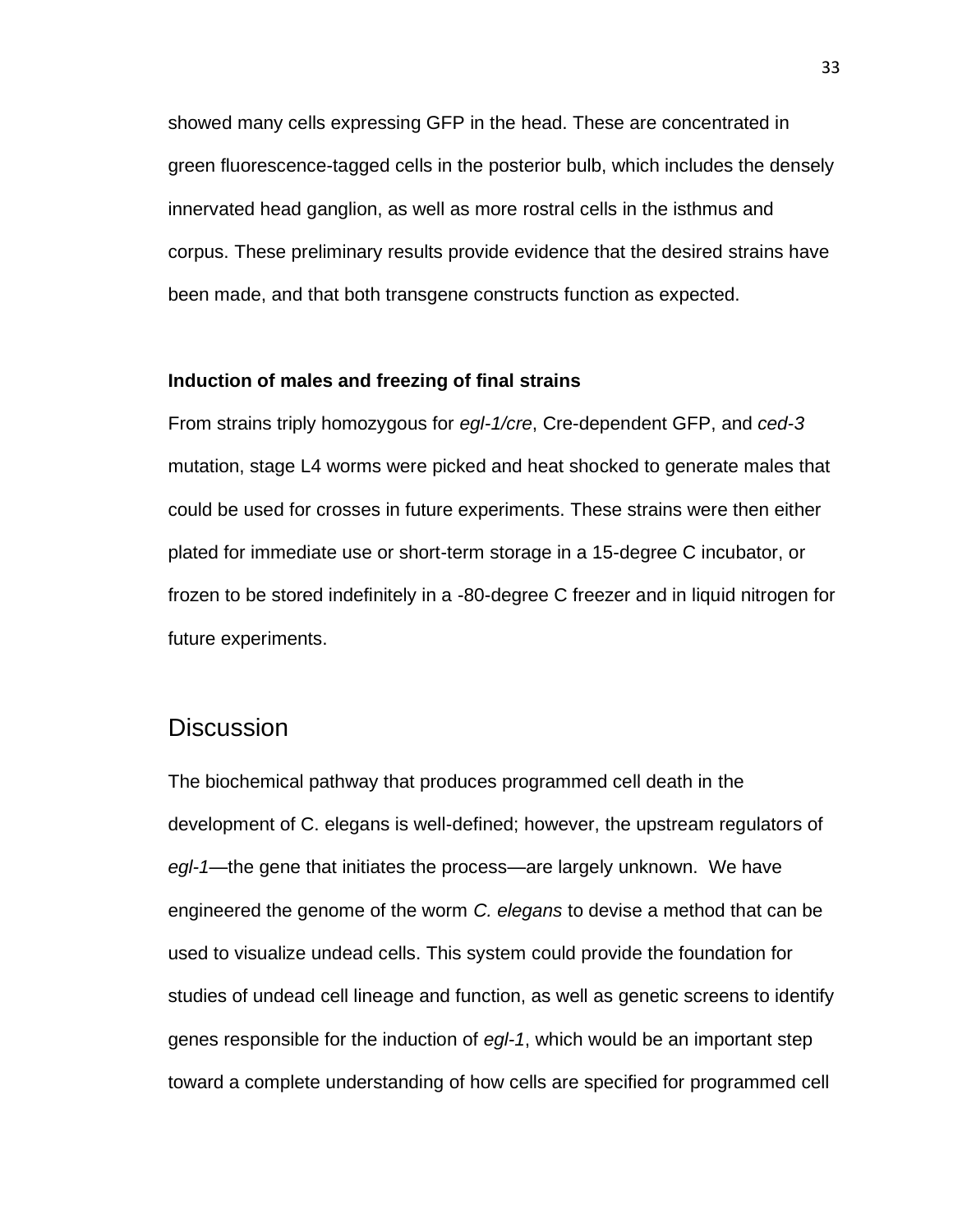showed many cells expressing GFP in the head. These are concentrated in green fluorescence-tagged cells in the posterior bulb, which includes the densely innervated head ganglion, as well as more rostral cells in the isthmus and corpus. These preliminary results provide evidence that the desired strains have been made, and that both transgene constructs function as expected.

**Induction of males and freezing of final strains**

From strains triply homozygous for *egl-1/cre*, Cre-dependent GFP, and *ced-3* mutation, stage L4 worms were picked and heat shocked to generate males that could be used for crosses in future experiments. These strains were then either plated for immediate use or short-term storage in a 15-degree C incubator, or frozen to be stored indefinitely in a -80-degree C freezer and in liquid nitrogen for future experiments.

## Discussion

The biochemical pathway that produces programmed cell death in the development of C. elegans is well-defined; however, the upstream regulators of *egl-1*—the gene that initiates the process—are largely unknown. We have engineered the genome of the worm *C. elegans* to devise a method that can be used to visualize undead cells. This system could provide the foundation for studies of undead cell lineage and function, as well as genetic screens to identify genes responsible for the induction of *egl-1*, which would be an important step toward a complete understanding of how cells are specified for programmed cell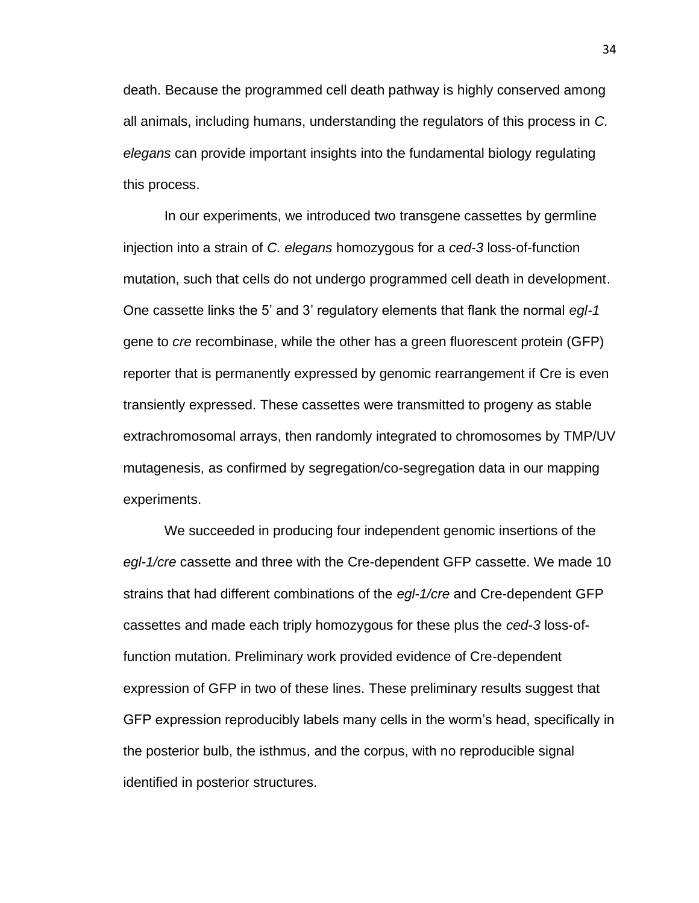death. Because the programmed cell death pathway is highly conserved among all animals, including humans, understanding the regulators of this process in *C. elegans* can provide important insights into the fundamental biology regulating this process.

In our experiments, we introduced two transgene cassettes by germline injection into a strain of *C. elegans* homozygous for a *ced-3* loss-of-function mutation, such that cells do not undergo programmed cell death in development. One cassette links the 5' and 3' regulatory elements that flank the normal *egl-1* gene to *cre* recombinase, while the other has a green fluorescent protein (GFP) reporter that is permanently expressed by genomic rearrangement if Cre is even transiently expressed. These cassettes were transmitted to progeny as stable extrachromosomal arrays, then randomly integrated to chromosomes by TMP/UV mutagenesis, as confirmed by segregation/co-segregation data in our mapping experiments.

We succeeded in producing four independent genomic insertions of the *egl-1/cre* cassette and three with the Cre-dependent GFP cassette. We made 10 strains that had different combinations of the *egl-1/cre* and Cre-dependent GFP cassettes and made each triply homozygous for these plus the *ced-3* loss-of-function mutation. Preliminary work provided evidence of Cre-dependent expression of GFP in two of these lines. These preliminary results suggest that GFP expression reproducibly labels many cells in the worm's head, specifically in the posterior bulb, the isthmus, and the corpus, with no reproducible signal identified in posterior structures.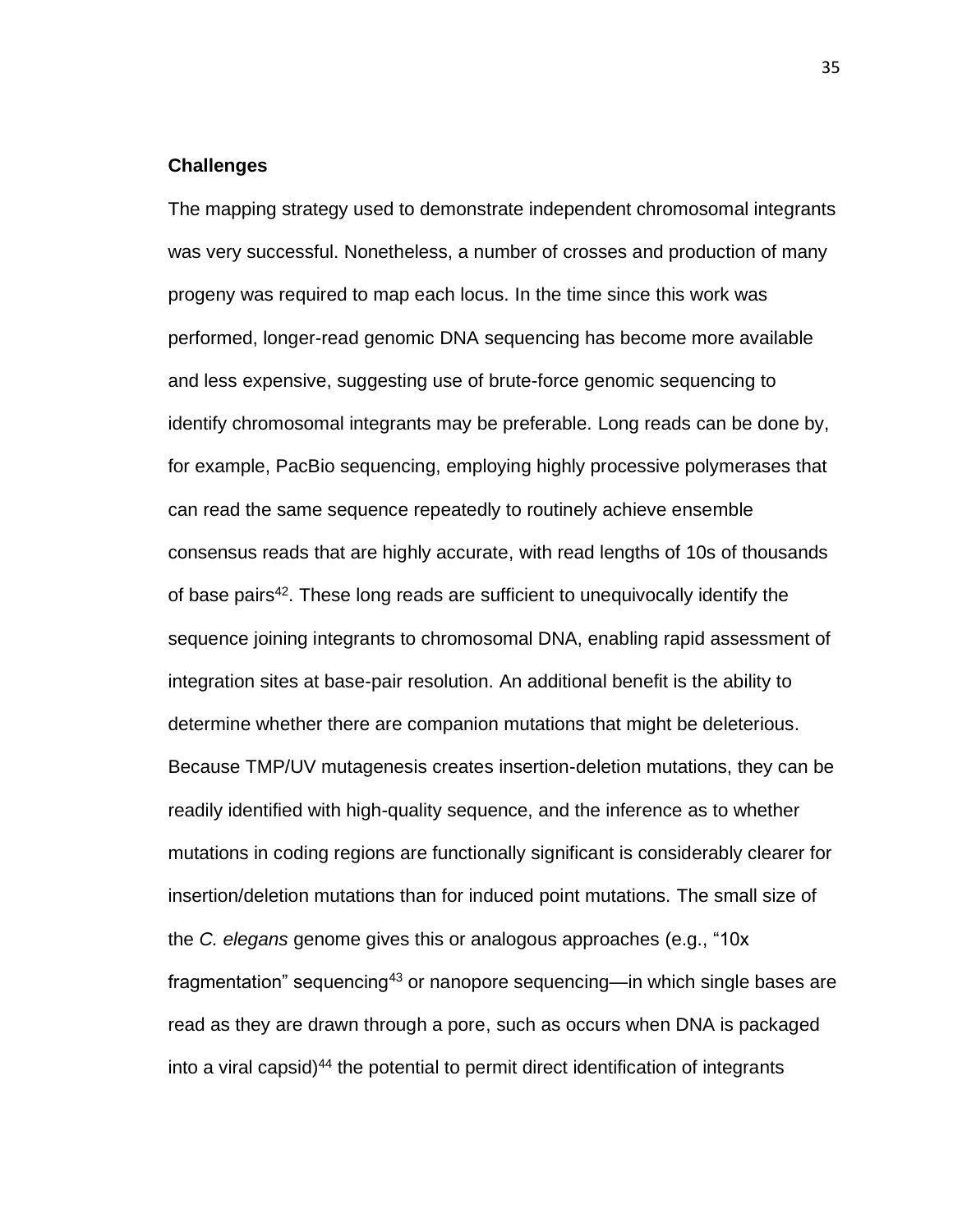### Challenges

The mapping strategy used to demonstrate independent chromosomal integrants was very successful. Nonetheless, a number of crosses and production of many progeny was required to map each locus. In the time since this work was performed, longer-read genomic DNA sequencing has become more available and less expensive, suggesting use of brute-force genomic sequencing to identify chromosomal integrants may be preferable. Long reads can be done by, for example, PacBio sequencing, employing highly processive polymerases that can read the same sequence repeatedly to routinely achieve ensemble consensus reads that are highly accurate, with read lengths of 10s of thousands of base pairs[42]. These long reads are sufficient to unequivocally identify the sequence joining integrants to chromosomal DNA, enabling rapid assessment of integration sites at base-pair resolution. An additional benefit is the ability to determine whether there are companion mutations that might be deleterious. Because TMP/UV mutagenesis creates insertion-deletion mutations, they can be readily identified with high-quality sequence, and the inference as to whether mutations in coding regions are functionally significant is considerably clearer for insertion/deletion mutations than for induced point mutations. The small size of the *C. elegans* genome gives this or analogous approaches (e.g., "10x fragmentation" sequencing[43] or nanopore sequencing—in which single bases are read as they are drawn through a pore, such as occurs when DNA is packaged into a viral capsid)[44] the potential to permit direct identification of integrants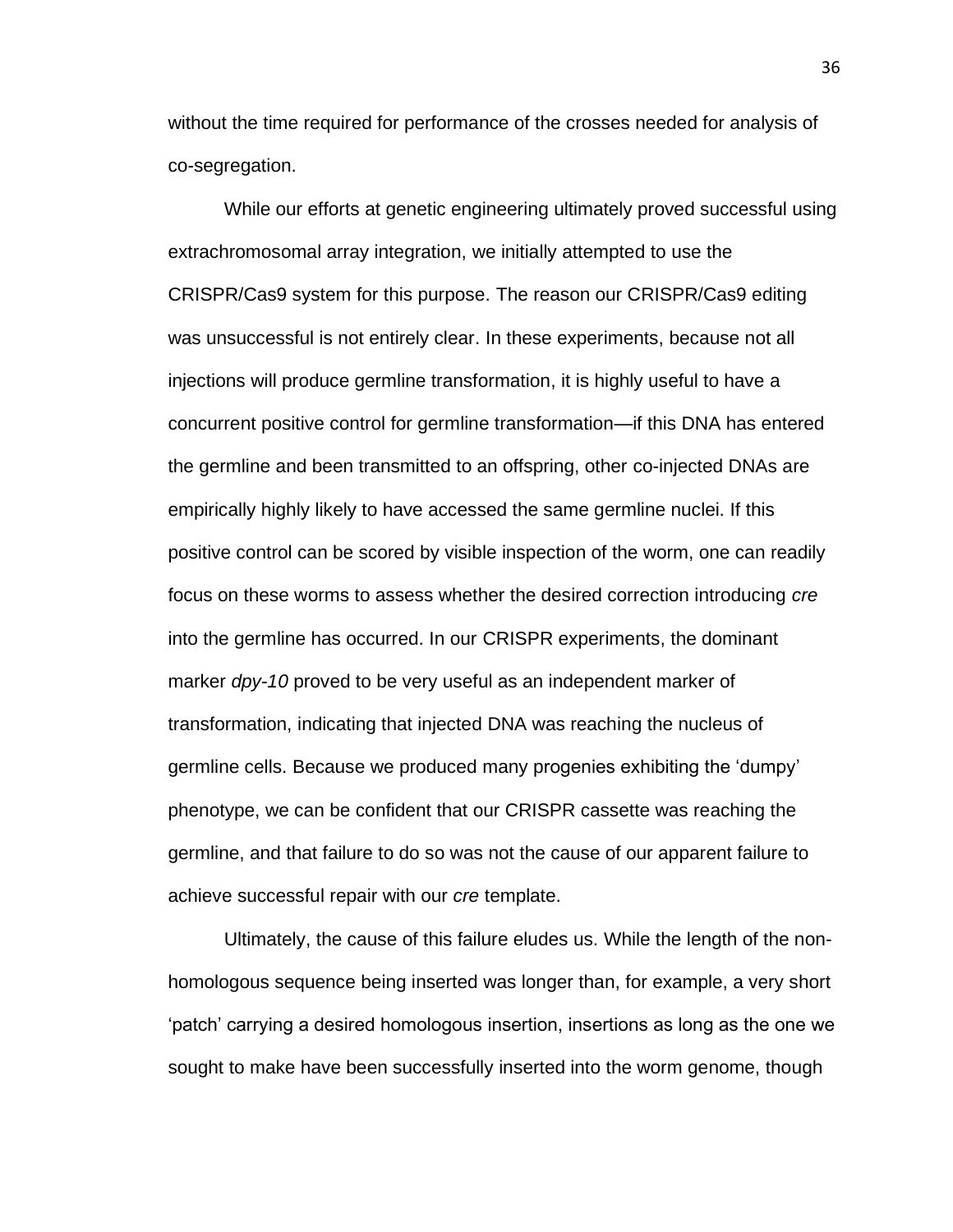without the time required for performance of the crosses needed for analysis of co-segregation.

While our efforts at genetic engineering ultimately proved successful using extrachromosomal array integration, we initially attempted to use the CRISPR/Cas9 system for this purpose. The reason our CRISPR/Cas9 editing was unsuccessful is not entirely clear. In these experiments, because not all injections will produce germline transformation, it is highly useful to have a concurrent positive control for germline transformation—if this DNA has entered the germline and been transmitted to an offspring, other co-injected DNAs are empirically highly likely to have accessed the same germline nuclei. If this positive control can be scored by visible inspection of the worm, one can readily focus on these worms to assess whether the desired correction introducing *cre* into the germline has occurred. In our CRISPR experiments, the dominant marker *dpy-10* proved to be very useful as an independent marker of transformation, indicating that injected DNA was reaching the nucleus of germline cells. Because we produced many progenies exhibiting the 'dumpy' phenotype, we can be confident that our CRISPR cassette was reaching the germline, and that failure to do so was not the cause of our apparent failure to achieve successful repair with our *cre* template.

Ultimately, the cause of this failure eludes us. While the length of the non-homologous sequence being inserted was longer than, for example, a very short 'patch' carrying a desired homologous insertion, insertions as long as the one we sought to make have been successfully inserted into the worm genome, though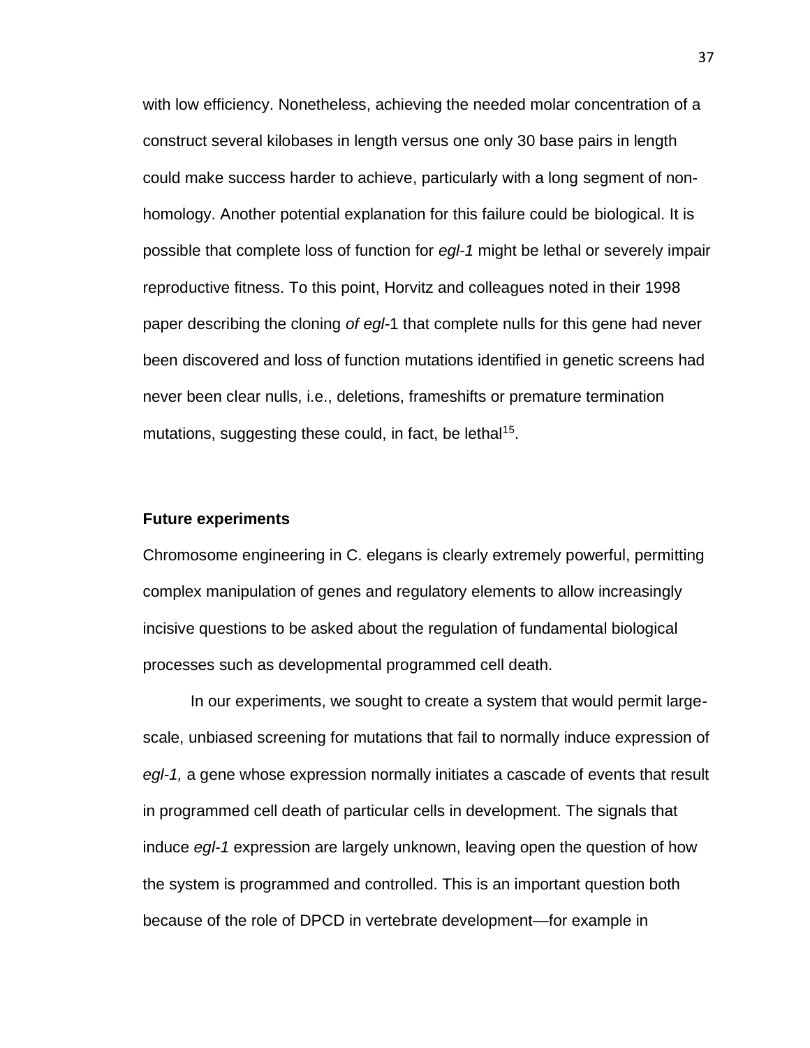with low efficiency. Nonetheless, achieving the needed molar concentration of a construct several kilobases in length versus one only 30 base pairs in length could make success harder to achieve, particularly with a long segment of non-homology. Another potential explanation for this failure could be biological. It is possible that complete loss of function for *egl-1* might be lethal or severely impair reproductive fitness. To this point, Horvitz and colleagues noted in their 1998 paper describing the cloning *of egl*-1 that complete nulls for this gene had never been discovered and loss of function mutations identified in genetic screens had never been clear nulls, i.e., deletions, frameshifts or premature termination mutations, suggesting these could, in fact, be lethal[15].

**Future experiments**

Chromosome engineering in C. elegans is clearly extremely powerful, permitting complex manipulation of genes and regulatory elements to allow increasingly incisive questions to be asked about the regulation of fundamental biological processes such as developmental programmed cell death.

In our experiments, we sought to create a system that would permit large-scale, unbiased screening for mutations that fail to normally induce expression of *egl-1,* a gene whose expression normally initiates a cascade of events that result in programmed cell death of particular cells in development. The signals that induce *egl-1* expression are largely unknown, leaving open the question of how the system is programmed and controlled. This is an important question both because of the role of DPCD in vertebrate development—for example in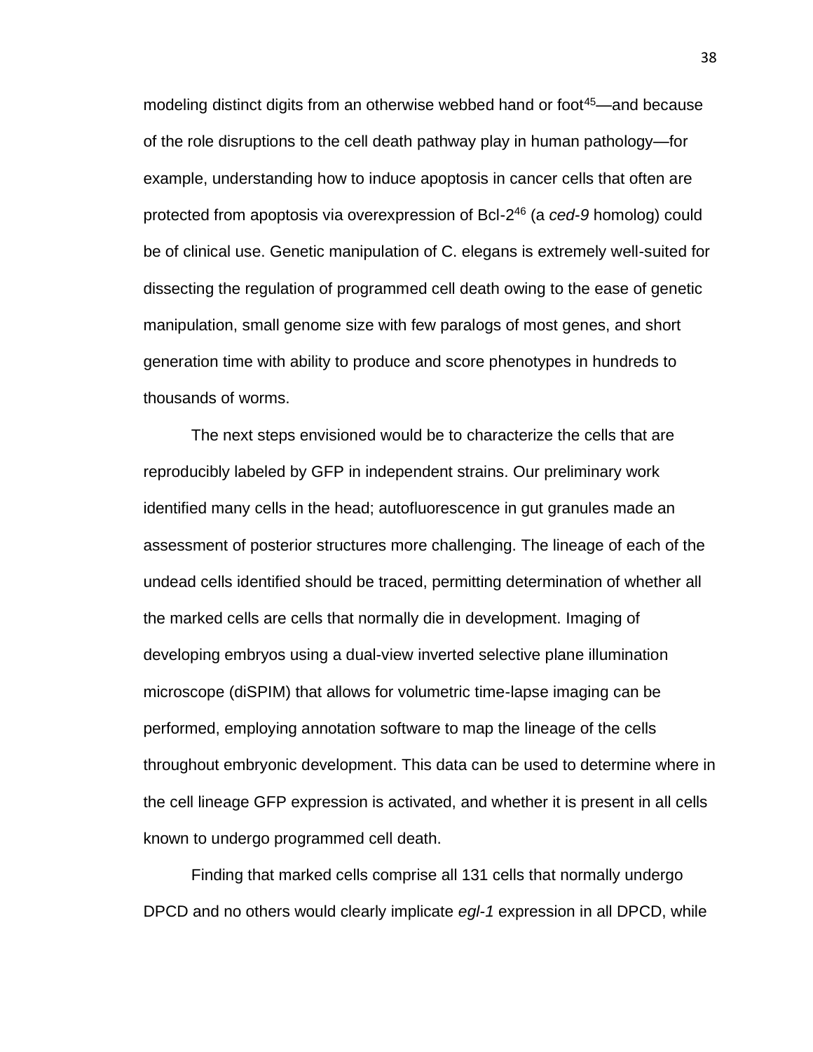modeling distinct digits from an otherwise webbed hand or foot[45]—and because of the role disruptions to the cell death pathway play in human pathology—for example, understanding how to induce apoptosis in cancer cells that often are protected from apoptosis via overexpression of Bcl-2[46] (a *ced-9* homolog) could be of clinical use. Genetic manipulation of C. elegans is extremely well-suited for dissecting the regulation of programmed cell death owing to the ease of genetic manipulation, small genome size with few paralogs of most genes, and short generation time with ability to produce and score phenotypes in hundreds to thousands of worms.

The next steps envisioned would be to characterize the cells that are reproducibly labeled by GFP in independent strains. Our preliminary work identified many cells in the head; autofluorescence in gut granules made an assessment of posterior structures more challenging. The lineage of each of the undead cells identified should be traced, permitting determination of whether all the marked cells are cells that normally die in development. Imaging of developing embryos using a dual-view inverted selective plane illumination microscope (diSPIM) that allows for volumetric time-lapse imaging can be performed, employing annotation software to map the lineage of the cells throughout embryonic development. This data can be used to determine where in the cell lineage GFP expression is activated, and whether it is present in all cells known to undergo programmed cell death.

Finding that marked cells comprise all 131 cells that normally undergo DPCD and no others would clearly implicate *egl-1* expression in all DPCD, while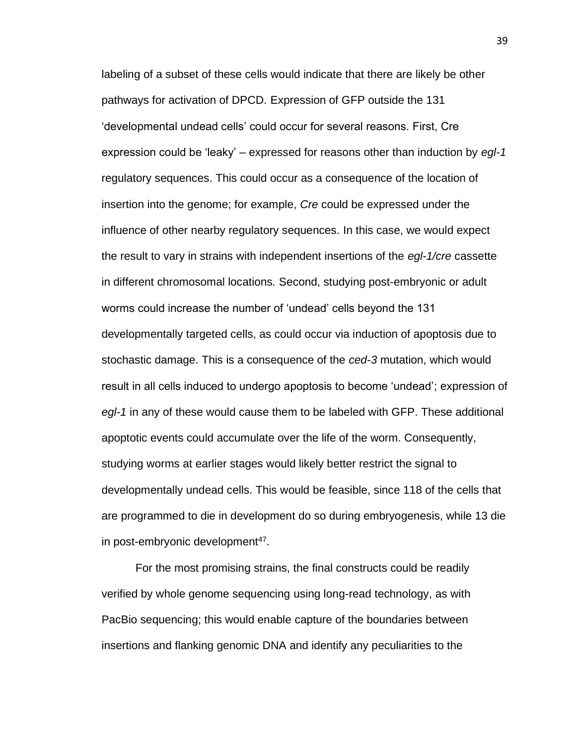labeling of a subset of these cells would indicate that there are likely be other pathways for activation of DPCD. Expression of GFP outside the 131 'developmental undead cells' could occur for several reasons. First, Cre expression could be 'leaky' – expressed for reasons other than induction by *egl-1* regulatory sequences. This could occur as a consequence of the location of insertion into the genome; for example, *Cre* could be expressed under the influence of other nearby regulatory sequences. In this case, we would expect the result to vary in strains with independent insertions of the *egl-1/cre* cassette in different chromosomal locations*.* Second, studying post-embryonic or adult worms could increase the number of 'undead' cells beyond the 131 developmentally targeted cells, as could occur via induction of apoptosis due to stochastic damage. This is a consequence of the *ced-3* mutation, which would result in all cells induced to undergo apoptosis to become 'undead'; expression of *egl-1* in any of these would cause them to be labeled with GFP. These additional apoptotic events could accumulate over the life of the worm. Consequently, studying worms at earlier stages would likely better restrict the signal to developmentally undead cells. This would be feasible, since 118 of the cells that are programmed to die in development do so during embryogenesis, while 13 die in post-embryonic development[47].

For the most promising strains, the final constructs could be readily verified by whole genome sequencing using long-read technology, as with PacBio sequencing; this would enable capture of the boundaries between insertions and flanking genomic DNA and identify any peculiarities to the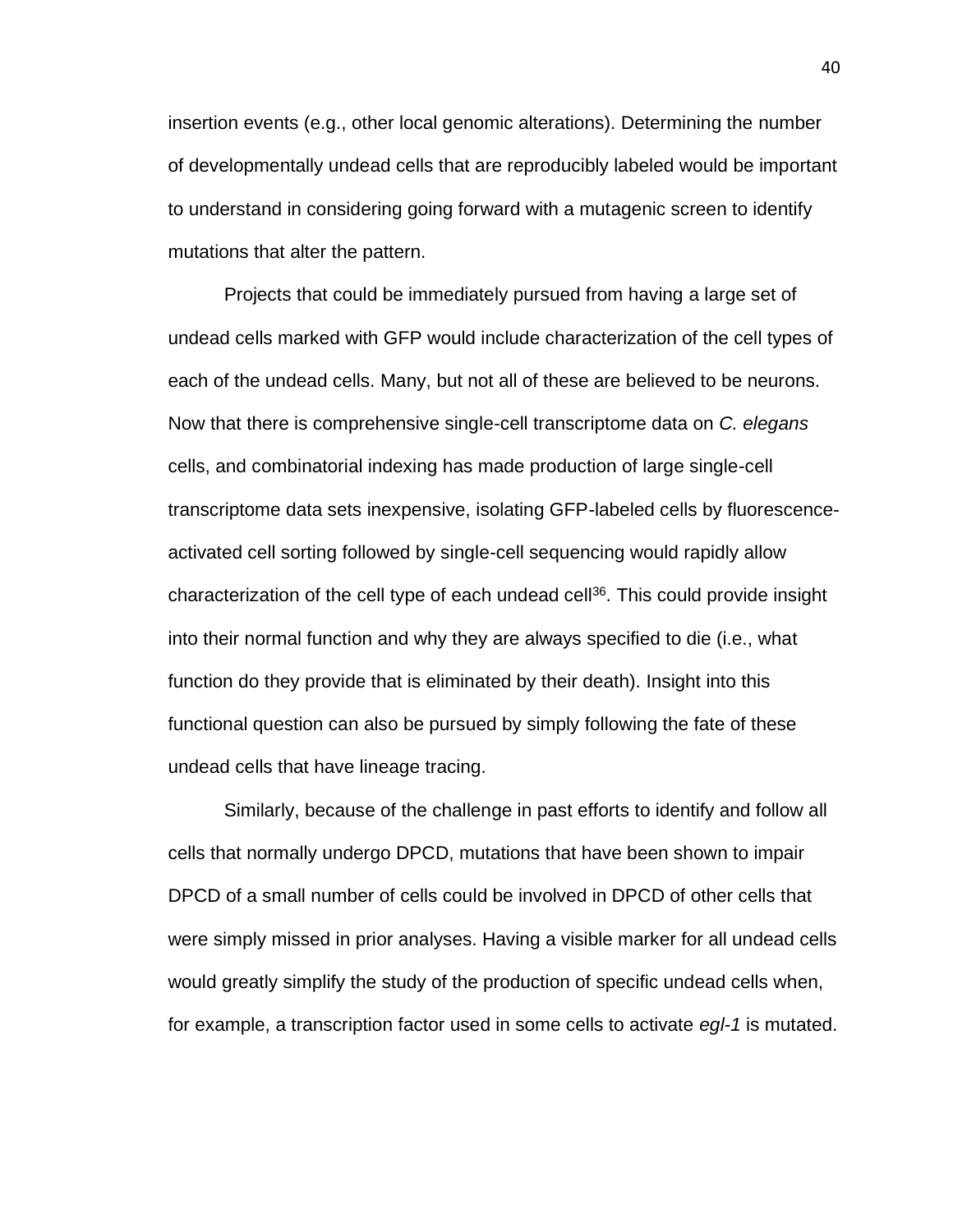insertion events (e.g., other local genomic alterations). Determining the number of developmentally undead cells that are reproducibly labeled would be important to understand in considering going forward with a mutagenic screen to identify mutations that alter the pattern.

Projects that could be immediately pursued from having a large set of undead cells marked with GFP would include characterization of the cell types of each of the undead cells. Many, but not all of these are believed to be neurons. Now that there is comprehensive single-cell transcriptome data on *C. elegans* cells, and combinatorial indexing has made production of large single-cell transcriptome data sets inexpensive, isolating GFP-labeled cells by fluorescence-activated cell sorting followed by single-cell sequencing would rapidly allow characterization of the cell type of each undead cell[36]. This could provide insight into their normal function and why they are always specified to die (i.e., what function do they provide that is eliminated by their death). Insight into this functional question can also be pursued by simply following the fate of these undead cells that have lineage tracing.

Similarly, because of the challenge in past efforts to identify and follow all cells that normally undergo DPCD, mutations that have been shown to impair DPCD of a small number of cells could be involved in DPCD of other cells that were simply missed in prior analyses. Having a visible marker for all undead cells would greatly simplify the study of the production of specific undead cells when, for example, a transcription factor used in some cells to activate *egl-1* is mutated.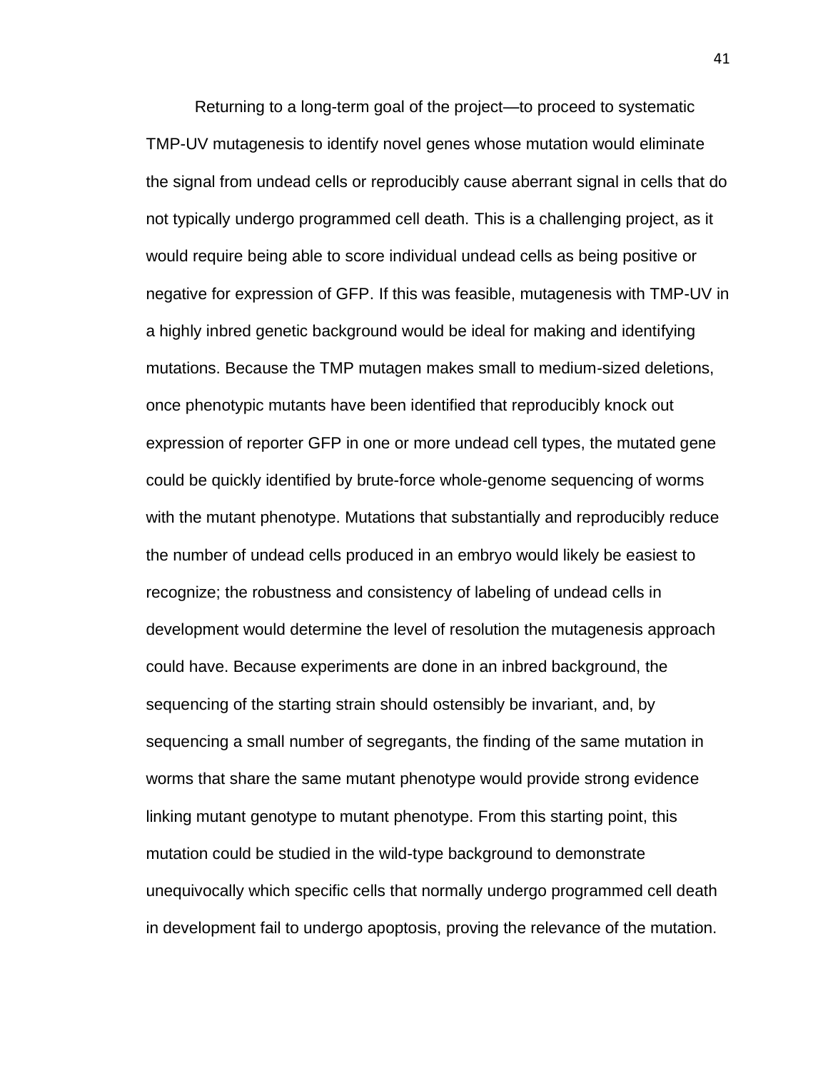Returning to a long-term goal of the project—to proceed to systematic TMP-UV mutagenesis to identify novel genes whose mutation would eliminate the signal from undead cells or reproducibly cause aberrant signal in cells that do not typically undergo programmed cell death. This is a challenging project, as it would require being able to score individual undead cells as being positive or negative for expression of GFP. If this was feasible, mutagenesis with TMP-UV in a highly inbred genetic background would be ideal for making and identifying mutations. Because the TMP mutagen makes small to medium-sized deletions, once phenotypic mutants have been identified that reproducibly knock out expression of reporter GFP in one or more undead cell types, the mutated gene could be quickly identified by brute-force whole-genome sequencing of worms with the mutant phenotype. Mutations that substantially and reproducibly reduce the number of undead cells produced in an embryo would likely be easiest to recognize; the robustness and consistency of labeling of undead cells in development would determine the level of resolution the mutagenesis approach could have. Because experiments are done in an inbred background, the sequencing of the starting strain should ostensibly be invariant, and, by sequencing a small number of segregants, the finding of the same mutation in worms that share the same mutant phenotype would provide strong evidence linking mutant genotype to mutant phenotype. From this starting point, this mutation could be studied in the wild-type background to demonstrate unequivocally which specific cells that normally undergo programmed cell death in development fail to undergo apoptosis, proving the relevance of the mutation.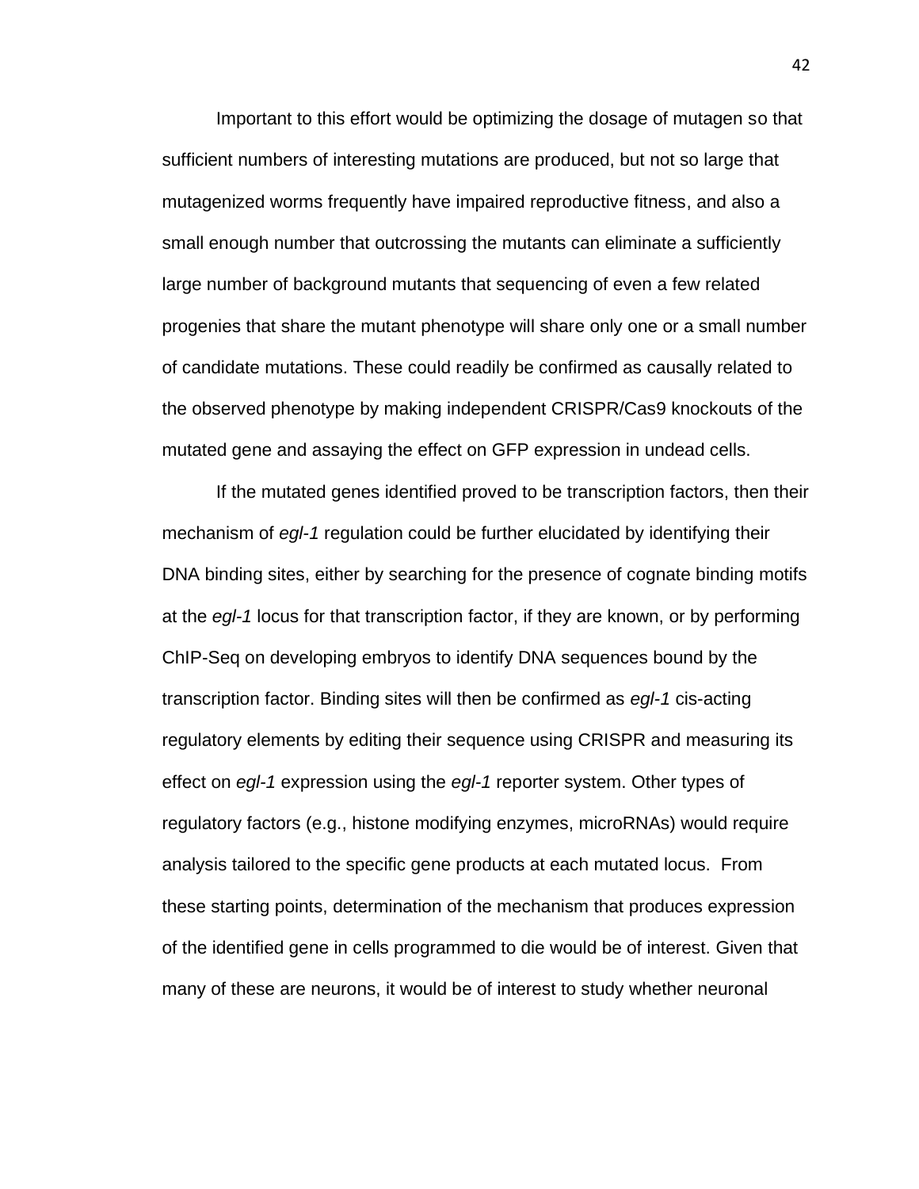Important to this effort would be optimizing the dosage of mutagen so that sufficient numbers of interesting mutations are produced, but not so large that mutagenized worms frequently have impaired reproductive fitness, and also a small enough number that outcrossing the mutants can eliminate a sufficiently large number of background mutants that sequencing of even a few related progenies that share the mutant phenotype will share only one or a small number of candidate mutations. These could readily be confirmed as causally related to the observed phenotype by making independent CRISPR/Cas9 knockouts of the mutated gene and assaying the effect on GFP expression in undead cells.

If the mutated genes identified proved to be transcription factors, then their mechanism of *egl-1* regulation could be further elucidated by identifying their DNA binding sites, either by searching for the presence of cognate binding motifs at the *egl-1* locus for that transcription factor, if they are known, or by performing ChIP-Seq on developing embryos to identify DNA sequences bound by the transcription factor. Binding sites will then be confirmed as *egl-1* cis-acting regulatory elements by editing their sequence using CRISPR and measuring its effect on *egl-1* expression using the *egl-1* reporter system. Other types of regulatory factors (e.g., histone modifying enzymes, microRNAs) would require analysis tailored to the specific gene products at each mutated locus. From these starting points, determination of the mechanism that produces expression of the identified gene in cells programmed to die would be of interest. Given that many of these are neurons, it would be of interest to study whether neuronal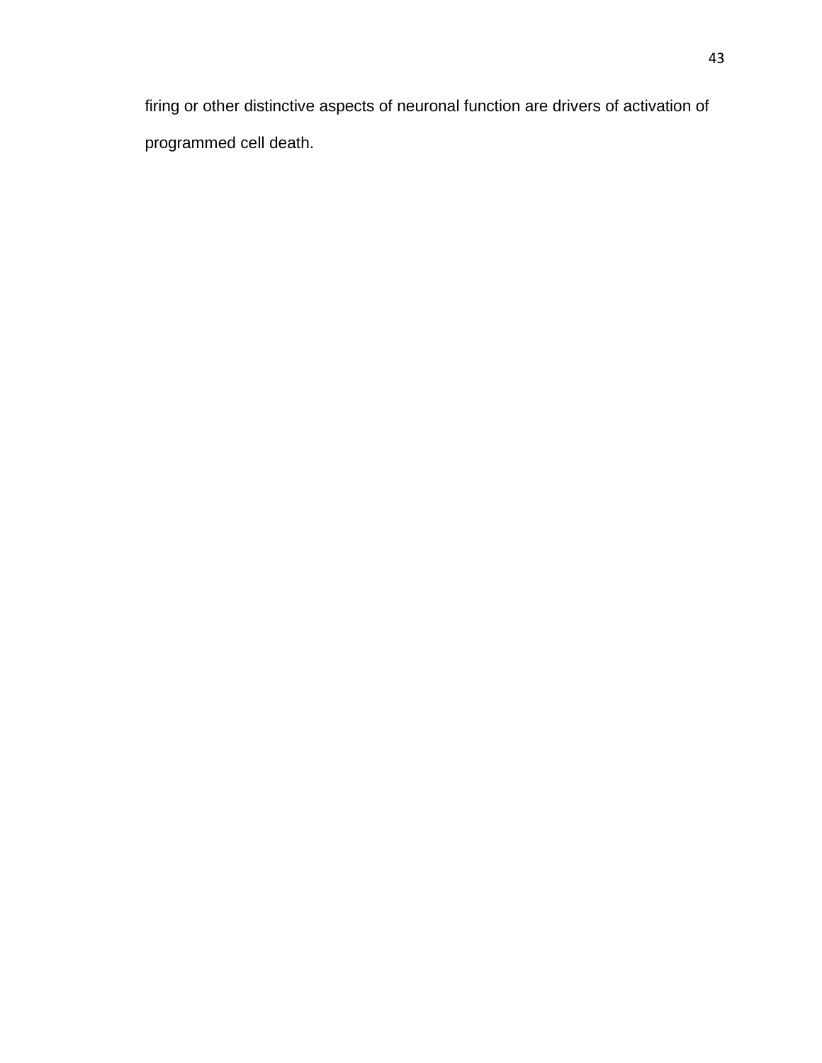firing or other distinctive aspects of neuronal function are drivers of activation of programmed cell death.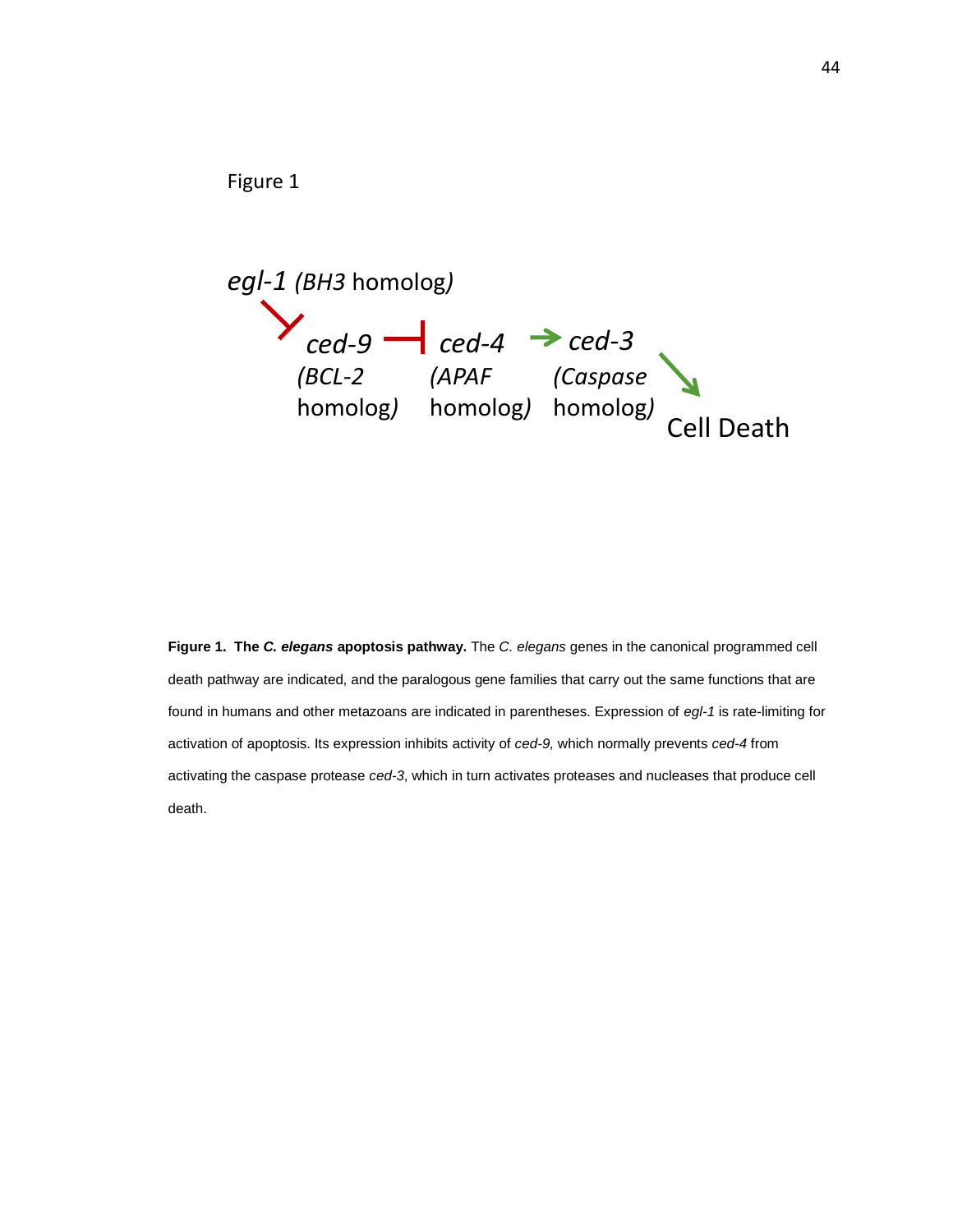Figure 1

*egl-1* (*BH3* homolog)

*ced-9* (*BCL-2* homolog) ⊣ *ced-4* (*APAF* homolog) → *ced-3* (*Caspase* homolog) → Cell Death

**Figure 1. The *C. elegans* apoptosis pathway.** The *C. elegans* genes in the canonical programmed cell death pathway are indicated, and the paralogous gene families that carry out the same functions that are found in humans and other metazoans are indicated in parentheses. Expression of *egl-1* is rate-limiting for activation of apoptosis. Its expression inhibits activity of *ced-9*, which normally prevents *ced-4* from activating the caspase protease *ced-3*, which in turn activates proteases and nucleases that produce cell death.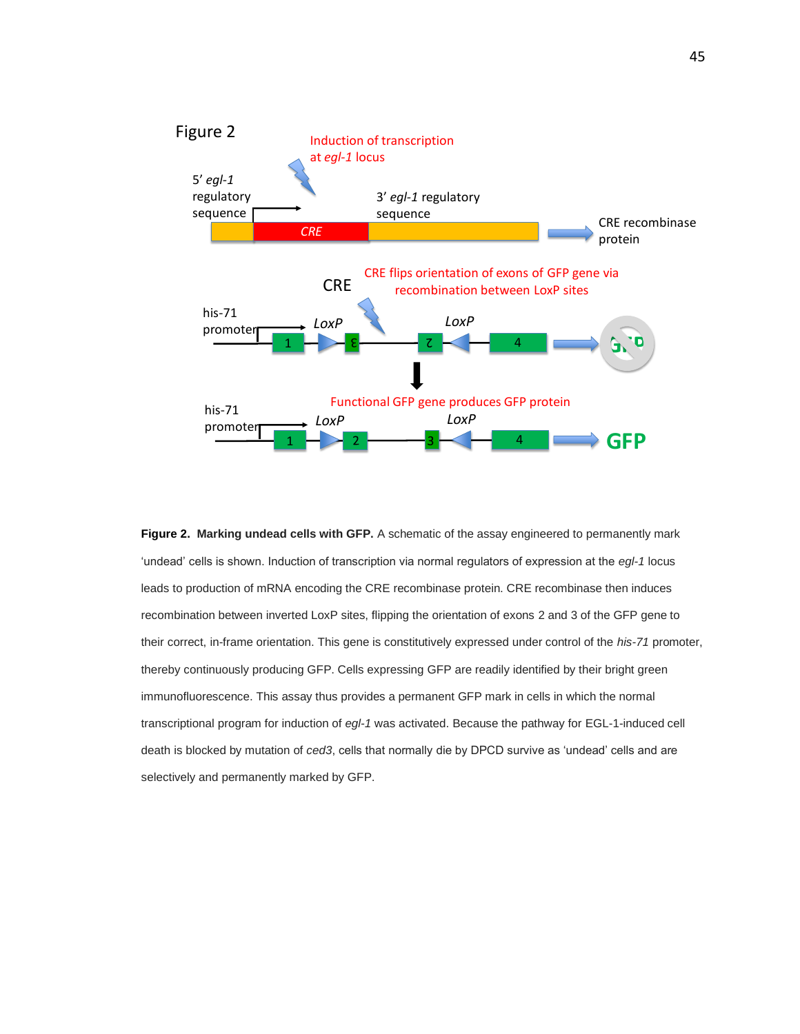Figure 2

Induction of transcription at *egl-1* locus

5′ *egl-1* regulatory sequence

3′ *egl-1* regulatory sequence

CRE

CRE recombinase protein

CRE

CRE flips orientation of exons of GFP gene via recombination between LoxP sites

his-71 promoter

*LoxP*

*LoxP*

1 3 2 4

Functional GFP gene produces GFP protein

his-71 promoter

*LoxP*

*LoxP*

1 2 3 4

GFP

**Figure 2. Marking undead cells with GFP.** A schematic of the assay engineered to permanently mark 'undead' cells is shown. Induction of transcription via normal regulators of expression at the *egl-1* locus leads to production of mRNA encoding the CRE recombinase protein. CRE recombinase then induces recombination between inverted LoxP sites, flipping the orientation of exons 2 and 3 of the GFP gene to their correct, in-frame orientation. This gene is constitutively expressed under control of the *his-71* promoter, thereby continuously producing GFP. Cells expressing GFP are readily identified by their bright green immunofluorescence. This assay thus provides a permanent GFP mark in cells in which the normal transcriptional program for induction of *egl-1* was activated. Because the pathway for EGL-1-induced cell death is blocked by mutation of *ced3*, cells that normally die by DPCD survive as 'undead' cells and are selectively and permanently marked by GFP.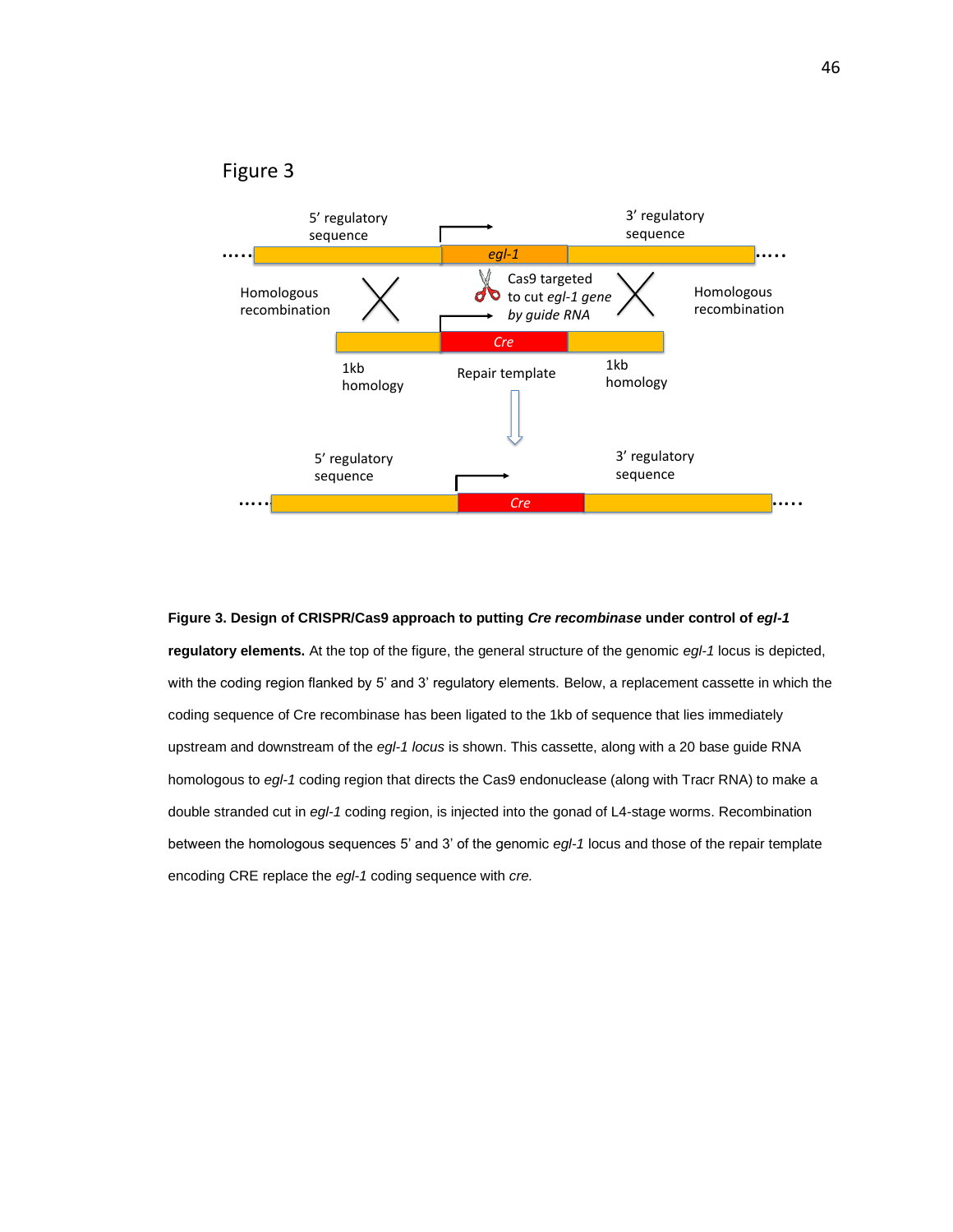Figure 3

5′ regulatory sequence

3′ regulatory sequence

*egl-1*

Homologous recombination

Cas9 targeted to cut *egl-1 gene by guide RNA*

Homologous recombination

*Cre*

1kb homology

Repair template

1kb homology

5′ regulatory sequence

3′ regulatory sequence

*Cre*

**Figure 3. Design of CRISPR/Cas9 approach to putting *Cre recombinase* under control of *egl-1* regulatory elements.** At the top of the figure, the general structure of the genomic *egl-1* locus is depicted, with the coding region flanked by 5' and 3' regulatory elements. Below, a replacement cassette in which the coding sequence of Cre recombinase has been ligated to the 1kb of sequence that lies immediately upstream and downstream of the *egl-1 locus* is shown. This cassette, along with a 20 base guide RNA homologous to *egl-1* coding region that directs the Cas9 endonuclease (along with Tracr RNA) to make a double stranded cut in *egl-1* coding region, is injected into the gonad of L4-stage worms. Recombination between the homologous sequences 5' and 3' of the genomic *egl-1* locus and those of the repair template encoding CRE replace the *egl-1* coding sequence with *cre.*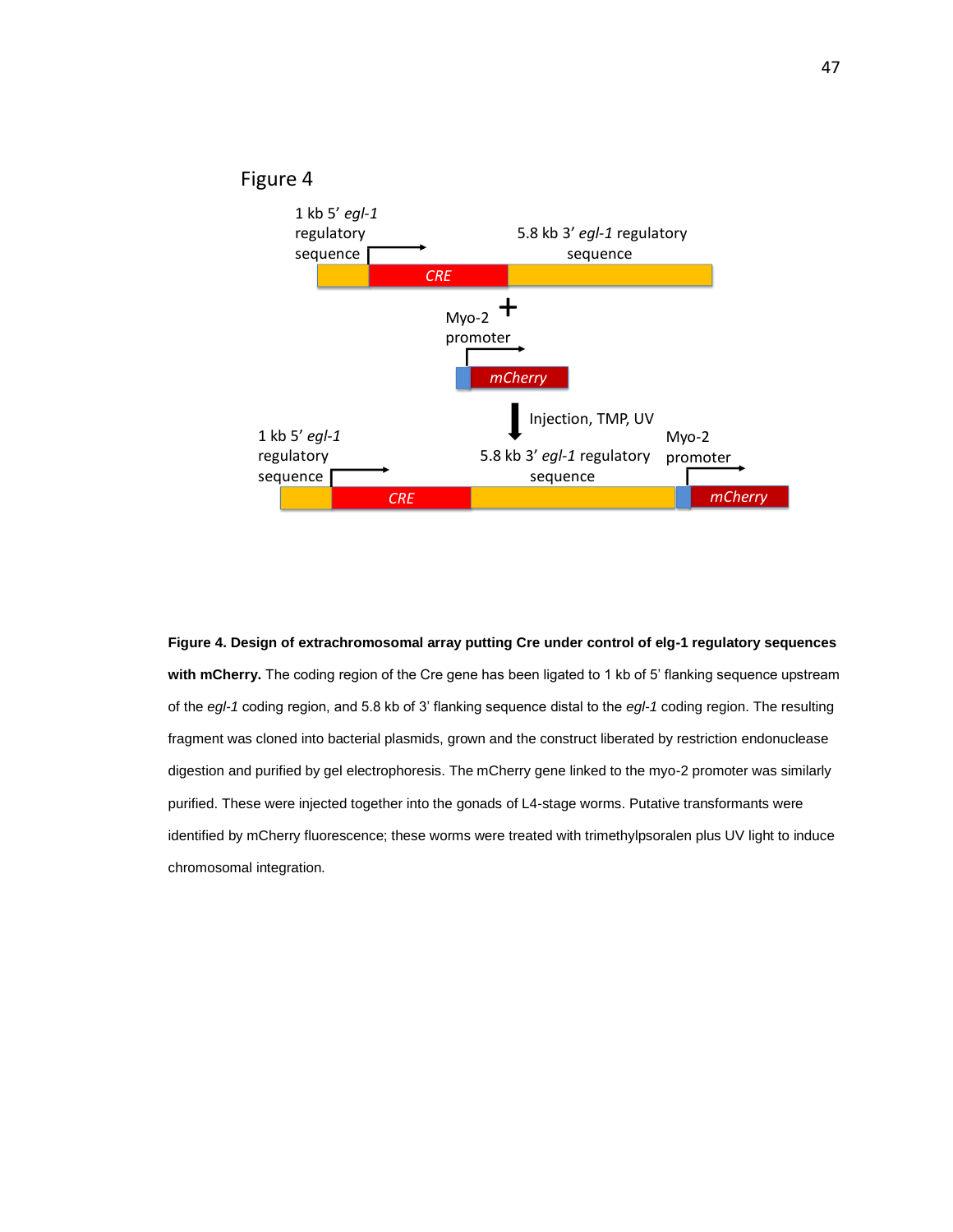Figure 4

1 kb 5′ *egl-1* regulatory sequence

*CRE*

5.8 kb 3′ *egl-1* regulatory sequence

+

Myo-2 promoter

*mCherry*

Injection, TMP, UV

1 kb 5′ *egl-1* regulatory sequence

*CRE*

5.8 kb 3′ *egl-1* regulatory sequence

Myo-2 promoter

*mCherry*

**Figure 4. Design of extrachromosomal array putting Cre under control of elg-1 regulatory sequences with mCherry.** The coding region of the Cre gene has been ligated to 1 kb of 5′ flanking sequence upstream of the *egl-1* coding region, and 5.8 kb of 3′ flanking sequence distal to the *egl-1* coding region. The resulting fragment was cloned into bacterial plasmids, grown and the construct liberated by restriction endonuclease digestion and purified by gel electrophoresis. The mCherry gene linked to the myo-2 promoter was similarly purified. These were injected together into the gonads of L4-stage worms. Putative transformants were identified by mCherry fluorescence; these worms were treated with trimethylpsoralen plus UV light to induce chromosomal integration.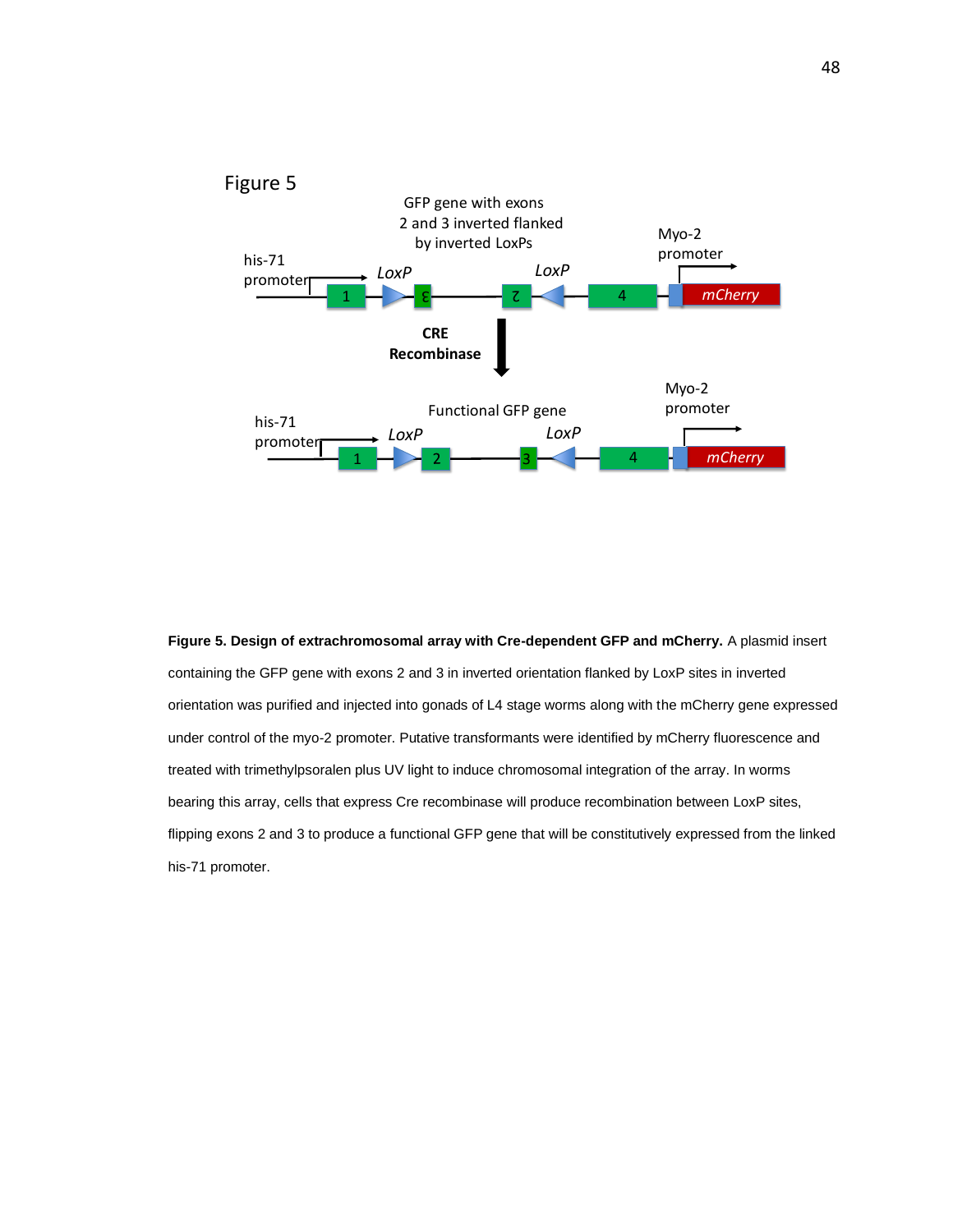Figure 5

GFP gene with exons 2 and 3 inverted flanked by inverted LoxPs

his-71 promoter

*LoxP*

*LoxP*

Myo-2 promoter

1 | 3 | 2 | 4 | *mCherry*

**CRE Recombinase**

Functional GFP gene

his-71 promoter

*LoxP*

*LoxP*

Myo-2 promoter

1 | 2 | 3 | 4 | *mCherry*

**Figure 5. Design of extrachromosomal array with Cre-dependent GFP and mCherry.** A plasmid insert containing the GFP gene with exons 2 and 3 in inverted orientation flanked by LoxP sites in inverted orientation was purified and injected into gonads of L4 stage worms along with the mCherry gene expressed under control of the myo-2 promoter. Putative transformants were identified by mCherry fluorescence and treated with trimethylpsoralen plus UV light to induce chromosomal integration of the array. In worms bearing this array, cells that express Cre recombinase will produce recombination between LoxP sites, flipping exons 2 and 3 to produce a functional GFP gene that will be constitutively expressed from the linked his-71 promoter.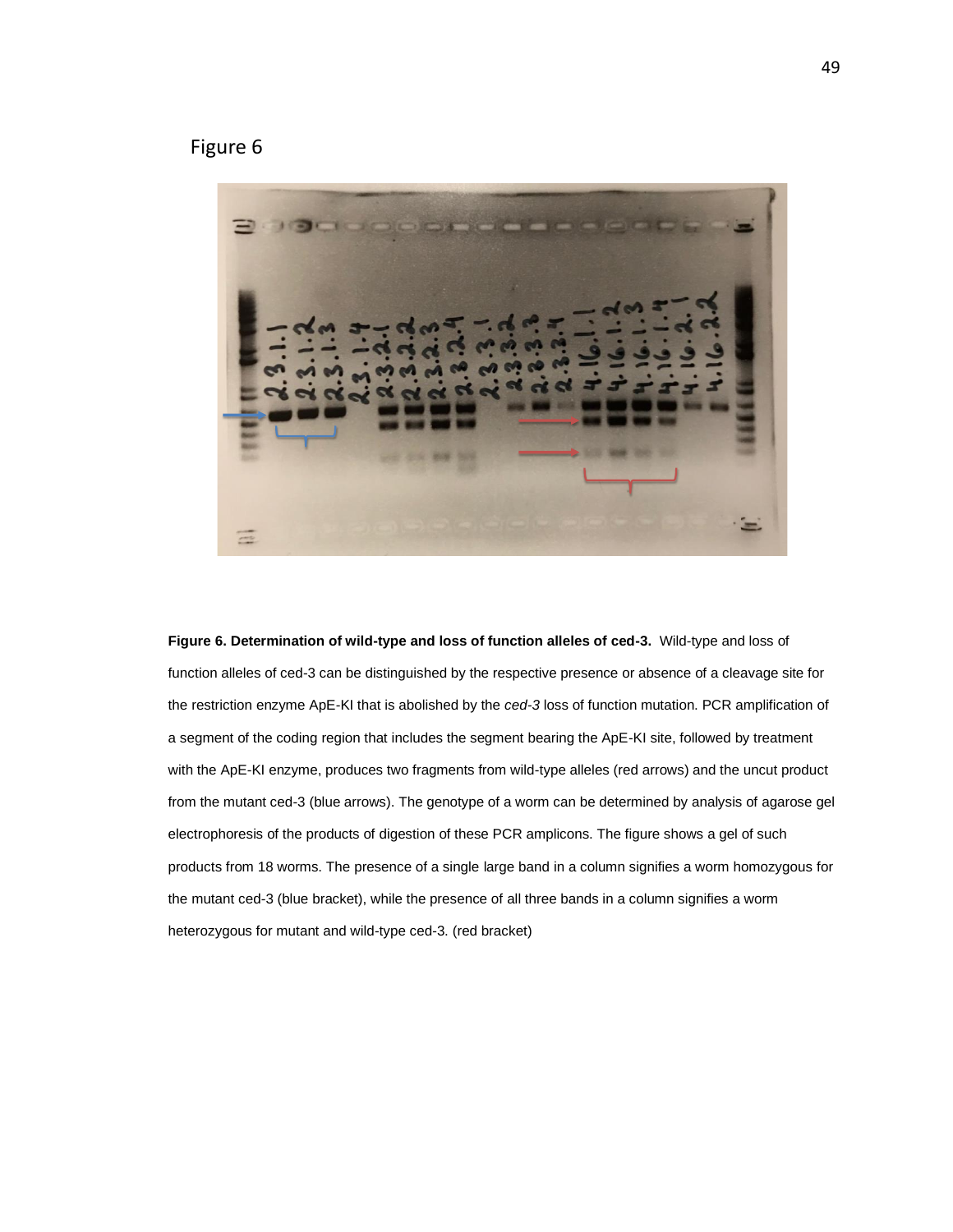Figure 6

**Figure 6. Determination of wild-type and loss of function alleles of ced-3.** Wild-type and loss of function alleles of ced-3 can be distinguished by the respective presence or absence of a cleavage site for the restriction enzyme ApE-KI that is abolished by the *ced-3* loss of function mutation. PCR amplification of a segment of the coding region that includes the segment bearing the ApE-KI site, followed by treatment with the ApE-KI enzyme, produces two fragments from wild-type alleles (red arrows) and the uncut product from the mutant ced-3 (blue arrows). The genotype of a worm can be determined by analysis of agarose gel electrophoresis of the products of digestion of these PCR amplicons. The figure shows a gel of such products from 18 worms. The presence of a single large band in a column signifies a worm homozygous for the mutant ced-3 (blue bracket), while the presence of all three bands in a column signifies a worm heterozygous for mutant and wild-type ced-3. (red bracket)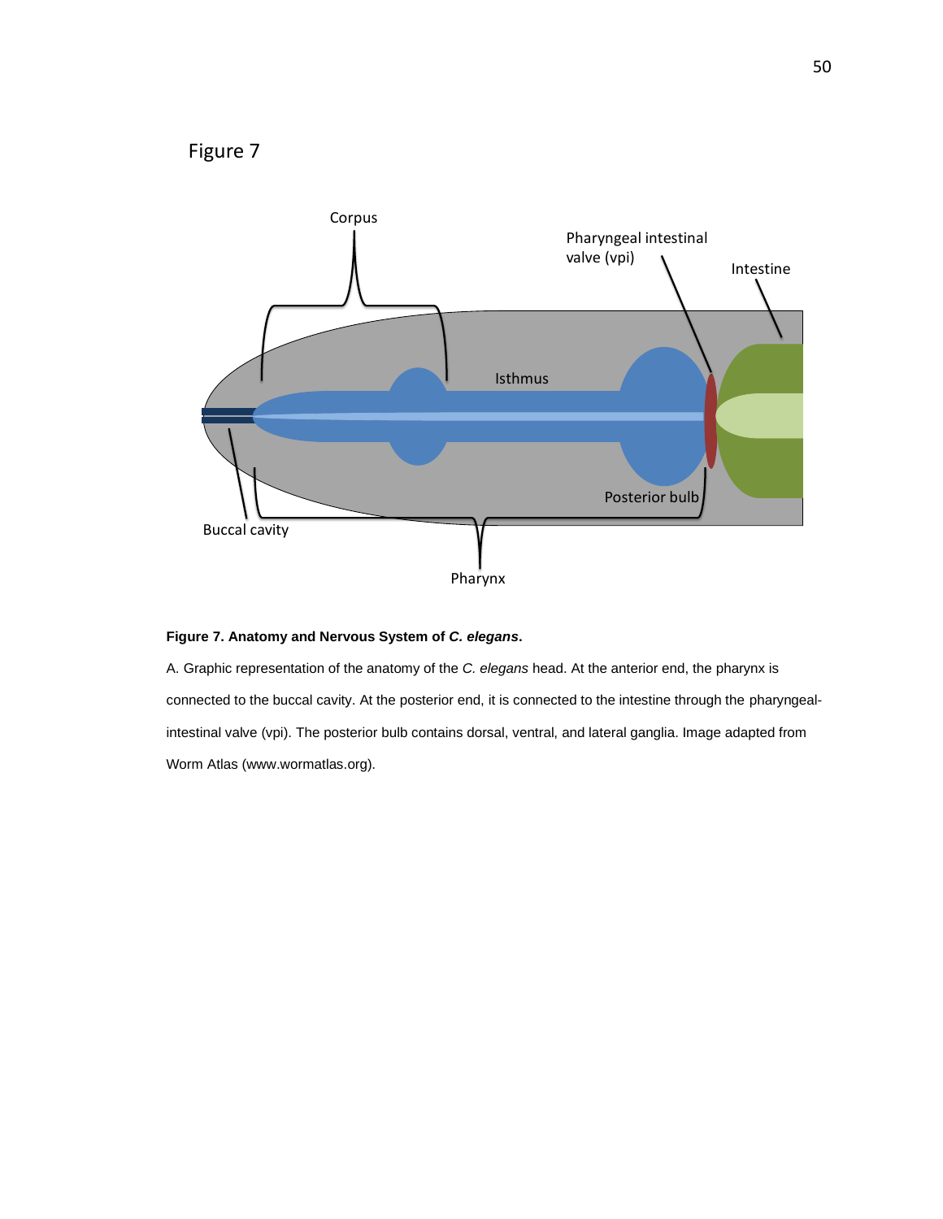Figure 7

Corpus

Pharyngeal intestinal valve (vpi)

Intestine

Isthmus

Posterior bulb

Buccal cavity

Pharynx

**Figure 7. Anatomy and Nervous System of *C. elegans*.**

A. Graphic representation of the anatomy of the *C. elegans* head. At the anterior end, the pharynx is connected to the buccal cavity. At the posterior end, it is connected to the intestine through the pharyngeal-intestinal valve (vpi). The posterior bulb contains dorsal, ventral, and lateral ganglia. Image adapted from Worm Atlas (www.wormatlas.org).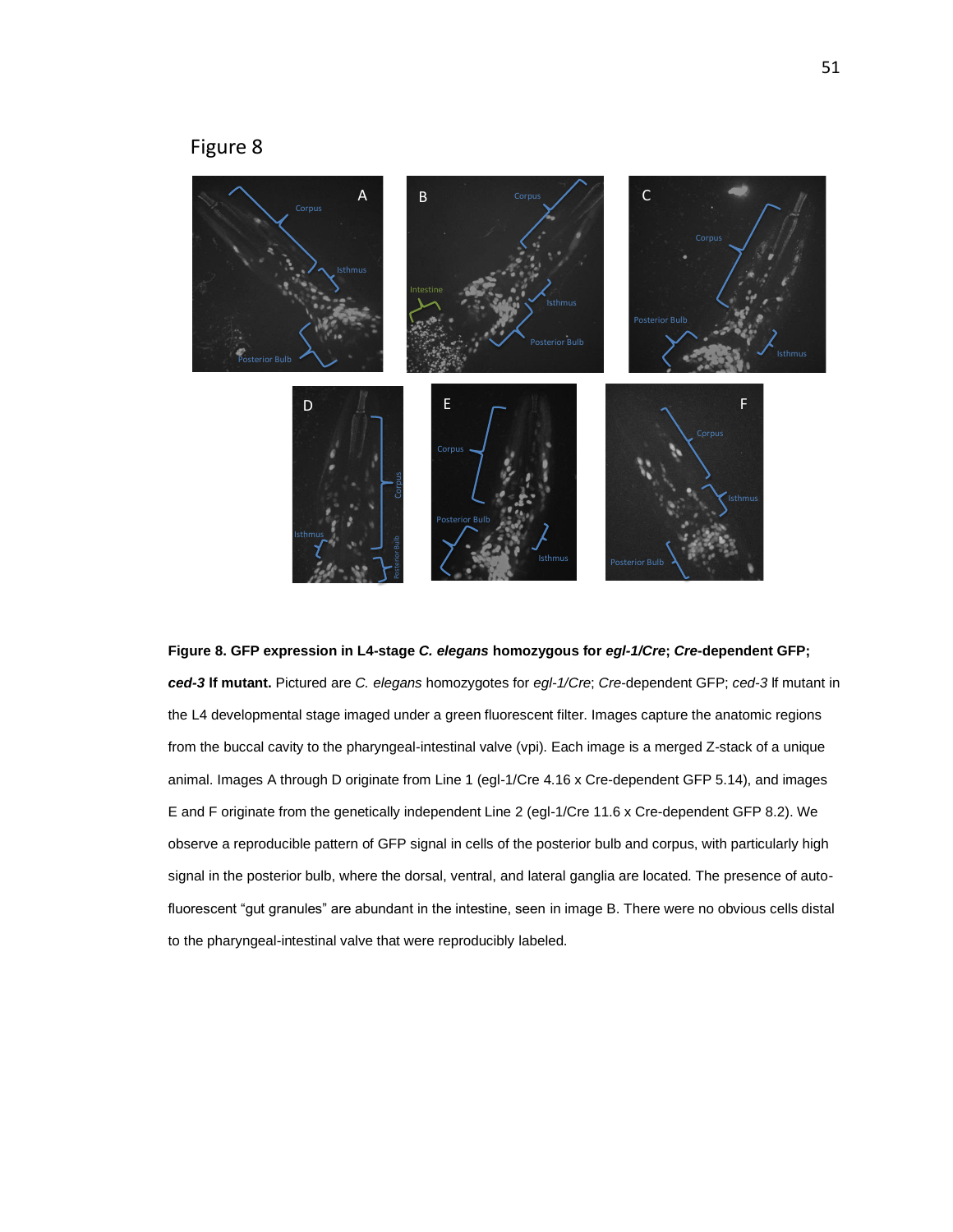Figure 8

**Figure 8. GFP expression in L4-stage *C. elegans* homozygous for *egl-1/Cre*; *Cre*-dependent GFP; *ced-3* lf mutant.** Pictured are *C. elegans* homozygotes for *egl-1/Cre*; *Cre*-dependent GFP; *ced-3* lf mutant in the L4 developmental stage imaged under a green fluorescent filter. Images capture the anatomic regions from the buccal cavity to the pharyngeal-intestinal valve (vpi). Each image is a merged Z-stack of a unique animal. Images A through D originate from Line 1 (egl-1/Cre 4.16 x Cre-dependent GFP 5.14), and images E and F originate from the genetically independent Line 2 (egl-1/Cre 11.6 x Cre-dependent GFP 8.2). We observe a reproducible pattern of GFP signal in cells of the posterior bulb and corpus, with particularly high signal in the posterior bulb, where the dorsal, ventral, and lateral ganglia are located. The presence of auto-fluorescent "gut granules" are abundant in the intestine, seen in image B. There were no obvious cells distal to the pharyngeal-intestinal valve that were reproducibly labeled.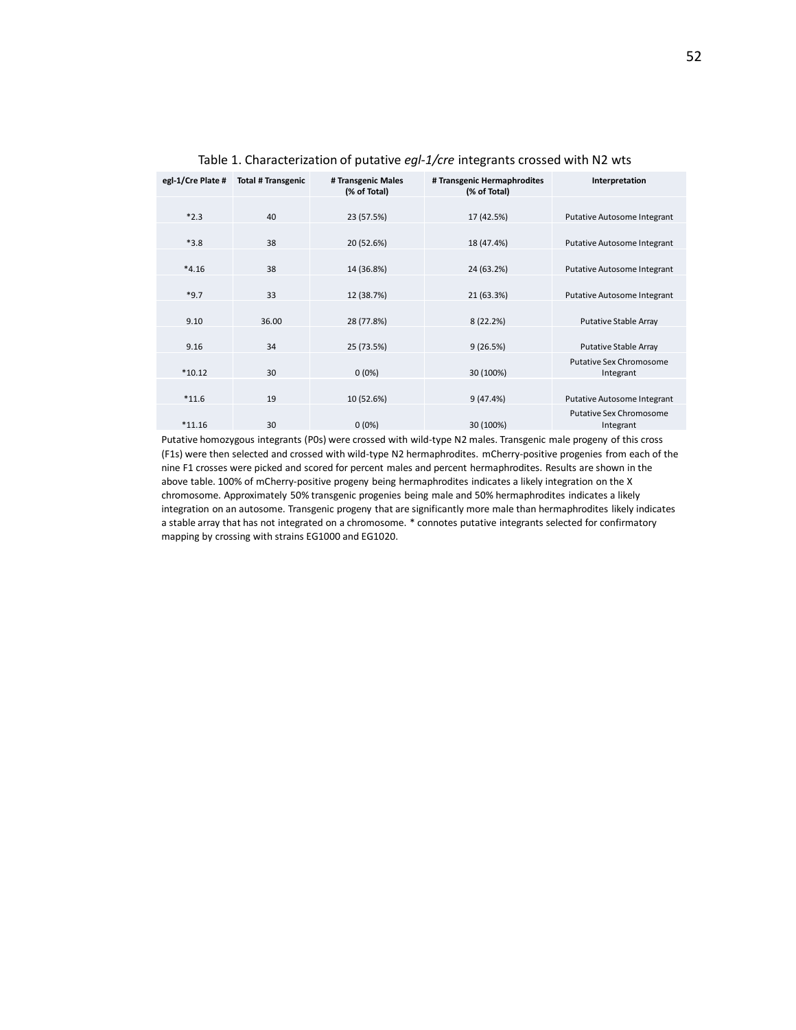Table 1. Characterization of putative *egl-1/cre* integrants crossed with N2 wts

| egl-1/Cre Plate # | Total # Transgenic | # Transgenic Males (% of Total) | # Transgenic Hermaphrodites (% of Total) | Interpretation |
|---|---|---|---|---|
| *2.3 | 40 | 23 (57.5%) | 17 (42.5%) | Putative Autosome Integrant |
| *3.8 | 38 | 20 (52.6%) | 18 (47.4%) | Putative Autosome Integrant |
| *4.16 | 38 | 14 (36.8%) | 24 (63.2%) | Putative Autosome Integrant |
| *9.7 | 33 | 12 (38.7%) | 21 (63.3%) | Putative Autosome Integrant |
| 9.10 | 36.00 | 28 (77.8%) | 8 (22.2%) | Putative Stable Array |
| 9.16 | 34 | 25 (73.5%) | 9 (26.5%) | Putative Stable Array |
| *10.12 | 30 | 0 (0%) | 30 (100%) | Putative Sex Chromosome Integrant |
| *11.6 | 19 | 10 (52.6%) | 9 (47.4%) | Putative Autosome Integrant |
| *11.16 | 30 | 0 (0%) | 30 (100%) | Putative Sex Chromosome Integrant |

Putative homozygous integrants (P0s) were crossed with wild-type N2 males. Transgenic male progeny of this cross (F1s) were then selected and crossed with wild-type N2 hermaphrodites. mCherry-positive progenies from each of the nine F1 crosses were picked and scored for percent males and percent hermaphrodites. Results are shown in the above table. 100% of mCherry-positive progeny being hermaphrodites indicates a likely integration on the X chromosome. Approximately 50% transgenic progenies being male and 50% hermaphrodites indicates a likely integration on an autosome. Transgenic progeny that are significantly more male than hermaphrodites likely indicates a stable array that has not integrated on a chromosome. * connotes putative integrants selected for confirmatory mapping by crossing with strains EG1000 and EG1020.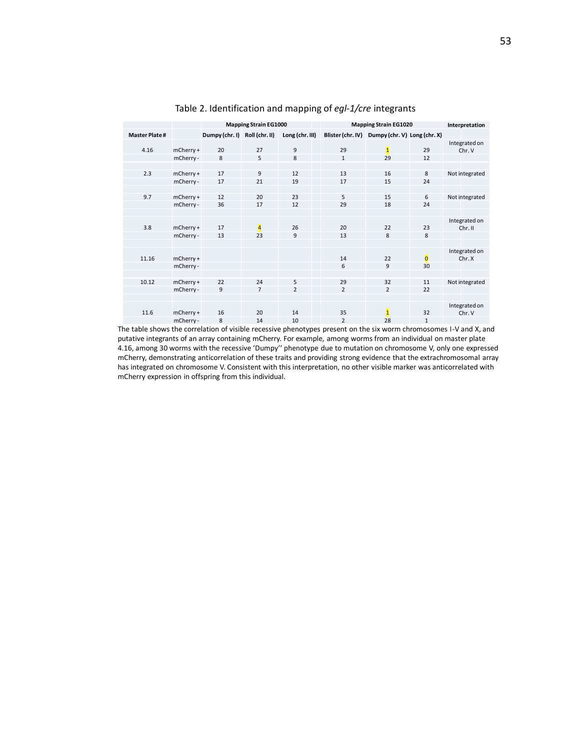Table 2. Identification and mapping of *egl-1/cre* integrants

| | | Mapping Strain EG1000 | | | Mapping Strain EG1020 | | | Interpretation |
|---|---|---|---|---|---|---|---|---|
| Master Plate # | | Dumpy (chr. I) | Roll (chr. II) | Long (chr. III) | Blister (chr. IV) | Dumpy (chr. V) | Long (chr. X) | |
| 4.16 | mCherry + | 20 | 27 | 9 | 29 | 1 | 29 | Integrated on Chr. V |
| | mCherry - | 8 | 5 | 8 | 1 | 29 | 12 | |
| 2.3 | mCherry + | 17 | 9 | 12 | 13 | 16 | 8 | Not integrated |
| | mCherry - | 17 | 21 | 19 | 17 | 15 | 24 | |
| 9.7 | mCherry + | 12 | 20 | 23 | 5 | 15 | 6 | Not integrated |
| | mCherry - | 36 | 17 | 12 | 29 | 18 | 24 | |
| 3.8 | mCherry + | 17 | 4 | 26 | 20 | 22 | 23 | Integrated on Chr. II |
| | mCherry - | 13 | 23 | 9 | 13 | 8 | 8 | |
| 11.16 | mCherry + | | | | 14 | 22 | 0 | Integrated on Chr. X |
| | mCherry - | | | | 6 | 9 | 30 | |
| 10.12 | mCherry + | 22 | 24 | 5 | 29 | 32 | 11 | Not integrated |
| | mCherry - | 9 | 7 | 2 | 2 | 2 | 22 | |
| 11.6 | mCherry + | 16 | 20 | 14 | 35 | 1 | 32 | Integrated on Chr. V |
| | mCherry - | 8 | 14 | 10 | 2 | 28 | 1 | |

The table shows the correlation of visible recessive phenotypes present on the six worm chromosomes I-V and X, and putative integrants of an array containing mCherry. For example, among worms from an individual on master plate 4.16, among 30 worms with the recessive 'Dumpy'' phenotype due to mutation on chromosome V, only one expressed mCherry, demonstrating anticorrelation of these traits and providing strong evidence that the extrachromosomal array has integrated on chromosome V. Consistent with this interpretation, no other visible marker was anticorrelated with mCherry expression in offspring from this individual.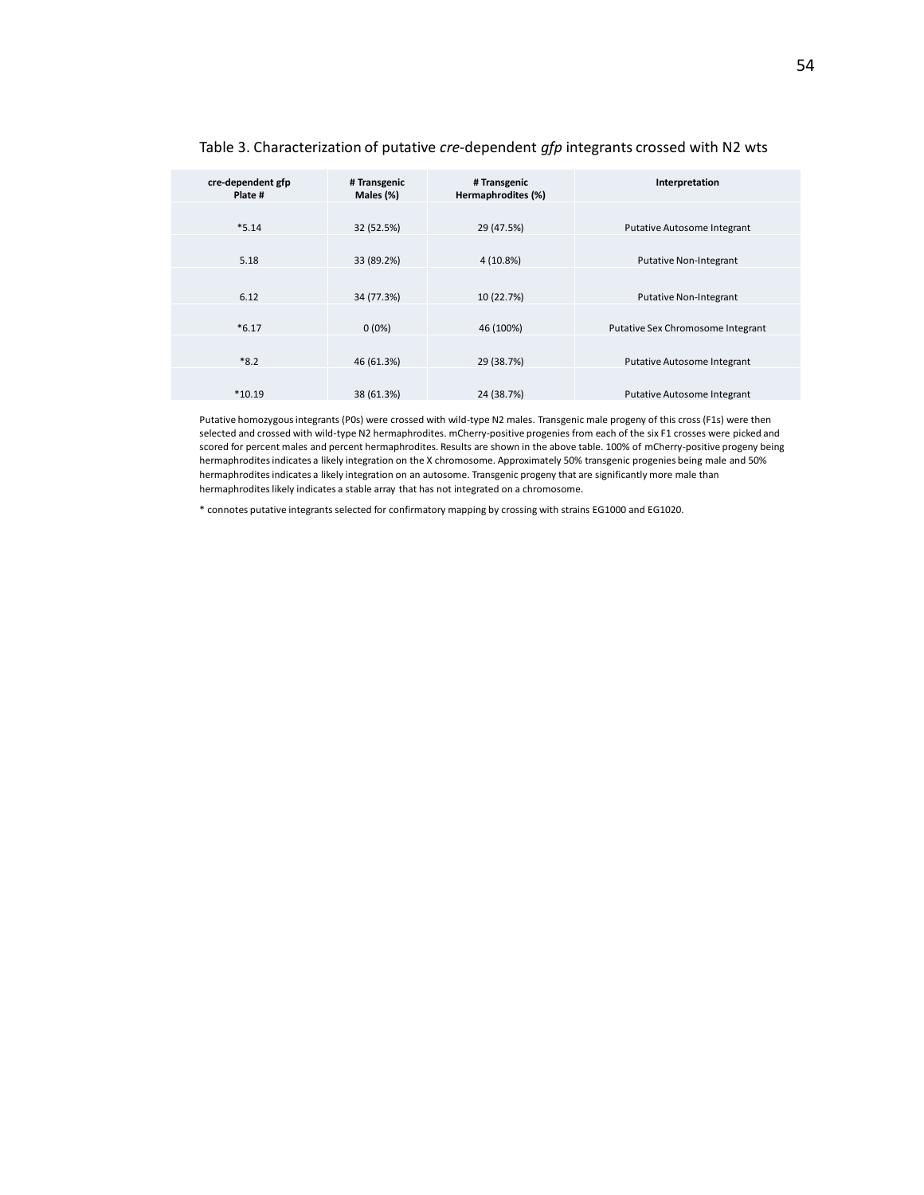Table 3. Characterization of putative *cre*-dependent *gfp* integrants crossed with N2 wts

| cre-dependent gfp Plate # | # Transgenic Males (%) | # Transgenic Hermaphrodites (%) | Interpretation |
|---|---|---|---|
| *5.14 | 32 (52.5%) | 29 (47.5%) | Putative Autosome Integrant |
| 5.18 | 33 (89.2%) | 4 (10.8%) | Putative Non-Integrant |
| 6.12 | 34 (77.3%) | 10 (22.7%) | Putative Non-Integrant |
| *6.17 | 0 (0%) | 46 (100%) | Putative Sex Chromosome Integrant |
| *8.2 | 46 (61.3%) | 29 (38.7%) | Putative Autosome Integrant |
| *10.19 | 38 (61.3%) | 24 (38.7%) | Putative Autosome Integrant |

Putative homozygous integrants (P0s) were crossed with wild-type N2 males. Transgenic male progeny of this cross (F1s) were then selected and crossed with wild-type N2 hermaphrodites. mCherry-positive progenies from each of the six F1 crosses were picked and scored for percent males and percent hermaphrodites. Results are shown in the above table. 100% of mCherry-positive progeny being hermaphrodites indicates a likely integration on the X chromosome. Approximately 50% transgenic progenies being male and 50% hermaphrodites indicates a likely integration on an autosome. Transgenic progeny that are significantly more male than hermaphrodites likely indicates a stable array that has not integrated on a chromosome.

* connotes putative integrants selected for confirmatory mapping by crossing with strains EG1000 and EG1020.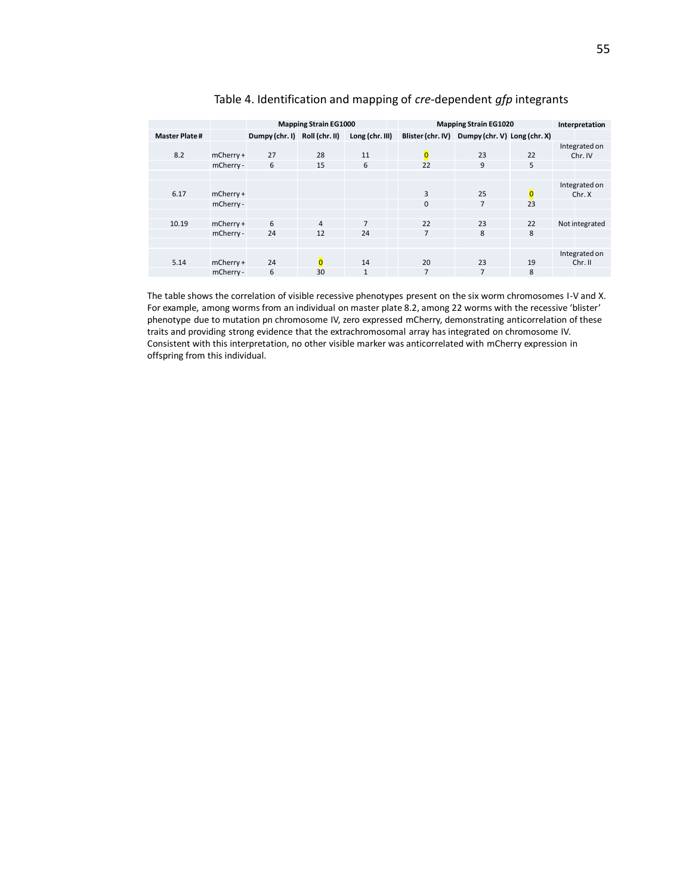Table 4. Identification and mapping of *cre*-dependent *gfp* integrants

| | | Mapping Strain EG1000 | | | Mapping Strain EG1020 | | | Interpretation |
|---|---|---|---|---|---|---|---|---|
| **Master Plate #** | | **Dumpy (chr. I)** | **Roll (chr. II)** | **Long (chr. III)** | **Blister (chr. IV)** | **Dumpy (chr. V)** | **Long (chr. X)** | |
| 8.2 | mCherry + | 27 | 28 | 11 | 0 | 23 | 22 | Integrated on Chr. IV |
| | mCherry - | 6 | 15 | 6 | 22 | 9 | 5 | |
| 6.17 | mCherry + | | | | 3 | 25 | 0 | Integrated on Chr. X |
| | mCherry - | | | | 0 | 7 | 23 | |
| 10.19 | mCherry + | 6 | 4 | 7 | 22 | 23 | 22 | Not integrated |
| | mCherry - | 24 | 12 | 24 | 7 | 8 | 8 | |
| 5.14 | mCherry + | 24 | 0 | 14 | 20 | 23 | 19 | Integrated on Chr. II |
| | mCherry - | 6 | 30 | 1 | 7 | 7 | 8 | |

The table shows the correlation of visible recessive phenotypes present on the six worm chromosomes I-V and X. For example, among worms from an individual on master plate 8.2, among 22 worms with the recessive 'blister' phenotype due to mutation pn chromosome IV, zero expressed mCherry, demonstrating anticorrelation of these traits and providing strong evidence that the extrachromosomal array has integrated on chromosome IV. Consistent with this interpretation, no other visible marker was anticorrelated with mCherry expression in offspring from this individual.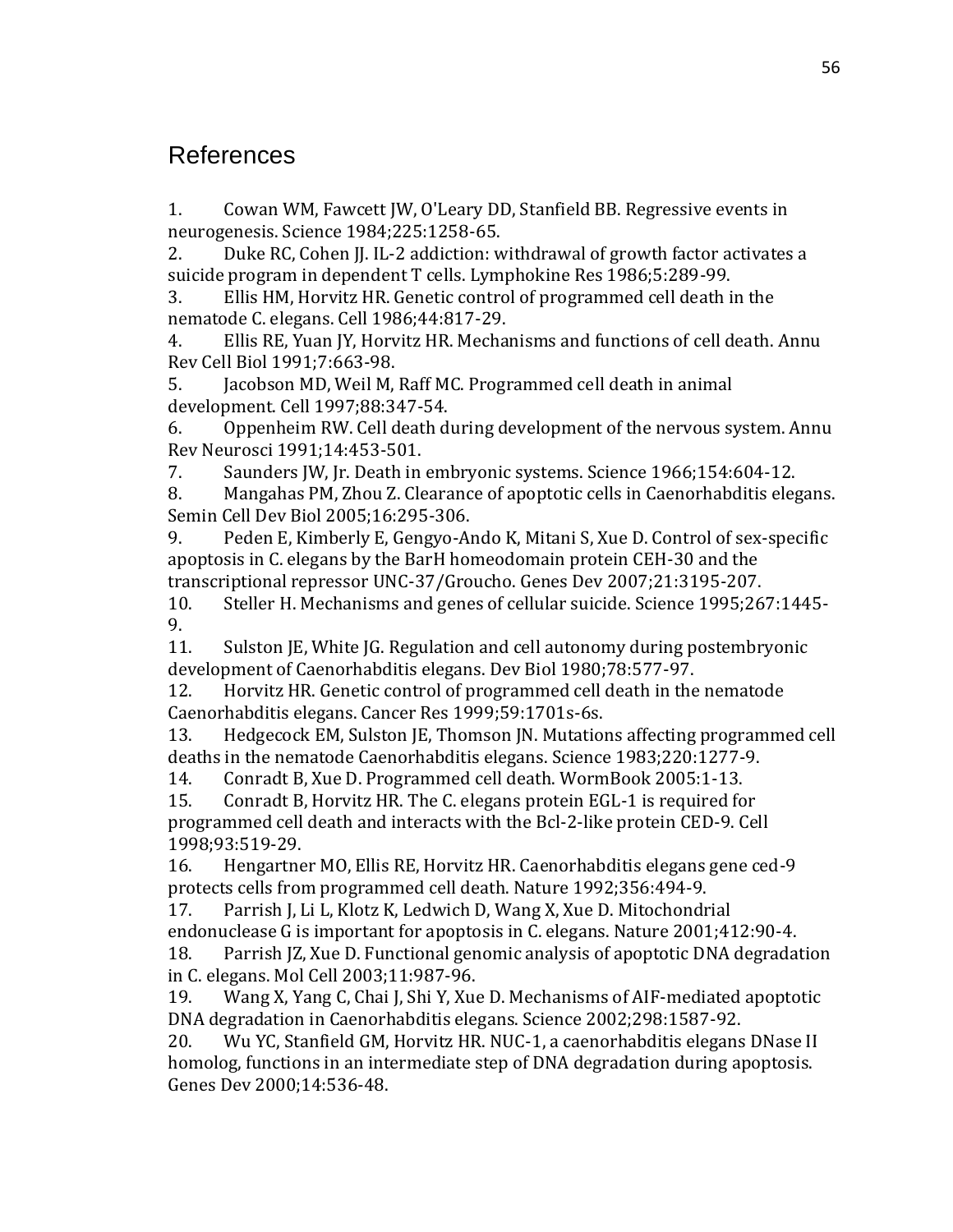# References

1. Cowan WM, Fawcett JW, O'Leary DD, Stanfield BB. Regressive events in neurogenesis. Science 1984;225:1258-65.
2. Duke RC, Cohen JJ. IL-2 addiction: withdrawal of growth factor activates a suicide program in dependent T cells. Lymphokine Res 1986;5:289-99.
3. Ellis HM, Horvitz HR. Genetic control of programmed cell death in the nematode C. elegans. Cell 1986;44:817-29.
4. Ellis RE, Yuan JY, Horvitz HR. Mechanisms and functions of cell death. Annu Rev Cell Biol 1991;7:663-98.
5. Jacobson MD, Weil M, Raff MC. Programmed cell death in animal development. Cell 1997;88:347-54.
6. Oppenheim RW. Cell death during development of the nervous system. Annu Rev Neurosci 1991;14:453-501.
7. Saunders JW, Jr. Death in embryonic systems. Science 1966;154:604-12.
8. Mangahas PM, Zhou Z. Clearance of apoptotic cells in Caenorhabditis elegans. Semin Cell Dev Biol 2005;16:295-306.
9. Peden E, Kimberly E, Gengyo-Ando K, Mitani S, Xue D. Control of sex-specific apoptosis in C. elegans by the BarH homeodomain protein CEH-30 and the transcriptional repressor UNC-37/Groucho. Genes Dev 2007;21:3195-207.
10. Steller H. Mechanisms and genes of cellular suicide. Science 1995;267:1445-9.
11. Sulston JE, White JG. Regulation and cell autonomy during postembryonic development of Caenorhabditis elegans. Dev Biol 1980;78:577-97.
12. Horvitz HR. Genetic control of programmed cell death in the nematode Caenorhabditis elegans. Cancer Res 1999;59:1701s-6s.
13. Hedgecock EM, Sulston JE, Thomson JN. Mutations affecting programmed cell deaths in the nematode Caenorhabditis elegans. Science 1983;220:1277-9.
14. Conradt B, Xue D. Programmed cell death. WormBook 2005:1-13.
15. Conradt B, Horvitz HR. The C. elegans protein EGL-1 is required for programmed cell death and interacts with the Bcl-2-like protein CED-9. Cell 1998;93:519-29.
16. Hengartner MO, Ellis RE, Horvitz HR. Caenorhabditis elegans gene ced-9 protects cells from programmed cell death. Nature 1992;356:494-9.
17. Parrish J, Li L, Klotz K, Ledwich D, Wang X, Xue D. Mitochondrial endonuclease G is important for apoptosis in C. elegans. Nature 2001;412:90-4.
18. Parrish JZ, Xue D. Functional genomic analysis of apoptotic DNA degradation in C. elegans. Mol Cell 2003;11:987-96.
19. Wang X, Yang C, Chai J, Shi Y, Xue D. Mechanisms of AIF-mediated apoptotic DNA degradation in Caenorhabditis elegans. Science 2002;298:1587-92.
20. Wu YC, Stanfield GM, Horvitz HR. NUC-1, a caenorhabditis elegans DNase II homolog, functions in an intermediate step of DNA degradation during apoptosis. Genes Dev 2000;14:536-48.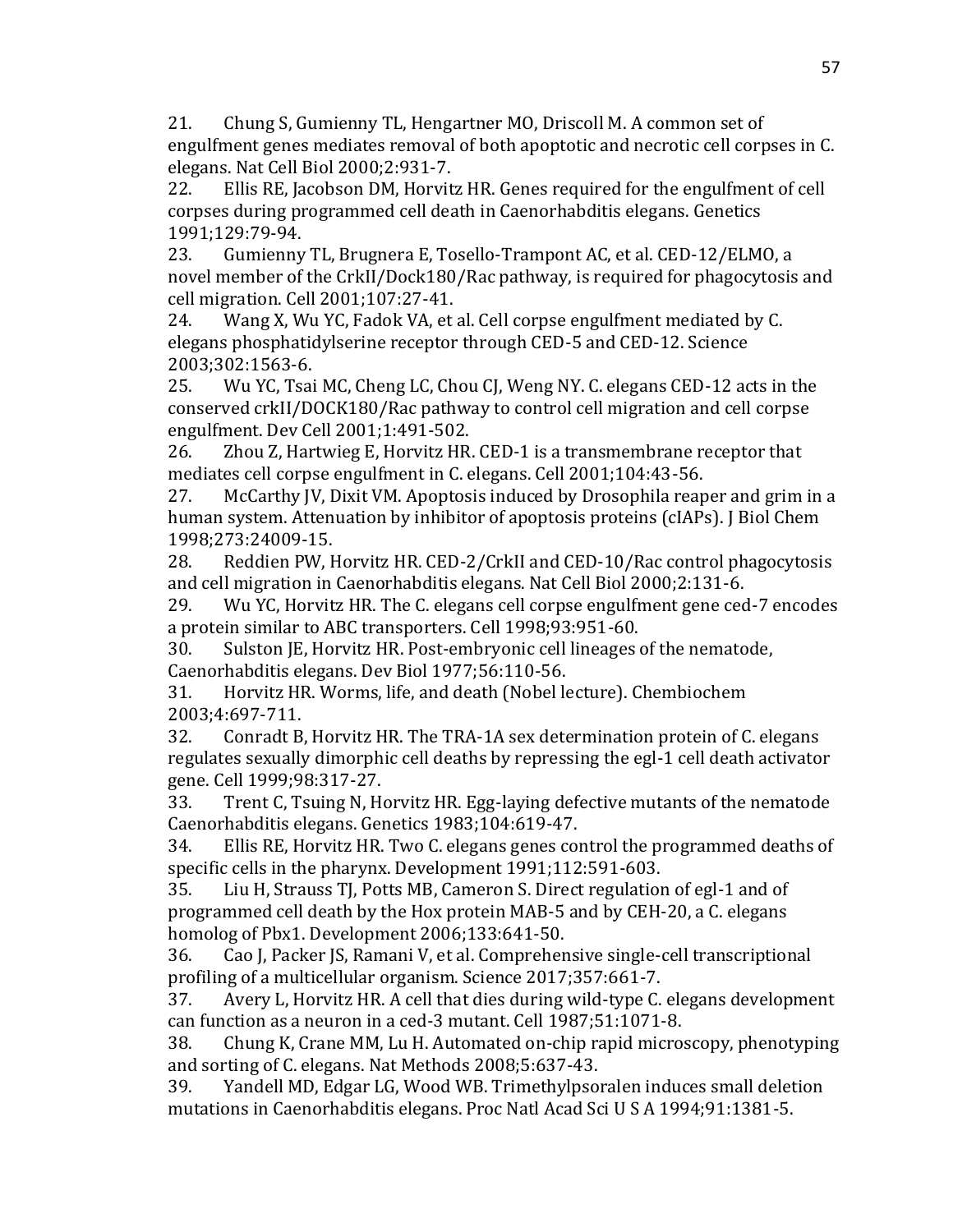21. Chung S, Gumienny TL, Hengartner MO, Driscoll M. A common set of engulfment genes mediates removal of both apoptotic and necrotic cell corpses in C. elegans. Nat Cell Biol 2000;2:931-7.
22. Ellis RE, Jacobson DM, Horvitz HR. Genes required for the engulfment of cell corpses during programmed cell death in Caenorhabditis elegans. Genetics 1991;129:79-94.
23. Gumienny TL, Brugnera E, Tosello-Trampont AC, et al. CED-12/ELMO, a novel member of the CrkII/Dock180/Rac pathway, is required for phagocytosis and cell migration. Cell 2001;107:27-41.
24. Wang X, Wu YC, Fadok VA, et al. Cell corpse engulfment mediated by C. elegans phosphatidylserine receptor through CED-5 and CED-12. Science 2003;302:1563-6.
25. Wu YC, Tsai MC, Cheng LC, Chou CJ, Weng NY. C. elegans CED-12 acts in the conserved crkII/DOCK180/Rac pathway to control cell migration and cell corpse engulfment. Dev Cell 2001;1:491-502.
26. Zhou Z, Hartwieg E, Horvitz HR. CED-1 is a transmembrane receptor that mediates cell corpse engulfment in C. elegans. Cell 2001;104:43-56.
27. McCarthy JV, Dixit VM. Apoptosis induced by Drosophila reaper and grim in a human system. Attenuation by inhibitor of apoptosis proteins (cIAPs). J Biol Chem 1998;273:24009-15.
28. Reddien PW, Horvitz HR. CED-2/CrkII and CED-10/Rac control phagocytosis and cell migration in Caenorhabditis elegans. Nat Cell Biol 2000;2:131-6.
29. Wu YC, Horvitz HR. The C. elegans cell corpse engulfment gene ced-7 encodes a protein similar to ABC transporters. Cell 1998;93:951-60.
30. Sulston JE, Horvitz HR. Post-embryonic cell lineages of the nematode, Caenorhabditis elegans. Dev Biol 1977;56:110-56.
31. Horvitz HR. Worms, life, and death (Nobel lecture). Chembiochem 2003;4:697-711.
32. Conradt B, Horvitz HR. The TRA-1A sex determination protein of C. elegans regulates sexually dimorphic cell deaths by repressing the egl-1 cell death activator gene. Cell 1999;98:317-27.
33. Trent C, Tsuing N, Horvitz HR. Egg-laying defective mutants of the nematode Caenorhabditis elegans. Genetics 1983;104:619-47.
34. Ellis RE, Horvitz HR. Two C. elegans genes control the programmed deaths of specific cells in the pharynx. Development 1991;112:591-603.
35. Liu H, Strauss TJ, Potts MB, Cameron S. Direct regulation of egl-1 and of programmed cell death by the Hox protein MAB-5 and by CEH-20, a C. elegans homolog of Pbx1. Development 2006;133:641-50.
36. Cao J, Packer JS, Ramani V, et al. Comprehensive single-cell transcriptional profiling of a multicellular organism. Science 2017;357:661-7.
37. Avery L, Horvitz HR. A cell that dies during wild-type C. elegans development can function as a neuron in a ced-3 mutant. Cell 1987;51:1071-8.
38. Chung K, Crane MM, Lu H. Automated on-chip rapid microscopy, phenotyping and sorting of C. elegans. Nat Methods 2008;5:637-43.
39. Yandell MD, Edgar LG, Wood WB. Trimethylpsoralen induces small deletion mutations in Caenorhabditis elegans. Proc Natl Acad Sci U S A 1994;91:1381-5.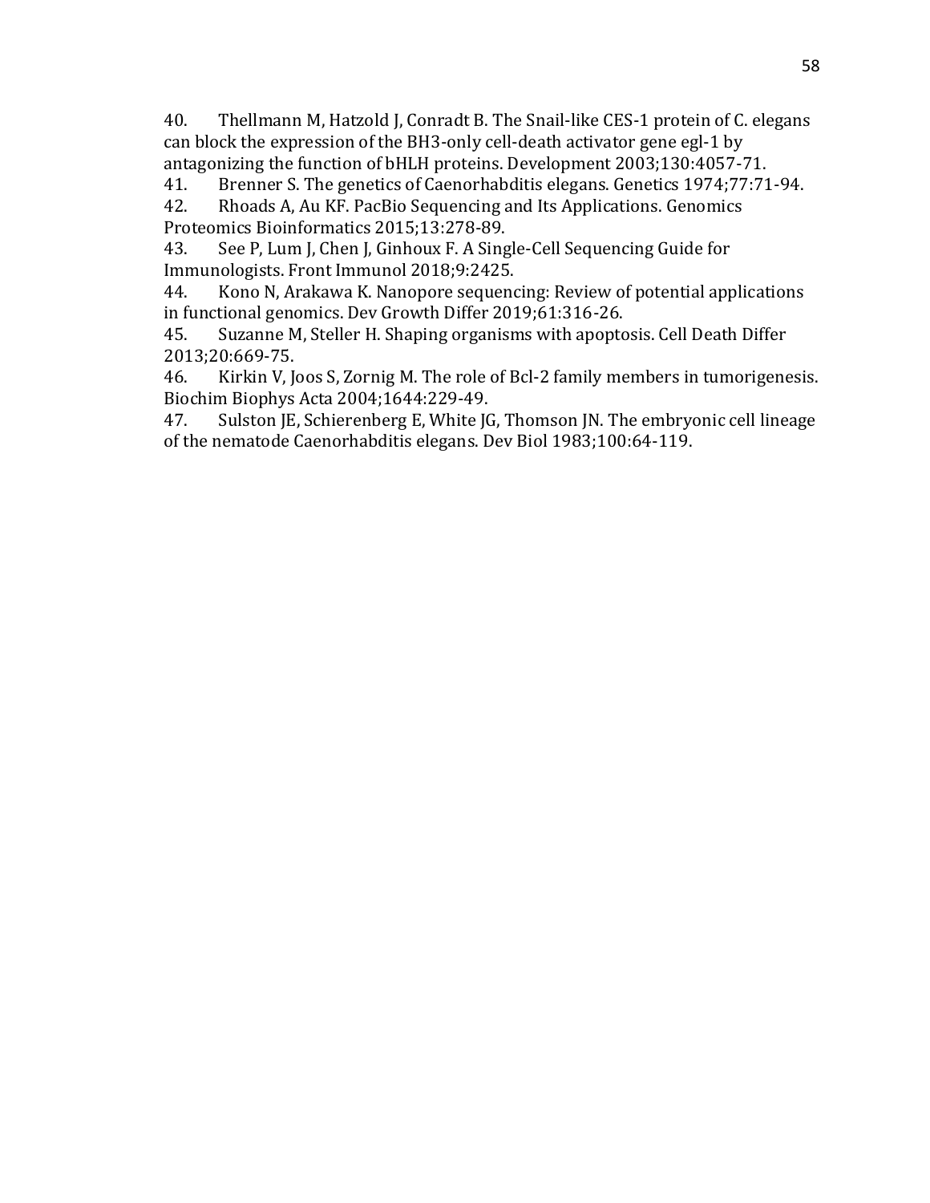40. Thellmann M, Hatzold J, Conradt B. The Snail-like CES-1 protein of C. elegans can block the expression of the BH3-only cell-death activator gene egl-1 by antagonizing the function of bHLH proteins. Development 2003;130:4057-71.
41. Brenner S. The genetics of Caenorhabditis elegans. Genetics 1974;77:71-94.
42. Rhoads A, Au KF. PacBio Sequencing and Its Applications. Genomics Proteomics Bioinformatics 2015;13:278-89.
43. See P, Lum J, Chen J, Ginhoux F. A Single-Cell Sequencing Guide for Immunologists. Front Immunol 2018;9:2425.
44. Kono N, Arakawa K. Nanopore sequencing: Review of potential applications in functional genomics. Dev Growth Differ 2019;61:316-26.
45. Suzanne M, Steller H. Shaping organisms with apoptosis. Cell Death Differ 2013;20:669-75.
46. Kirkin V, Joos S, Zornig M. The role of Bcl-2 family members in tumorigenesis. Biochim Biophys Acta 2004;1644:229-49.
47. Sulston JE, Schierenberg E, White JG, Thomson JN. The embryonic cell lineage of the nematode Caenorhabditis elegans. Dev Biol 1983;100:64-119.